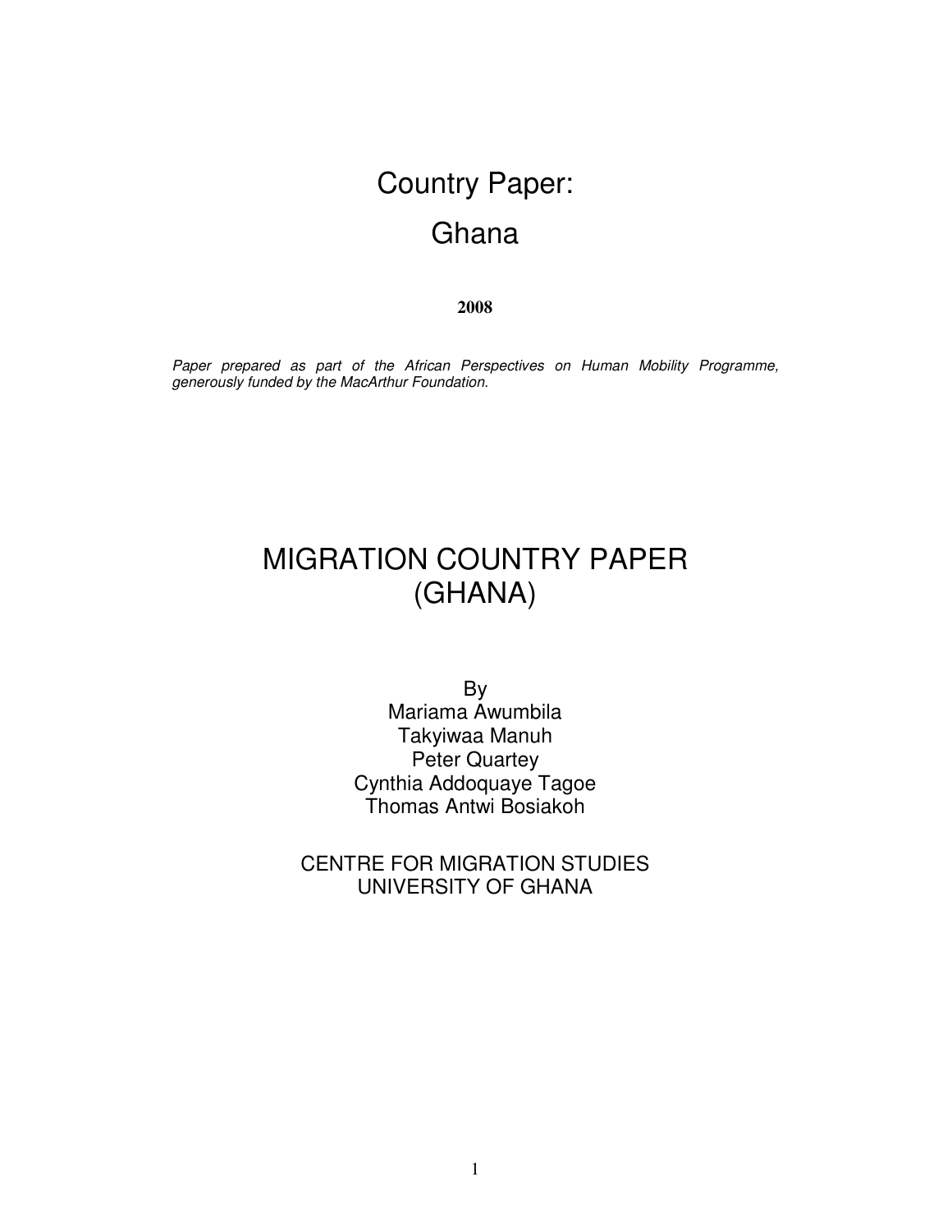# Country Paper:

# Ghana

**2008**

*Paper prepared as part of the African Perspectives on Human Mobility Programme, generously funded by the MacArthur Foundation.*

# MIGRATION COUNTRY PAPER (GHANA)

By
Mariama Awumbila
Takyiwaa Manuh
Peter Quartey
Cynthia Addoquaye Tagoe
Thomas Antwi Bosiakoh

CENTRE FOR MIGRATION STUDIES
UNIVERSITY OF GHANA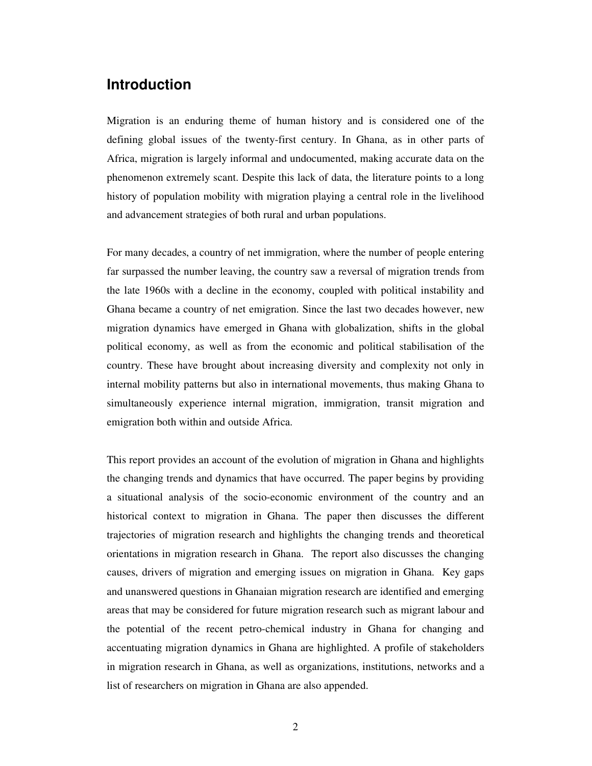## Introduction

Migration is an enduring theme of human history and is considered one of the defining global issues of the twenty-first century. In Ghana, as in other parts of Africa, migration is largely informal and undocumented, making accurate data on the phenomenon extremely scant. Despite this lack of data, the literature points to a long history of population mobility with migration playing a central role in the livelihood and advancement strategies of both rural and urban populations.

For many decades, a country of net immigration, where the number of people entering far surpassed the number leaving, the country saw a reversal of migration trends from the late 1960s with a decline in the economy, coupled with political instability and Ghana became a country of net emigration. Since the last two decades however, new migration dynamics have emerged in Ghana with globalization, shifts in the global political economy, as well as from the economic and political stabilisation of the country. These have brought about increasing diversity and complexity not only in internal mobility patterns but also in international movements, thus making Ghana to simultaneously experience internal migration, immigration, transit migration and emigration both within and outside Africa.

This report provides an account of the evolution of migration in Ghana and highlights the changing trends and dynamics that have occurred. The paper begins by providing a situational analysis of the socio-economic environment of the country and an historical context to migration in Ghana. The paper then discusses the different trajectories of migration research and highlights the changing trends and theoretical orientations in migration research in Ghana. The report also discusses the changing causes, drivers of migration and emerging issues on migration in Ghana. Key gaps and unanswered questions in Ghanaian migration research are identified and emerging areas that may be considered for future migration research such as migrant labour and the potential of the recent petro-chemical industry in Ghana for changing and accentuating migration dynamics in Ghana are highlighted. A profile of stakeholders in migration research in Ghana, as well as organizations, institutions, networks and a list of researchers on migration in Ghana are also appended.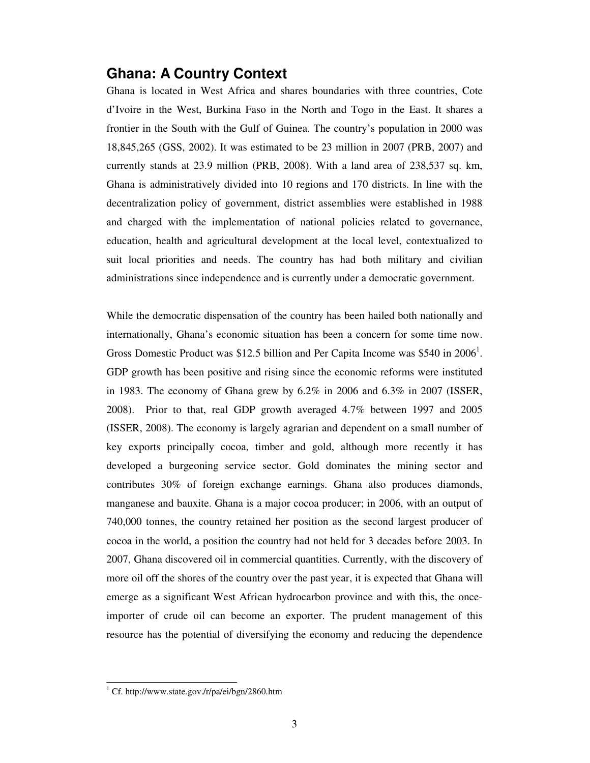## Ghana: A Country Context

Ghana is located in West Africa and shares boundaries with three countries, Cote d'Ivoire in the West, Burkina Faso in the North and Togo in the East. It shares a frontier in the South with the Gulf of Guinea. The country's population in 2000 was 18,845,265 (GSS, 2002). It was estimated to be 23 million in 2007 (PRB, 2007) and currently stands at 23.9 million (PRB, 2008). With a land area of 238,537 sq. km, Ghana is administratively divided into 10 regions and 170 districts. In line with the decentralization policy of government, district assemblies were established in 1988 and charged with the implementation of national policies related to governance, education, health and agricultural development at the local level, contextualized to suit local priorities and needs. The country has had both military and civilian administrations since independence and is currently under a democratic government.

While the democratic dispensation of the country has been hailed both nationally and internationally, Ghana's economic situation has been a concern for some time now. Gross Domestic Product was $12.5 billion and Per Capita Income was $540 in 2006[1]. GDP growth has been positive and rising since the economic reforms were instituted in 1983. The economy of Ghana grew by 6.2% in 2006 and 6.3% in 2007 (ISSER, 2008). Prior to that, real GDP growth averaged 4.7% between 1997 and 2005 (ISSER, 2008). The economy is largely agrarian and dependent on a small number of key exports principally cocoa, timber and gold, although more recently it has developed a burgeoning service sector. Gold dominates the mining sector and contributes 30% of foreign exchange earnings. Ghana also produces diamonds, manganese and bauxite. Ghana is a major cocoa producer; in 2006, with an output of 740,000 tonnes, the country retained her position as the second largest producer of cocoa in the world, a position the country had not held for 3 decades before 2003. In 2007, Ghana discovered oil in commercial quantities. Currently, with the discovery of more oil off the shores of the country over the past year, it is expected that Ghana will emerge as a significant West African hydrocarbon province and with this, the once-importer of crude oil can become an exporter. The prudent management of this resource has the potential of diversifying the economy and reducing the dependence

---

[1] Cf. http://www.state.gov./r/pa/ei/bgn/2860.htm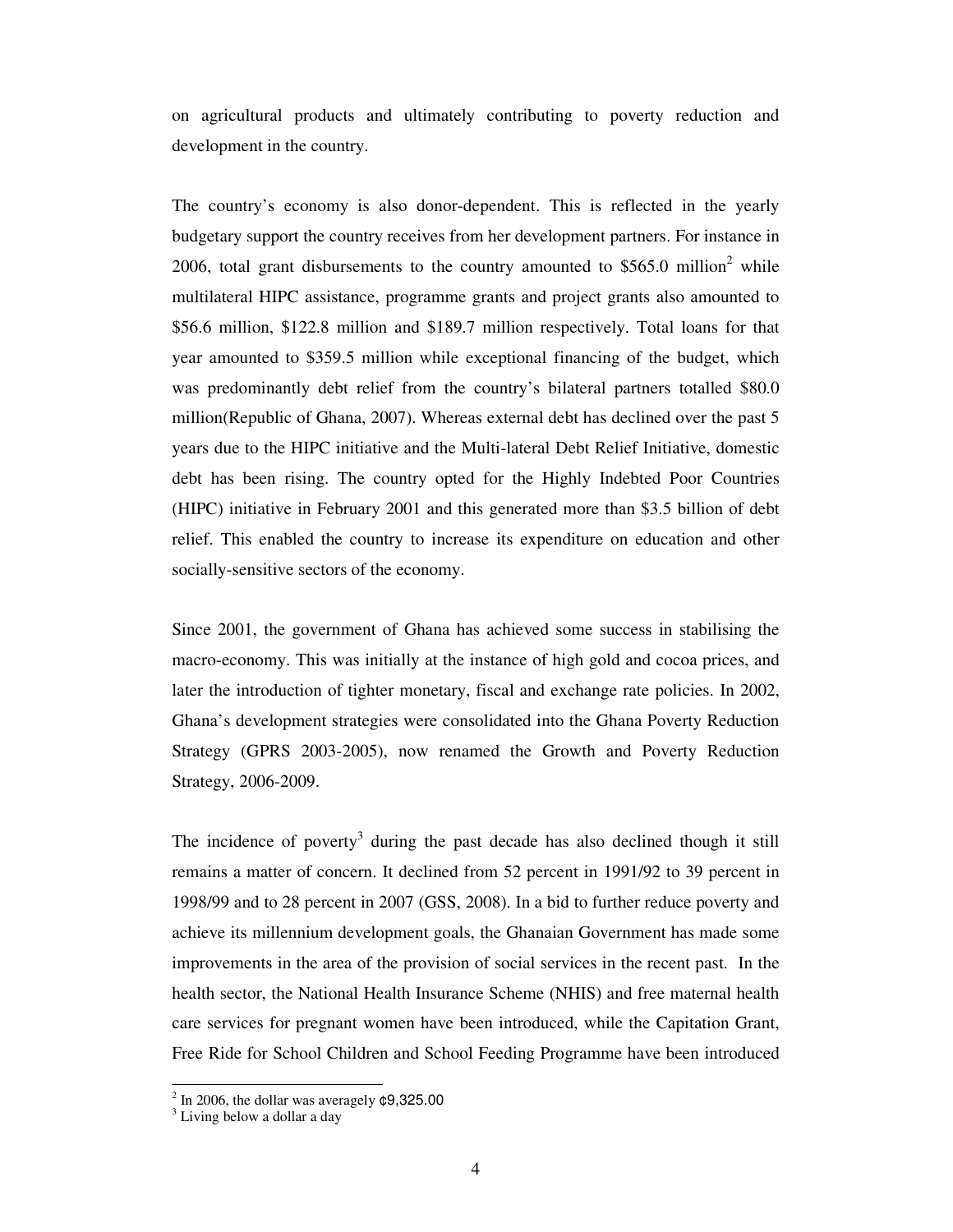on agricultural products and ultimately contributing to poverty reduction and development in the country.

The country's economy is also donor-dependent. This is reflected in the yearly budgetary support the country receives from her development partners. For instance in 2006, total grant disbursements to the country amounted to $565.0 million[2] while multilateral HIPC assistance, programme grants and project grants also amounted to $56.6 million, $122.8 million and $189.7 million respectively. Total loans for that year amounted to $359.5 million while exceptional financing of the budget, which was predominantly debt relief from the country's bilateral partners totalled $80.0 million(Republic of Ghana, 2007). Whereas external debt has declined over the past 5 years due to the HIPC initiative and the Multi-lateral Debt Relief Initiative, domestic debt has been rising. The country opted for the Highly Indebted Poor Countries (HIPC) initiative in February 2001 and this generated more than $3.5 billion of debt relief. This enabled the country to increase its expenditure on education and other socially-sensitive sectors of the economy.

Since 2001, the government of Ghana has achieved some success in stabilising the macro-economy. This was initially at the instance of high gold and cocoa prices, and later the introduction of tighter monetary, fiscal and exchange rate policies. In 2002, Ghana's development strategies were consolidated into the Ghana Poverty Reduction Strategy (GPRS 2003-2005), now renamed the Growth and Poverty Reduction Strategy, 2006-2009.

The incidence of poverty[3] during the past decade has also declined though it still remains a matter of concern. It declined from 52 percent in 1991/92 to 39 percent in 1998/99 and to 28 percent in 2007 (GSS, 2008). In a bid to further reduce poverty and achieve its millennium development goals, the Ghanaian Government has made some improvements in the area of the provision of social services in the recent past. In the health sector, the National Health Insurance Scheme (NHIS) and free maternal health care services for pregnant women have been introduced, while the Capitation Grant, Free Ride for School Children and School Feeding Programme have been introduced

---

[2] In 2006, the dollar was averagely ¢9,325.00

[3] Living below a dollar a day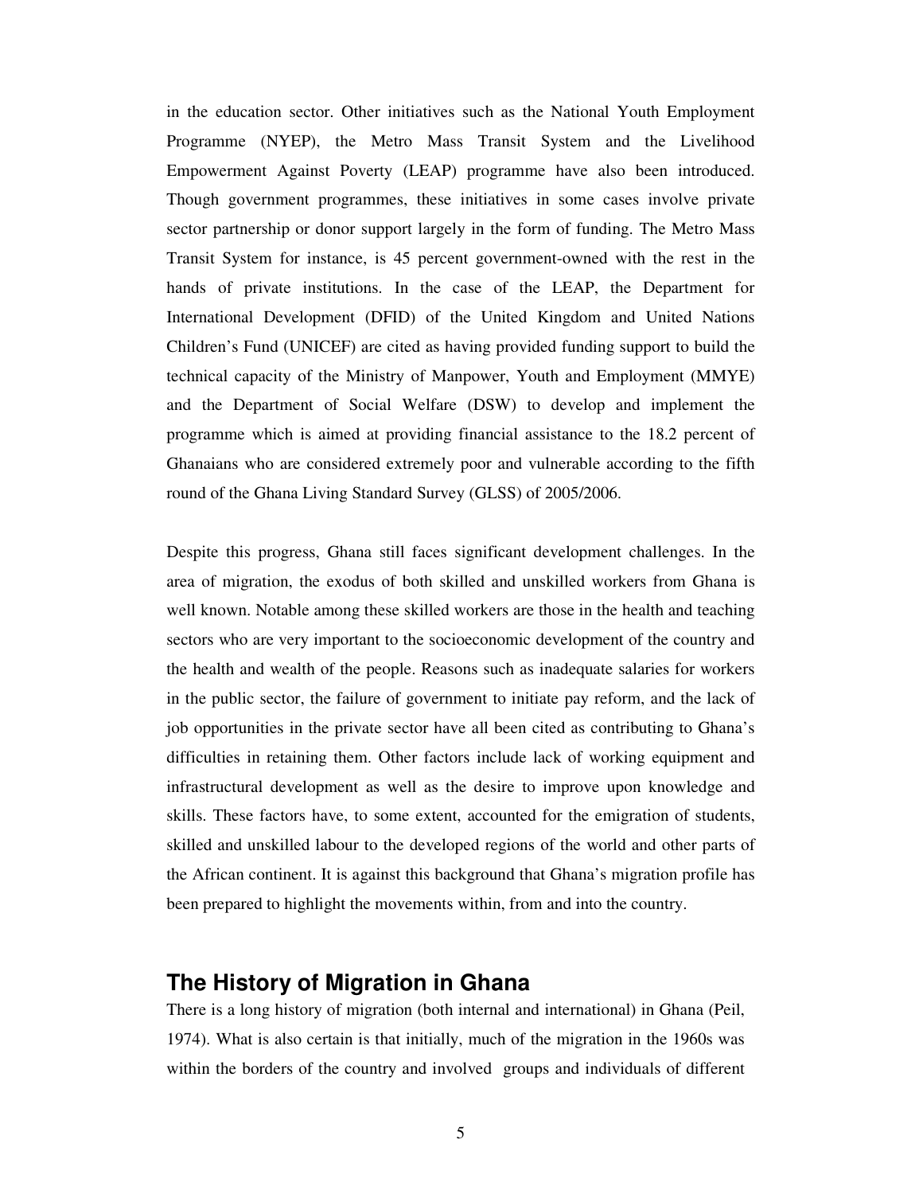in the education sector. Other initiatives such as the National Youth Employment Programme (NYEP), the Metro Mass Transit System and the Livelihood Empowerment Against Poverty (LEAP) programme have also been introduced. Though government programmes, these initiatives in some cases involve private sector partnership or donor support largely in the form of funding. The Metro Mass Transit System for instance, is 45 percent government-owned with the rest in the hands of private institutions. In the case of the LEAP, the Department for International Development (DFID) of the United Kingdom and United Nations Children's Fund (UNICEF) are cited as having provided funding support to build the technical capacity of the Ministry of Manpower, Youth and Employment (MMYE) and the Department of Social Welfare (DSW) to develop and implement the programme which is aimed at providing financial assistance to the 18.2 percent of Ghanaians who are considered extremely poor and vulnerable according to the fifth round of the Ghana Living Standard Survey (GLSS) of 2005/2006.

Despite this progress, Ghana still faces significant development challenges. In the area of migration, the exodus of both skilled and unskilled workers from Ghana is well known. Notable among these skilled workers are those in the health and teaching sectors who are very important to the socioeconomic development of the country and the health and wealth of the people. Reasons such as inadequate salaries for workers in the public sector, the failure of government to initiate pay reform, and the lack of job opportunities in the private sector have all been cited as contributing to Ghana's difficulties in retaining them. Other factors include lack of working equipment and infrastructural development as well as the desire to improve upon knowledge and skills. These factors have, to some extent, accounted for the emigration of students, skilled and unskilled labour to the developed regions of the world and other parts of the African continent. It is against this background that Ghana's migration profile has been prepared to highlight the movements within, from and into the country.

## The History of Migration in Ghana

There is a long history of migration (both internal and international) in Ghana (Peil, 1974). What is also certain is that initially, much of the migration in the 1960s was within the borders of the country and involved groups and individuals of different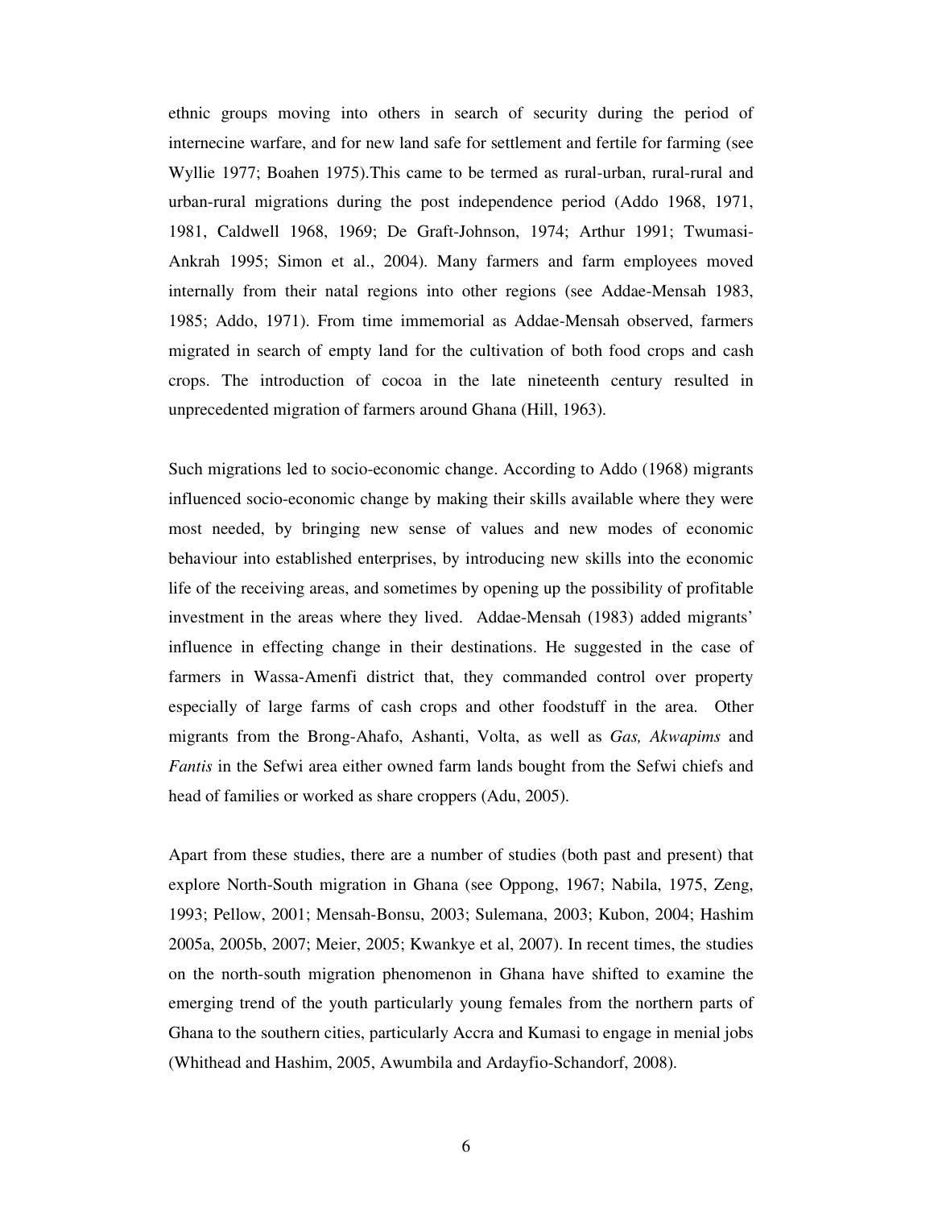ethnic groups moving into others in search of security during the period of internecine warfare, and for new land safe for settlement and fertile for farming (see Wyllie 1977; Boahen 1975).This came to be termed as rural-urban, rural-rural and urban-rural migrations during the post independence period (Addo 1968, 1971, 1981, Caldwell 1968, 1969; De Graft-Johnson, 1974; Arthur 1991; Twumasi-Ankrah 1995; Simon et al., 2004). Many farmers and farm employees moved internally from their natal regions into other regions (see Addae-Mensah 1983, 1985; Addo, 1971). From time immemorial as Addae-Mensah observed, farmers migrated in search of empty land for the cultivation of both food crops and cash crops. The introduction of cocoa in the late nineteenth century resulted in unprecedented migration of farmers around Ghana (Hill, 1963).

Such migrations led to socio-economic change. According to Addo (1968) migrants influenced socio-economic change by making their skills available where they were most needed, by bringing new sense of values and new modes of economic behaviour into established enterprises, by introducing new skills into the economic life of the receiving areas, and sometimes by opening up the possibility of profitable investment in the areas where they lived. Addae-Mensah (1983) added migrants' influence in effecting change in their destinations. He suggested in the case of farmers in Wassa-Amenfi district that, they commanded control over property especially of large farms of cash crops and other foodstuff in the area. Other migrants from the Brong-Ahafo, Ashanti, Volta, as well as *Gas, Akwapims* and *Fantis* in the Sefwi area either owned farm lands bought from the Sefwi chiefs and head of families or worked as share croppers (Adu, 2005).

Apart from these studies, there are a number of studies (both past and present) that explore North-South migration in Ghana (see Oppong, 1967; Nabila, 1975, Zeng, 1993; Pellow, 2001; Mensah-Bonsu, 2003; Sulemana, 2003; Kubon, 2004; Hashim 2005a, 2005b, 2007; Meier, 2005; Kwankye et al, 2007). In recent times, the studies on the north-south migration phenomenon in Ghana have shifted to examine the emerging trend of the youth particularly young females from the northern parts of Ghana to the southern cities, particularly Accra and Kumasi to engage in menial jobs (Whithead and Hashim, 2005, Awumbila and Ardayfio-Schandorf, 2008).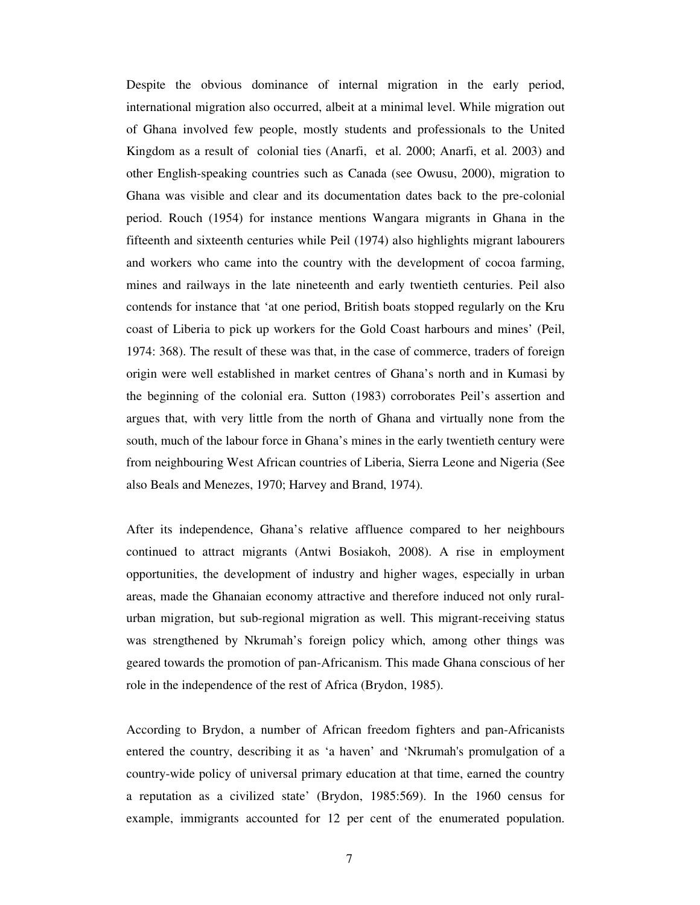Despite the obvious dominance of internal migration in the early period, international migration also occurred, albeit at a minimal level. While migration out of Ghana involved few people, mostly students and professionals to the United Kingdom as a result of colonial ties (Anarfi, et al. 2000; Anarfi, et al. 2003) and other English-speaking countries such as Canada (see Owusu, 2000), migration to Ghana was visible and clear and its documentation dates back to the pre-colonial period. Rouch (1954) for instance mentions Wangara migrants in Ghana in the fifteenth and sixteenth centuries while Peil (1974) also highlights migrant labourers and workers who came into the country with the development of cocoa farming, mines and railways in the late nineteenth and early twentieth centuries. Peil also contends for instance that 'at one period, British boats stopped regularly on the Kru coast of Liberia to pick up workers for the Gold Coast harbours and mines' (Peil, 1974: 368). The result of these was that, in the case of commerce, traders of foreign origin were well established in market centres of Ghana's north and in Kumasi by the beginning of the colonial era. Sutton (1983) corroborates Peil's assertion and argues that, with very little from the north of Ghana and virtually none from the south, much of the labour force in Ghana's mines in the early twentieth century were from neighbouring West African countries of Liberia, Sierra Leone and Nigeria (See also Beals and Menezes, 1970; Harvey and Brand, 1974).

After its independence, Ghana's relative affluence compared to her neighbours continued to attract migrants (Antwi Bosiakoh, 2008). A rise in employment opportunities, the development of industry and higher wages, especially in urban areas, made the Ghanaian economy attractive and therefore induced not only rural-urban migration, but sub-regional migration as well. This migrant-receiving status was strengthened by Nkrumah's foreign policy which, among other things was geared towards the promotion of pan-Africanism. This made Ghana conscious of her role in the independence of the rest of Africa (Brydon, 1985).

According to Brydon, a number of African freedom fighters and pan-Africanists entered the country, describing it as 'a haven' and 'Nkrumah's promulgation of a country-wide policy of universal primary education at that time, earned the country a reputation as a civilized state' (Brydon, 1985:569). In the 1960 census for example, immigrants accounted for 12 per cent of the enumerated population.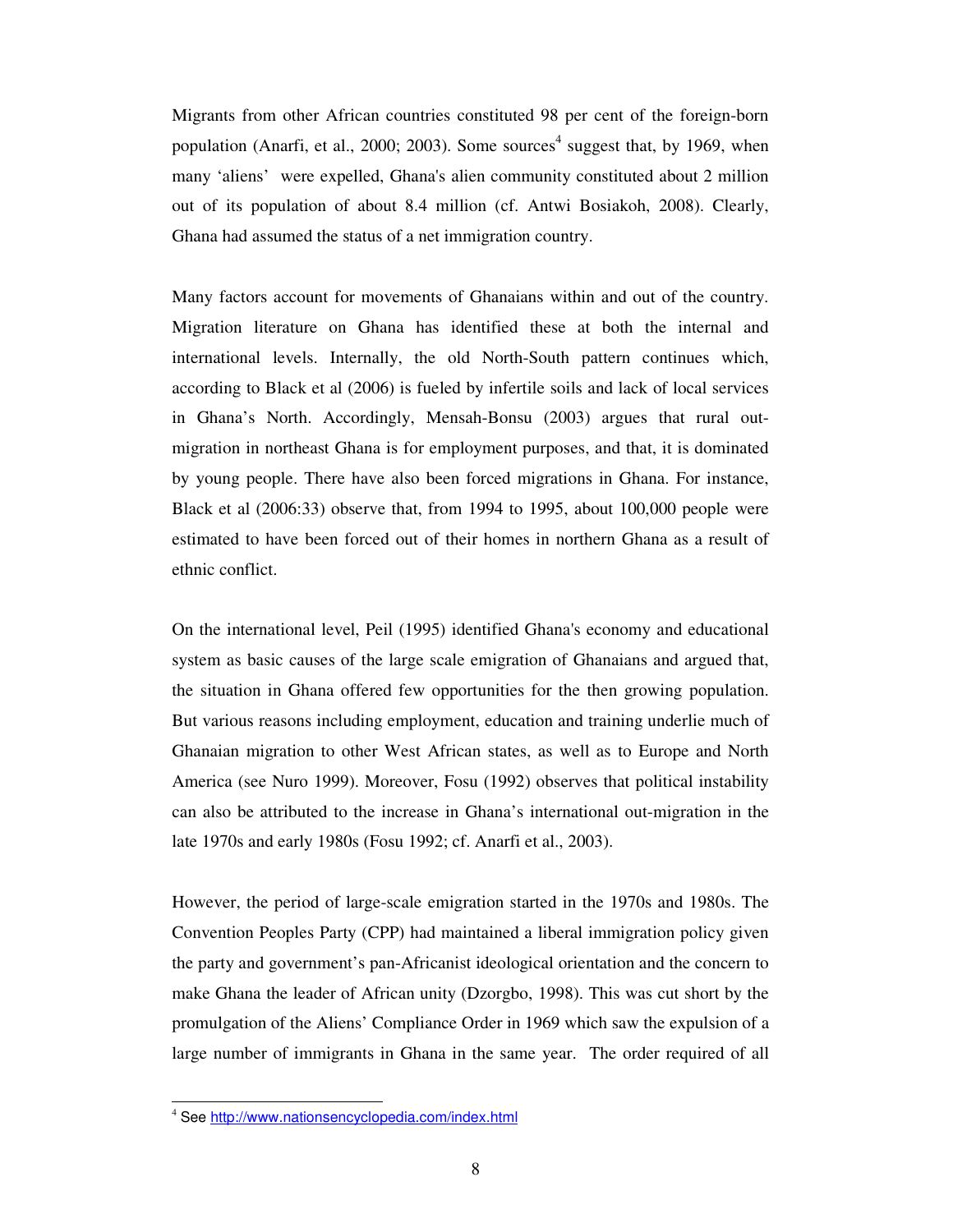Migrants from other African countries constituted 98 per cent of the foreign-born population (Anarfi, et al., 2000; 2003). Some sources[4] suggest that, by 1969, when many 'aliens' were expelled, Ghana's alien community constituted about 2 million out of its population of about 8.4 million (cf. Antwi Bosiakoh, 2008). Clearly, Ghana had assumed the status of a net immigration country.

Many factors account for movements of Ghanaians within and out of the country. Migration literature on Ghana has identified these at both the internal and international levels. Internally, the old North-South pattern continues which, according to Black et al (2006) is fueled by infertile soils and lack of local services in Ghana's North. Accordingly, Mensah-Bonsu (2003) argues that rural out-migration in northeast Ghana is for employment purposes, and that, it is dominated by young people. There have also been forced migrations in Ghana. For instance, Black et al (2006:33) observe that, from 1994 to 1995, about 100,000 people were estimated to have been forced out of their homes in northern Ghana as a result of ethnic conflict.

On the international level, Peil (1995) identified Ghana's economy and educational system as basic causes of the large scale emigration of Ghanaians and argued that, the situation in Ghana offered few opportunities for the then growing population. But various reasons including employment, education and training underlie much of Ghanaian migration to other West African states, as well as to Europe and North America (see Nuro 1999). Moreover, Fosu (1992) observes that political instability can also be attributed to the increase in Ghana's international out-migration in the late 1970s and early 1980s (Fosu 1992; cf. Anarfi et al., 2003).

However, the period of large-scale emigration started in the 1970s and 1980s. The Convention Peoples Party (CPP) had maintained a liberal immigration policy given the party and government's pan-Africanist ideological orientation and the concern to make Ghana the leader of African unity (Dzorgbo, 1998). This was cut short by the promulgation of the Aliens' Compliance Order in 1969 which saw the expulsion of a large number of immigrants in Ghana in the same year. The order required of all

---

[4] See http://www.nationsencyclopedia.com/index.html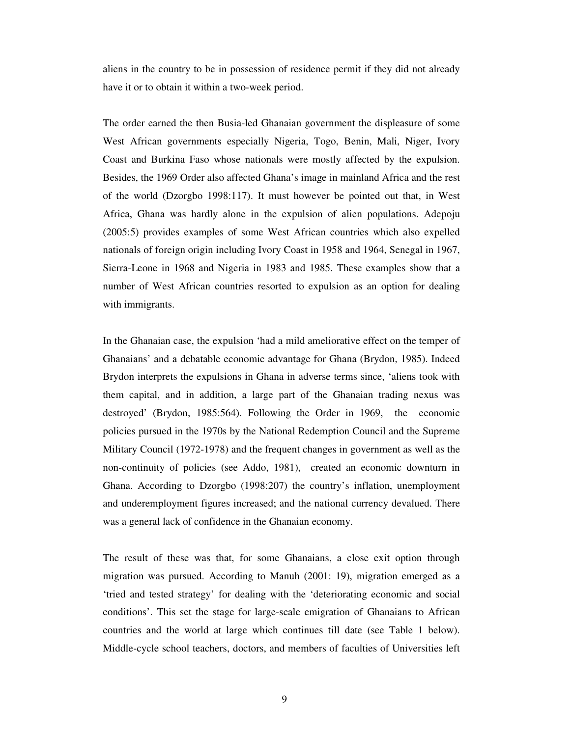aliens in the country to be in possession of residence permit if they did not already have it or to obtain it within a two-week period.

The order earned the then Busia-led Ghanaian government the displeasure of some West African governments especially Nigeria, Togo, Benin, Mali, Niger, Ivory Coast and Burkina Faso whose nationals were mostly affected by the expulsion. Besides, the 1969 Order also affected Ghana's image in mainland Africa and the rest of the world (Dzorgbo 1998:117). It must however be pointed out that, in West Africa, Ghana was hardly alone in the expulsion of alien populations. Adepoju (2005:5) provides examples of some West African countries which also expelled nationals of foreign origin including Ivory Coast in 1958 and 1964, Senegal in 1967, Sierra-Leone in 1968 and Nigeria in 1983 and 1985. These examples show that a number of West African countries resorted to expulsion as an option for dealing with immigrants.

In the Ghanaian case, the expulsion 'had a mild ameliorative effect on the temper of Ghanaians' and a debatable economic advantage for Ghana (Brydon, 1985). Indeed Brydon interprets the expulsions in Ghana in adverse terms since, 'aliens took with them capital, and in addition, a large part of the Ghanaian trading nexus was destroyed' (Brydon, 1985:564). Following the Order in 1969, the economic policies pursued in the 1970s by the National Redemption Council and the Supreme Military Council (1972-1978) and the frequent changes in government as well as the non-continuity of policies (see Addo, 1981), created an economic downturn in Ghana. According to Dzorgbo (1998:207) the country's inflation, unemployment and underemployment figures increased; and the national currency devalued. There was a general lack of confidence in the Ghanaian economy.

The result of these was that, for some Ghanaians, a close exit option through migration was pursued. According to Manuh (2001: 19), migration emerged as a 'tried and tested strategy' for dealing with the 'deteriorating economic and social conditions'. This set the stage for large-scale emigration of Ghanaians to African countries and the world at large which continues till date (see Table 1 below). Middle-cycle school teachers, doctors, and members of faculties of Universities left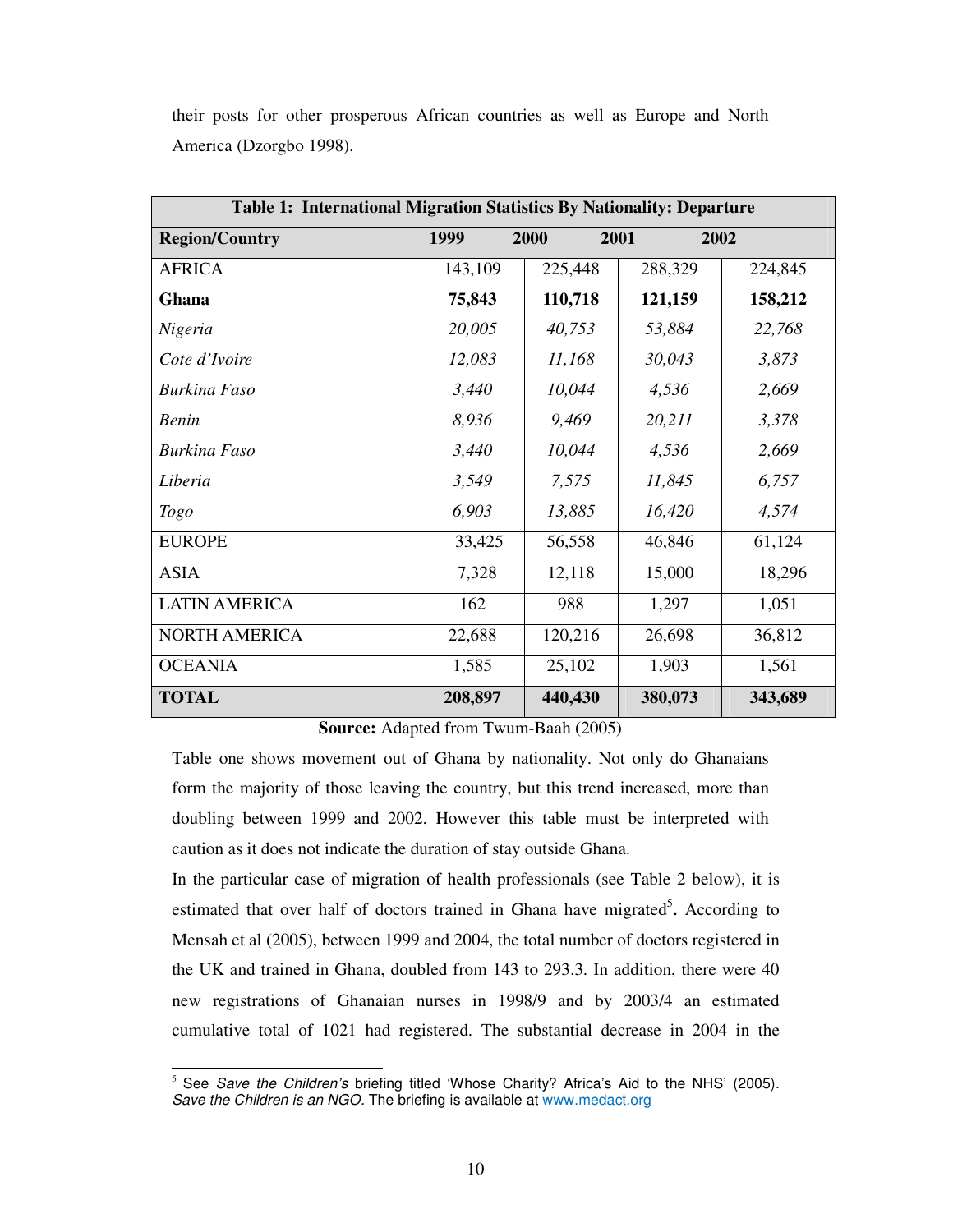their posts for other prosperous African countries as well as Europe and North America (Dzorgbo 1998).

| **Table 1: International Migration Statistics By Nationality: Departure** | | | | |
|---|---|---|---|---|
| **Region/Country** | **1999** | **2000** | **2001** | **2002** |
| AFRICA | 143,109 | 225,448 | 288,329 | 224,845 |
| **Ghana** | **75,843** | **110,718** | **121,159** | **158,212** |
| *Nigeria* | *20,005* | *40,753* | *53,884* | *22,768* |
| *Cote d'Ivoire* | *12,083* | *11,168* | *30,043* | *3,873* |
| *Burkina Faso* | *3,440* | *10,044* | *4,536* | *2,669* |
| *Benin* | *8,936* | *9,469* | *20,211* | *3,378* |
| *Burkina Faso* | *3,440* | *10,044* | *4,536* | *2,669* |
| *Liberia* | *3,549* | *7,575* | *11,845* | *6,757* |
| *Togo* | *6,903* | *13,885* | *16,420* | *4,574* |
| EUROPE | 33,425 | 56,558 | 46,846 | 61,124 |
| ASIA | 7,328 | 12,118 | 15,000 | 18,296 |
| LATIN AMERICA | 162 | 988 | 1,297 | 1,051 |
| NORTH AMERICA | 22,688 | 120,216 | 26,698 | 36,812 |
| OCEANIA | 1,585 | 25,102 | 1,903 | 1,561 |
| **TOTAL** | **208,897** | **440,430** | **380,073** | **343,689** |

**Source:** Adapted from Twum-Baah (2005)

Table one shows movement out of Ghana by nationality. Not only do Ghanaians form the majority of those leaving the country, but this trend increased, more than doubling between 1999 and 2002. However this table must be interpreted with caution as it does not indicate the duration of stay outside Ghana.

In the particular case of migration of health professionals (see Table 2 below), it is estimated that over half of doctors trained in Ghana have migrated[5]**.** According to Mensah et al (2005), between 1999 and 2004, the total number of doctors registered in the UK and trained in Ghana, doubled from 143 to 293.3. In addition, there were 40 new registrations of Ghanaian nurses in 1998/9 and by 2003/4 an estimated cumulative total of 1021 had registered. The substantial decrease in 2004 in the

[5] See *Save the Children's* briefing titled 'Whose Charity? Africa's Aid to the NHS' (2005). *Save the Children is an NGO.* The briefing is available at www.medact.org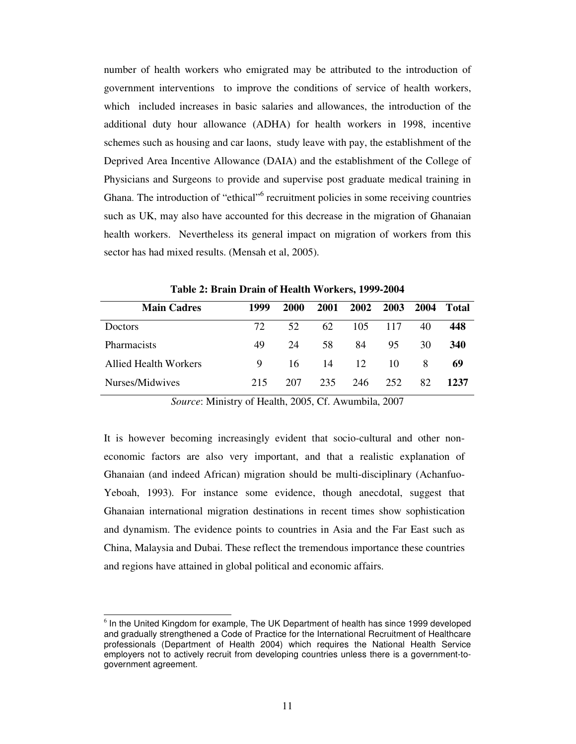number of health workers who emigrated may be attributed to the introduction of government interventions to improve the conditions of service of health workers, which included increases in basic salaries and allowances, the introduction of the additional duty hour allowance (ADHA) for health workers in 1998, incentive schemes such as housing and car laons, study leave with pay, the establishment of the Deprived Area Incentive Allowance (DAIA) and the establishment of the College of Physicians and Surgeons to provide and supervise post graduate medical training in Ghana. The introduction of "ethical"[6] recruitment policies in some receiving countries such as UK, may also have accounted for this decrease in the migration of Ghanaian health workers. Nevertheless its general impact on migration of workers from this sector has had mixed results. (Mensah et al, 2005).

**Table 2: Brain Drain of Health Workers, 1999-2004**

| Main Cadres | 1999 | 2000 | 2001 | 2002 | 2003 | 2004 | Total |
|---|---|---|---|---|---|---|---|
| Doctors | 72 | 52 | 62 | 105 | 117 | 40 | **448** |
| Pharmacists | 49 | 24 | 58 | 84 | 95 | 30 | **340** |
| Allied Health Workers | 9 | 16 | 14 | 12 | 10 | 8 | **69** |
| Nurses/Midwives | 215 | 207 | 235 | 246 | 252 | 82 | **1237** |

*Source*: Ministry of Health, 2005, Cf. Awumbila, 2007

It is however becoming increasingly evident that socio-cultural and other non-economic factors are also very important, and that a realistic explanation of Ghanaian (and indeed African) migration should be multi-disciplinary (Achanfuo-Yeboah, 1993). For instance some evidence, though anecdotal, suggest that Ghanaian international migration destinations in recent times show sophistication and dynamism. The evidence points to countries in Asia and the Far East such as China, Malaysia and Dubai. These reflect the tremendous importance these countries and regions have attained in global political and economic affairs.

[6] In the United Kingdom for example, The UK Department of health has since 1999 developed and gradually strengthened a Code of Practice for the International Recruitment of Healthcare professionals (Department of Health 2004) which requires the National Health Service employers not to actively recruit from developing countries unless there is a government-to-government agreement.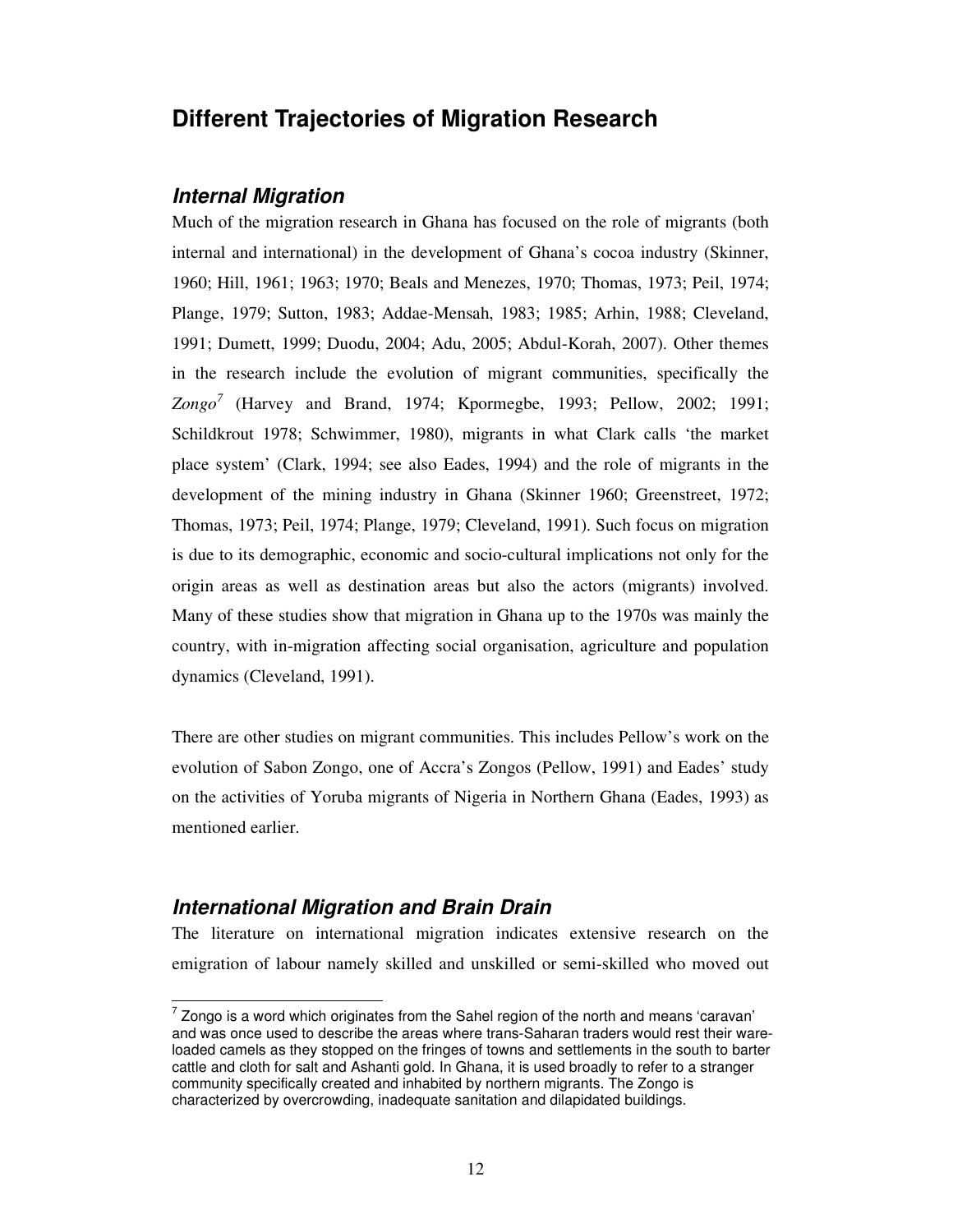## Different Trajectories of Migration Research

### *Internal Migration*

Much of the migration research in Ghana has focused on the role of migrants (both internal and international) in the development of Ghana's cocoa industry (Skinner, 1960; Hill, 1961; 1963; 1970; Beals and Menezes, 1970; Thomas, 1973; Peil, 1974; Plange, 1979; Sutton, 1983; Addae-Mensah, 1983; 1985; Arhin, 1988; Cleveland, 1991; Dumett, 1999; Duodu, 2004; Adu, 2005; Abdul-Korah, 2007). Other themes in the research include the evolution of migrant communities, specifically the *Zongo*[7] (Harvey and Brand, 1974; Kpormegbe, 1993; Pellow, 2002; 1991; Schildkrout 1978; Schwimmer, 1980), migrants in what Clark calls 'the market place system' (Clark, 1994; see also Eades, 1994) and the role of migrants in the development of the mining industry in Ghana (Skinner 1960; Greenstreet, 1972; Thomas, 1973; Peil, 1974; Plange, 1979; Cleveland, 1991). Such focus on migration is due to its demographic, economic and socio-cultural implications not only for the origin areas as well as destination areas but also the actors (migrants) involved. Many of these studies show that migration in Ghana up to the 1970s was mainly the country, with in-migration affecting social organisation, agriculture and population dynamics (Cleveland, 1991).

There are other studies on migrant communities. This includes Pellow's work on the evolution of Sabon Zongo, one of Accra's Zongos (Pellow, 1991) and Eades' study on the activities of Yoruba migrants of Nigeria in Northern Ghana (Eades, 1993) as mentioned earlier.

### *International Migration and Brain Drain*

The literature on international migration indicates extensive research on the emigration of labour namely skilled and unskilled or semi-skilled who moved out

---

[7] Zongo is a word which originates from the Sahel region of the north and means 'caravan' and was once used to describe the areas where trans-Saharan traders would rest their ware-loaded camels as they stopped on the fringes of towns and settlements in the south to barter cattle and cloth for salt and Ashanti gold. In Ghana, it is used broadly to refer to a stranger community specifically created and inhabited by northern migrants. The Zongo is characterized by overcrowding, inadequate sanitation and dilapidated buildings.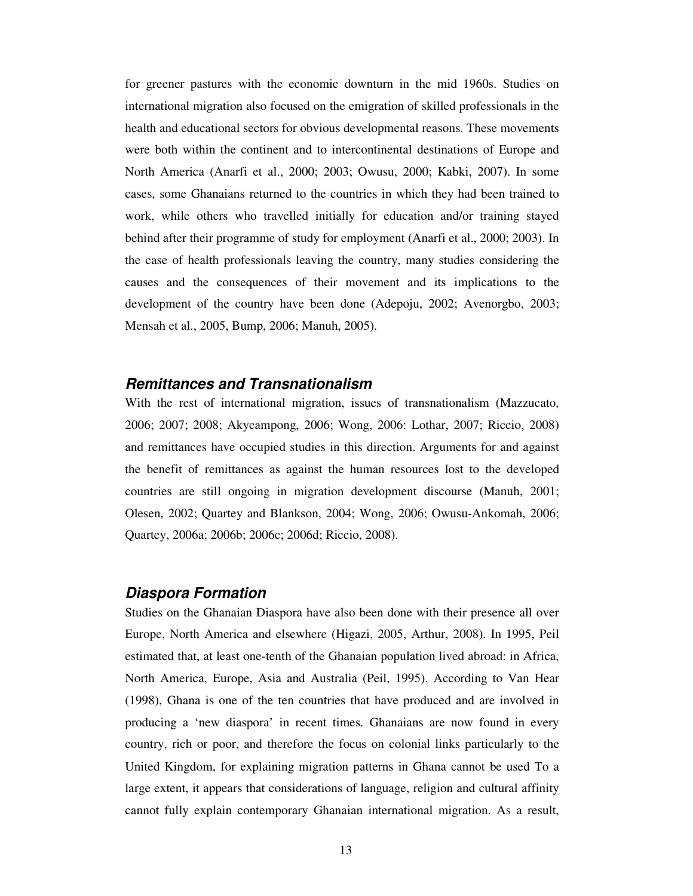for greener pastures with the economic downturn in the mid 1960s. Studies on international migration also focused on the emigration of skilled professionals in the health and educational sectors for obvious developmental reasons. These movements were both within the continent and to intercontinental destinations of Europe and North America (Anarfi et al., 2000; 2003; Owusu, 2000; Kabki, 2007). In some cases, some Ghanaians returned to the countries in which they had been trained to work, while others who travelled initially for education and/or training stayed behind after their programme of study for employment (Anarfi et al., 2000; 2003). In the case of health professionals leaving the country, many studies considering the causes and the consequences of their movement and its implications to the development of the country have been done (Adepoju, 2002; Avenorgbo, 2003; Mensah et al., 2005, Bump, 2006; Manuh, 2005).

### *Remittances and Transnationalism*

With the rest of international migration, issues of transnationalism (Mazzucato, 2006; 2007; 2008; Akyeampong, 2006; Wong, 2006: Lothar, 2007; Riccio, 2008) and remittances have occupied studies in this direction. Arguments for and against the benefit of remittances as against the human resources lost to the developed countries are still ongoing in migration development discourse (Manuh, 2001; Olesen, 2002; Quartey and Blankson, 2004; Wong, 2006; Owusu-Ankomah, 2006; Quartey, 2006a; 2006b; 2006c; 2006d; Riccio, 2008).

### *Diaspora Formation*

Studies on the Ghanaian Diaspora have also been done with their presence all over Europe, North America and elsewhere (Higazi, 2005, Arthur, 2008). In 1995, Peil estimated that, at least one-tenth of the Ghanaian population lived abroad: in Africa, North America, Europe, Asia and Australia (Peil, 1995). According to Van Hear (1998), Ghana is one of the ten countries that have produced and are involved in producing a 'new diaspora' in recent times. Ghanaians are now found in every country, rich or poor, and therefore the focus on colonial links particularly to the United Kingdom, for explaining migration patterns in Ghana cannot be used To a large extent, it appears that considerations of language, religion and cultural affinity cannot fully explain contemporary Ghanaian international migration. As a result,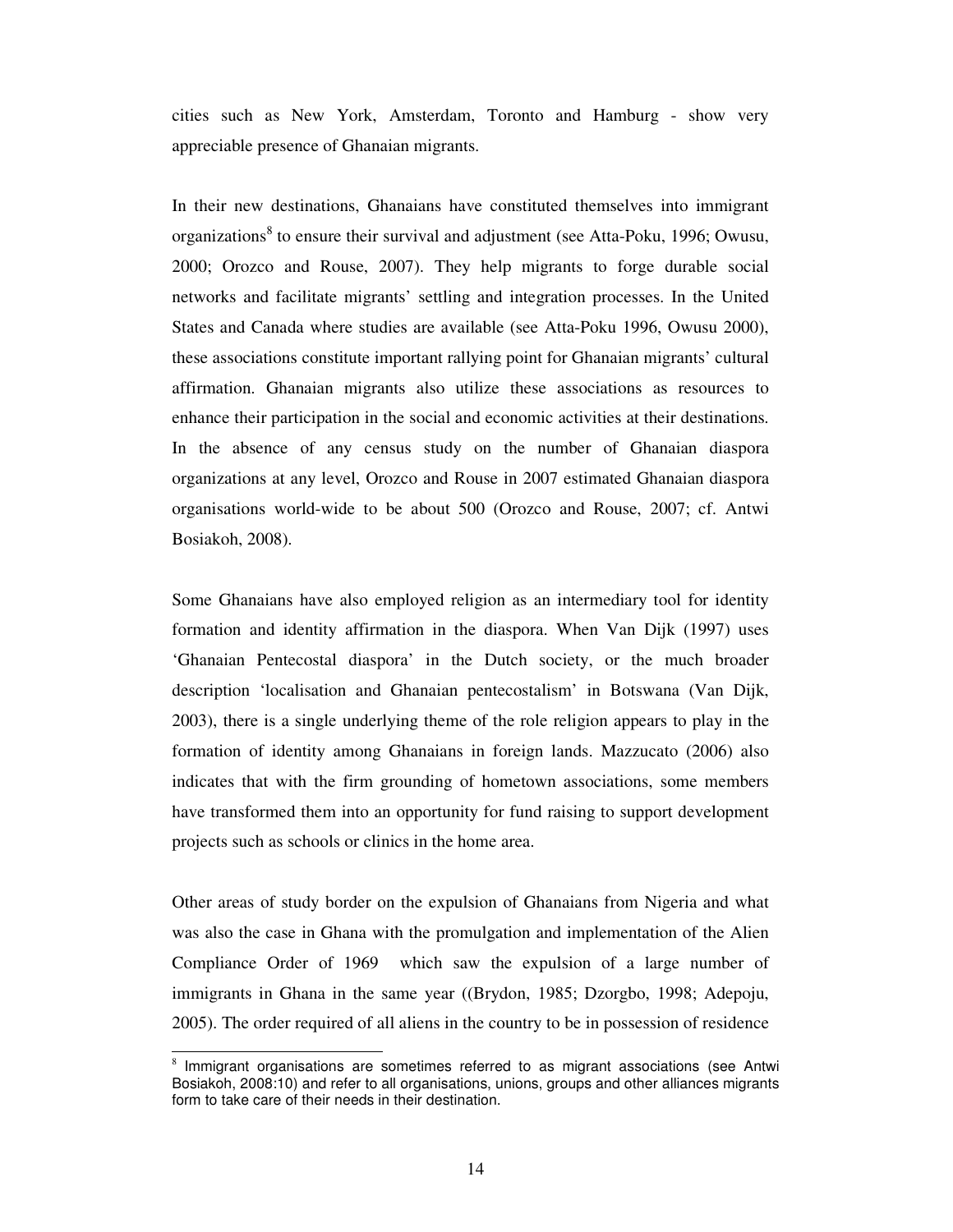cities such as New York, Amsterdam, Toronto and Hamburg - show very appreciable presence of Ghanaian migrants.

In their new destinations, Ghanaians have constituted themselves into immigrant organizations[8] to ensure their survival and adjustment (see Atta-Poku, 1996; Owusu, 2000; Orozco and Rouse, 2007). They help migrants to forge durable social networks and facilitate migrants' settling and integration processes. In the United States and Canada where studies are available (see Atta-Poku 1996, Owusu 2000), these associations constitute important rallying point for Ghanaian migrants' cultural affirmation. Ghanaian migrants also utilize these associations as resources to enhance their participation in the social and economic activities at their destinations. In the absence of any census study on the number of Ghanaian diaspora organizations at any level, Orozco and Rouse in 2007 estimated Ghanaian diaspora organisations world-wide to be about 500 (Orozco and Rouse, 2007; cf. Antwi Bosiakoh, 2008).

Some Ghanaians have also employed religion as an intermediary tool for identity formation and identity affirmation in the diaspora. When Van Dijk (1997) uses 'Ghanaian Pentecostal diaspora' in the Dutch society, or the much broader description 'localisation and Ghanaian pentecostalism' in Botswana (Van Dijk, 2003), there is a single underlying theme of the role religion appears to play in the formation of identity among Ghanaians in foreign lands. Mazzucato (2006) also indicates that with the firm grounding of hometown associations, some members have transformed them into an opportunity for fund raising to support development projects such as schools or clinics in the home area.

Other areas of study border on the expulsion of Ghanaians from Nigeria and what was also the case in Ghana with the promulgation and implementation of the Alien Compliance Order of 1969 which saw the expulsion of a large number of immigrants in Ghana in the same year ((Brydon, 1985; Dzorgbo, 1998; Adepoju, 2005). The order required of all aliens in the country to be in possession of residence

[8] Immigrant organisations are sometimes referred to as migrant associations (see Antwi Bosiakoh, 2008:10) and refer to all organisations, unions, groups and other alliances migrants form to take care of their needs in their destination.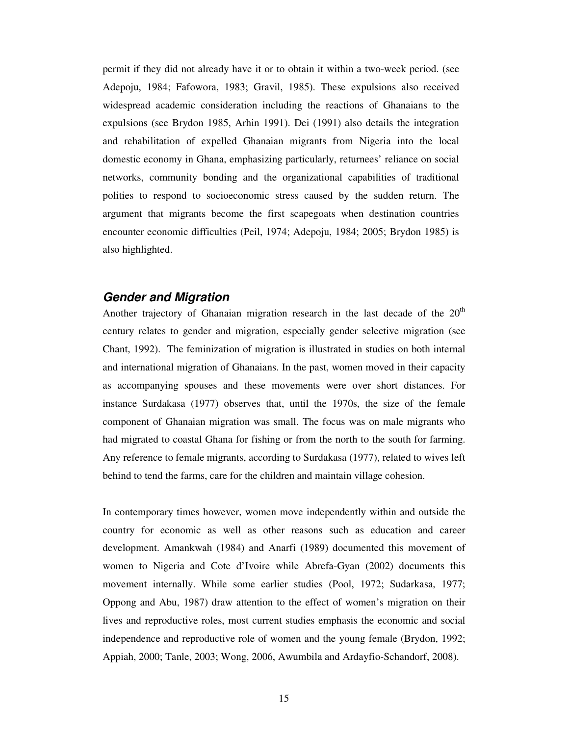permit if they did not already have it or to obtain it within a two-week period. (see Adepoju, 1984; Fafowora, 1983; Gravil, 1985). These expulsions also received widespread academic consideration including the reactions of Ghanaians to the expulsions (see Brydon 1985, Arhin 1991). Dei (1991) also details the integration and rehabilitation of expelled Ghanaian migrants from Nigeria into the local domestic economy in Ghana, emphasizing particularly, returnees' reliance on social networks, community bonding and the organizational capabilities of traditional polities to respond to socioeconomic stress caused by the sudden return. The argument that migrants become the first scapegoats when destination countries encounter economic difficulties (Peil, 1974; Adepoju, 1984; 2005; Brydon 1985) is also highlighted.

### *Gender and Migration*

Another trajectory of Ghanaian migration research in the last decade of the 20th century relates to gender and migration, especially gender selective migration (see Chant, 1992). The feminization of migration is illustrated in studies on both internal and international migration of Ghanaians. In the past, women moved in their capacity as accompanying spouses and these movements were over short distances. For instance Surdakasa (1977) observes that, until the 1970s, the size of the female component of Ghanaian migration was small. The focus was on male migrants who had migrated to coastal Ghana for fishing or from the north to the south for farming. Any reference to female migrants, according to Surdakasa (1977), related to wives left behind to tend the farms, care for the children and maintain village cohesion.

In contemporary times however, women move independently within and outside the country for economic as well as other reasons such as education and career development. Amankwah (1984) and Anarfi (1989) documented this movement of women to Nigeria and Cote d'Ivoire while Abrefa-Gyan (2002) documents this movement internally. While some earlier studies (Pool, 1972; Sudarkasa, 1977; Oppong and Abu, 1987) draw attention to the effect of women's migration on their lives and reproductive roles, most current studies emphasis the economic and social independence and reproductive role of women and the young female (Brydon, 1992; Appiah, 2000; Tanle, 2003; Wong, 2006, Awumbila and Ardayfio-Schandorf, 2008).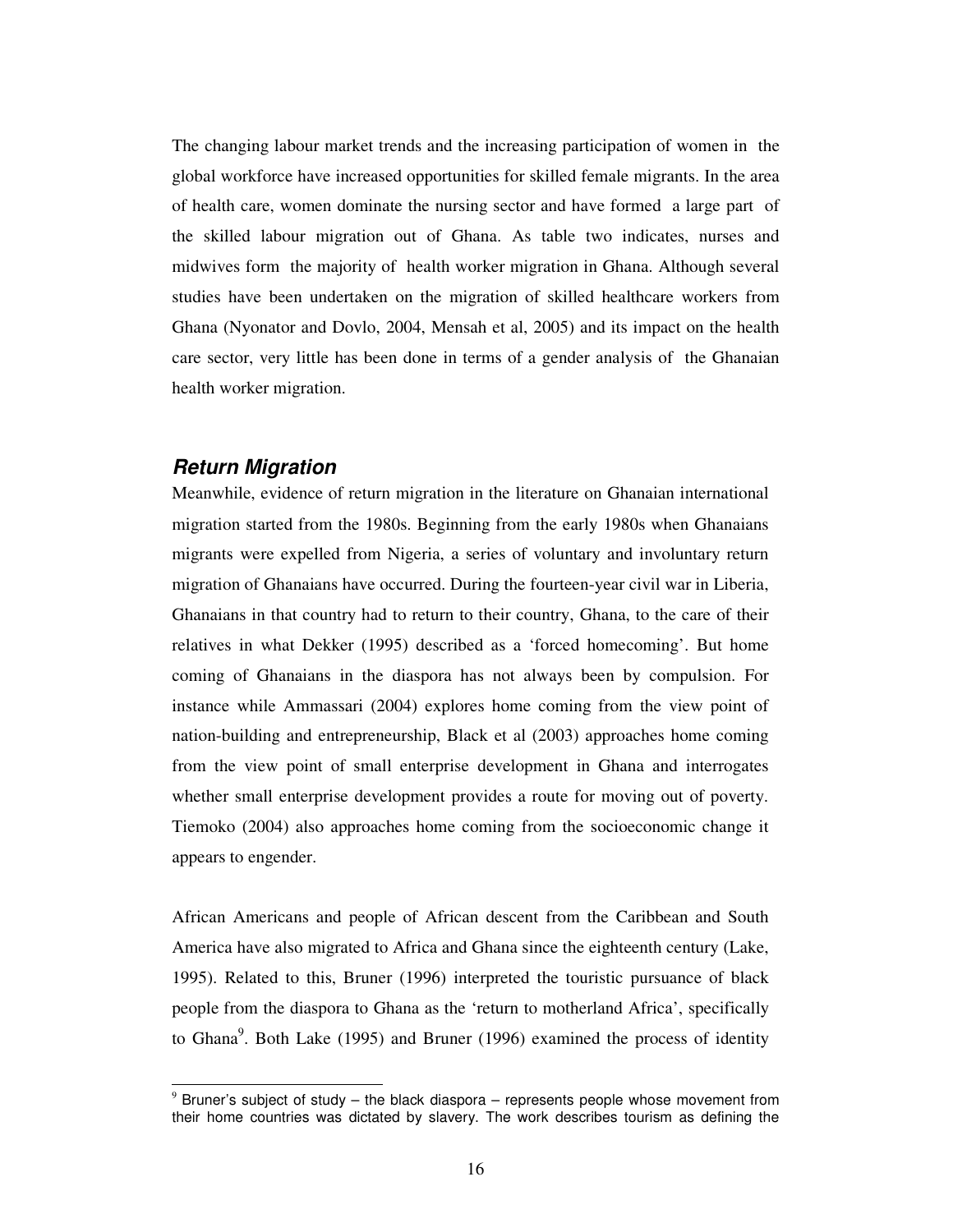The changing labour market trends and the increasing participation of women in the global workforce have increased opportunities for skilled female migrants. In the area of health care, women dominate the nursing sector and have formed a large part of the skilled labour migration out of Ghana. As table two indicates, nurses and midwives form the majority of health worker migration in Ghana. Although several studies have been undertaken on the migration of skilled healthcare workers from Ghana (Nyonator and Dovlo, 2004, Mensah et al, 2005) and its impact on the health care sector, very little has been done in terms of a gender analysis of the Ghanaian health worker migration.

## ***Return Migration***

Meanwhile, evidence of return migration in the literature on Ghanaian international migration started from the 1980s. Beginning from the early 1980s when Ghanaians migrants were expelled from Nigeria, a series of voluntary and involuntary return migration of Ghanaians have occurred. During the fourteen-year civil war in Liberia, Ghanaians in that country had to return to their country, Ghana, to the care of their relatives in what Dekker (1995) described as a 'forced homecoming'. But home coming of Ghanaians in the diaspora has not always been by compulsion. For instance while Ammassari (2004) explores home coming from the view point of nation-building and entrepreneurship, Black et al (2003) approaches home coming from the view point of small enterprise development in Ghana and interrogates whether small enterprise development provides a route for moving out of poverty. Tiemoko (2004) also approaches home coming from the socioeconomic change it appears to engender.

African Americans and people of African descent from the Caribbean and South America have also migrated to Africa and Ghana since the eighteenth century (Lake, 1995). Related to this, Bruner (1996) interpreted the touristic pursuance of black people from the diaspora to Ghana as the 'return to motherland Africa', specifically to Ghana[9]. Both Lake (1995) and Bruner (1996) examined the process of identity

[9] Bruner's subject of study – the black diaspora – represents people whose movement from their home countries was dictated by slavery. The work describes tourism as defining the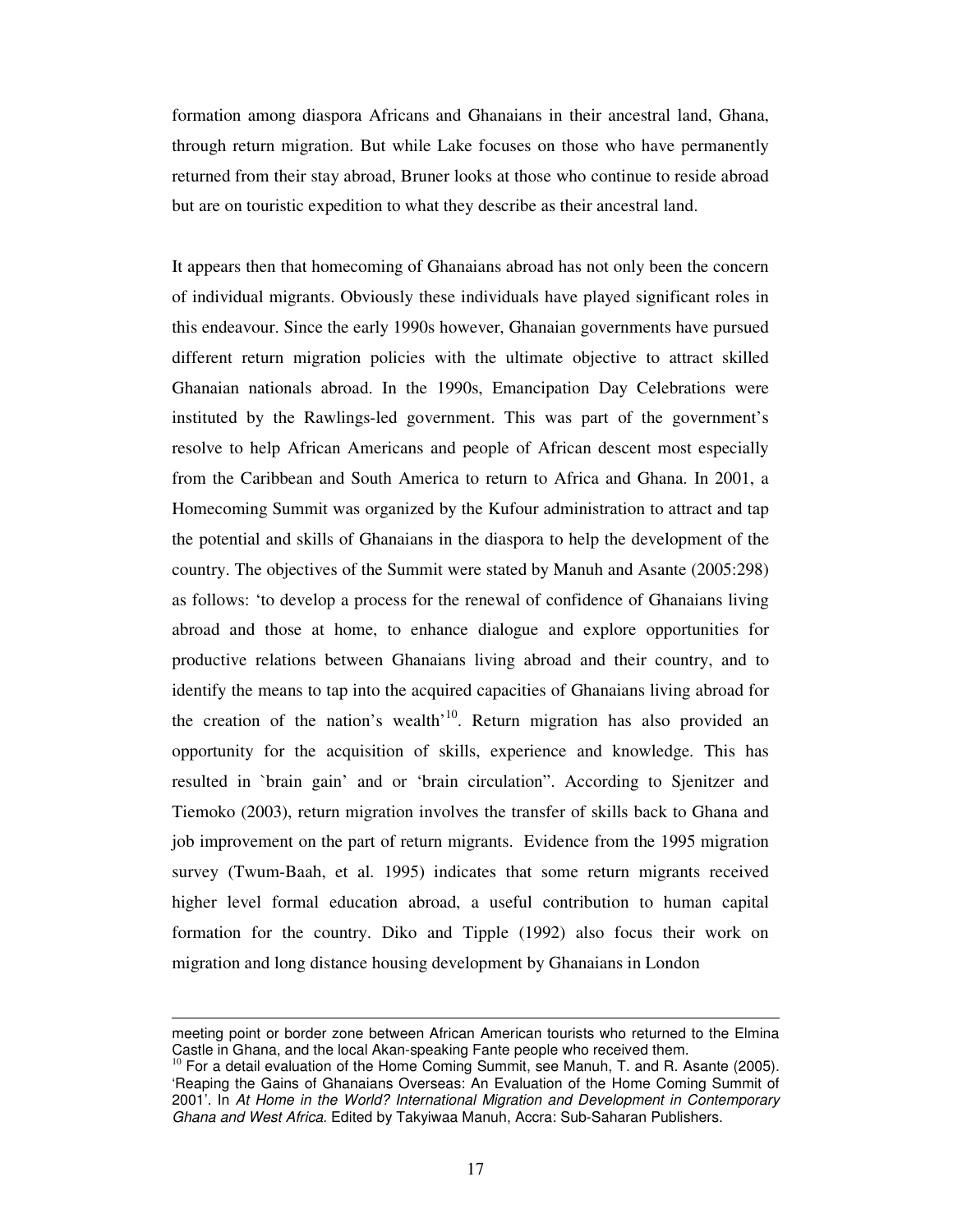formation among diaspora Africans and Ghanaians in their ancestral land, Ghana, through return migration. But while Lake focuses on those who have permanently returned from their stay abroad, Bruner looks at those who continue to reside abroad but are on touristic expedition to what they describe as their ancestral land.

It appears then that homecoming of Ghanaians abroad has not only been the concern of individual migrants. Obviously these individuals have played significant roles in this endeavour. Since the early 1990s however, Ghanaian governments have pursued different return migration policies with the ultimate objective to attract skilled Ghanaian nationals abroad. In the 1990s, Emancipation Day Celebrations were instituted by the Rawlings-led government. This was part of the government's resolve to help African Americans and people of African descent most especially from the Caribbean and South America to return to Africa and Ghana. In 2001, a Homecoming Summit was organized by the Kufour administration to attract and tap the potential and skills of Ghanaians in the diaspora to help the development of the country. The objectives of the Summit were stated by Manuh and Asante (2005:298) as follows: 'to develop a process for the renewal of confidence of Ghanaians living abroad and those at home, to enhance dialogue and explore opportunities for productive relations between Ghanaians living abroad and their country, and to identify the means to tap into the acquired capacities of Ghanaians living abroad for the creation of the nation's wealth'[10]. Return migration has also provided an opportunity for the acquisition of skills, experience and knowledge. This has resulted in `brain gain' and or 'brain circulation". According to Sjenitzer and Tiemoko (2003), return migration involves the transfer of skills back to Ghana and job improvement on the part of return migrants. Evidence from the 1995 migration survey (Twum-Baah, et al. 1995) indicates that some return migrants received higher level formal education abroad, a useful contribution to human capital formation for the country. Diko and Tipple (1992) also focus their work on migration and long distance housing development by Ghanaians in London

---

meeting point or border zone between African American tourists who returned to the Elmina Castle in Ghana, and the local Akan-speaking Fante people who received them.

[10] For a detail evaluation of the Home Coming Summit, see Manuh, T. and R. Asante (2005). 'Reaping the Gains of Ghanaians Overseas: An Evaluation of the Home Coming Summit of 2001'. In *At Home in the World? International Migration and Development in Contemporary Ghana and West Africa.* Edited by Takyiwaa Manuh, Accra: Sub-Saharan Publishers.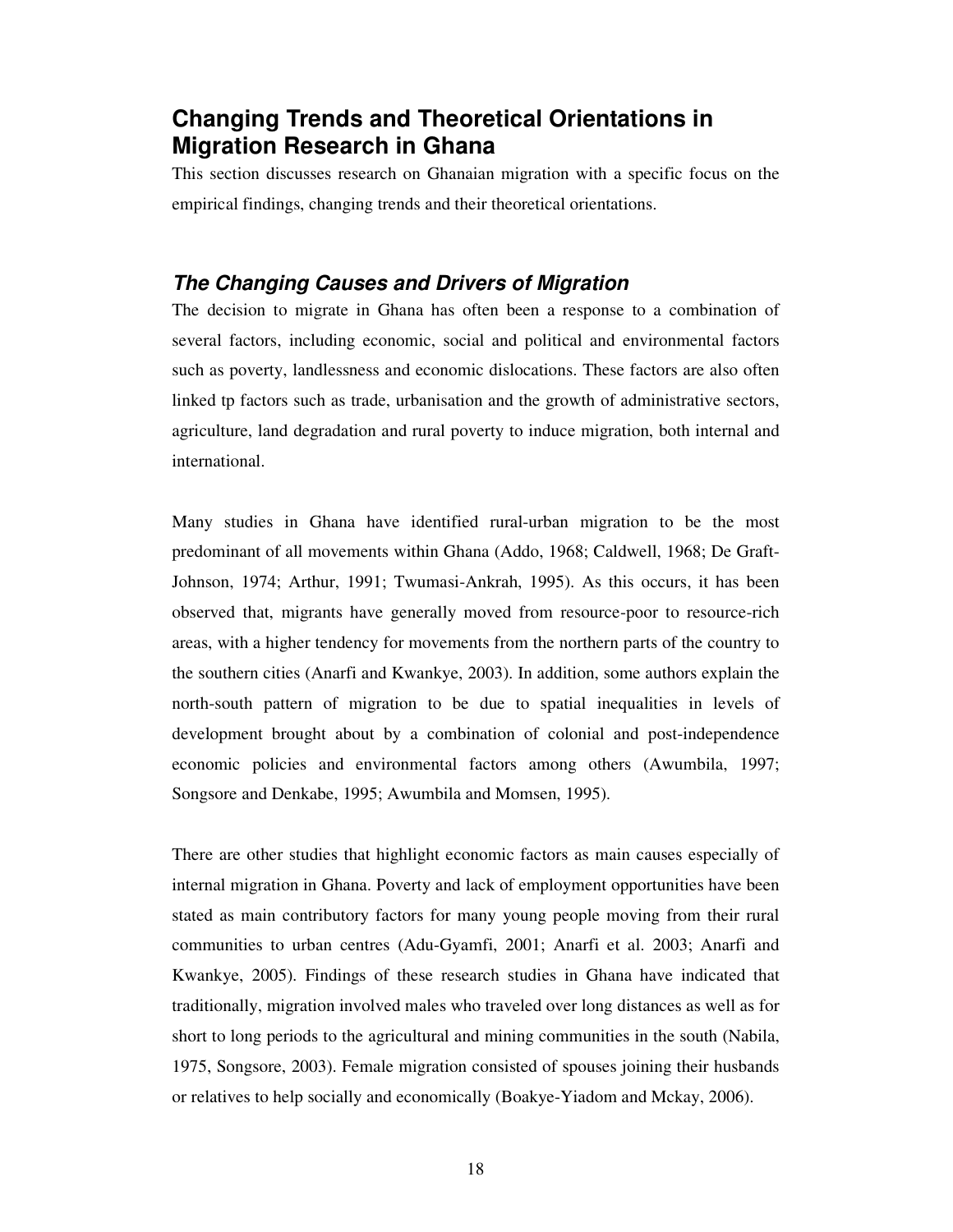## Changing Trends and Theoretical Orientations in Migration Research in Ghana

This section discusses research on Ghanaian migration with a specific focus on the empirical findings, changing trends and their theoretical orientations.

### *The Changing Causes and Drivers of Migration*

The decision to migrate in Ghana has often been a response to a combination of several factors, including economic, social and political and environmental factors such as poverty, landlessness and economic dislocations. These factors are also often linked tp factors such as trade, urbanisation and the growth of administrative sectors, agriculture, land degradation and rural poverty to induce migration, both internal and international.

Many studies in Ghana have identified rural-urban migration to be the most predominant of all movements within Ghana (Addo, 1968; Caldwell, 1968; De Graft-Johnson, 1974; Arthur, 1991; Twumasi-Ankrah, 1995). As this occurs, it has been observed that, migrants have generally moved from resource-poor to resource-rich areas, with a higher tendency for movements from the northern parts of the country to the southern cities (Anarfi and Kwankye, 2003). In addition, some authors explain the north-south pattern of migration to be due to spatial inequalities in levels of development brought about by a combination of colonial and post-independence economic policies and environmental factors among others (Awumbila, 1997; Songsore and Denkabe, 1995; Awumbila and Momsen, 1995).

There are other studies that highlight economic factors as main causes especially of internal migration in Ghana. Poverty and lack of employment opportunities have been stated as main contributory factors for many young people moving from their rural communities to urban centres (Adu-Gyamfi, 2001; Anarfi et al. 2003; Anarfi and Kwankye, 2005). Findings of these research studies in Ghana have indicated that traditionally, migration involved males who traveled over long distances as well as for short to long periods to the agricultural and mining communities in the south (Nabila, 1975, Songsore, 2003). Female migration consisted of spouses joining their husbands or relatives to help socially and economically (Boakye-Yiadom and Mckay, 2006).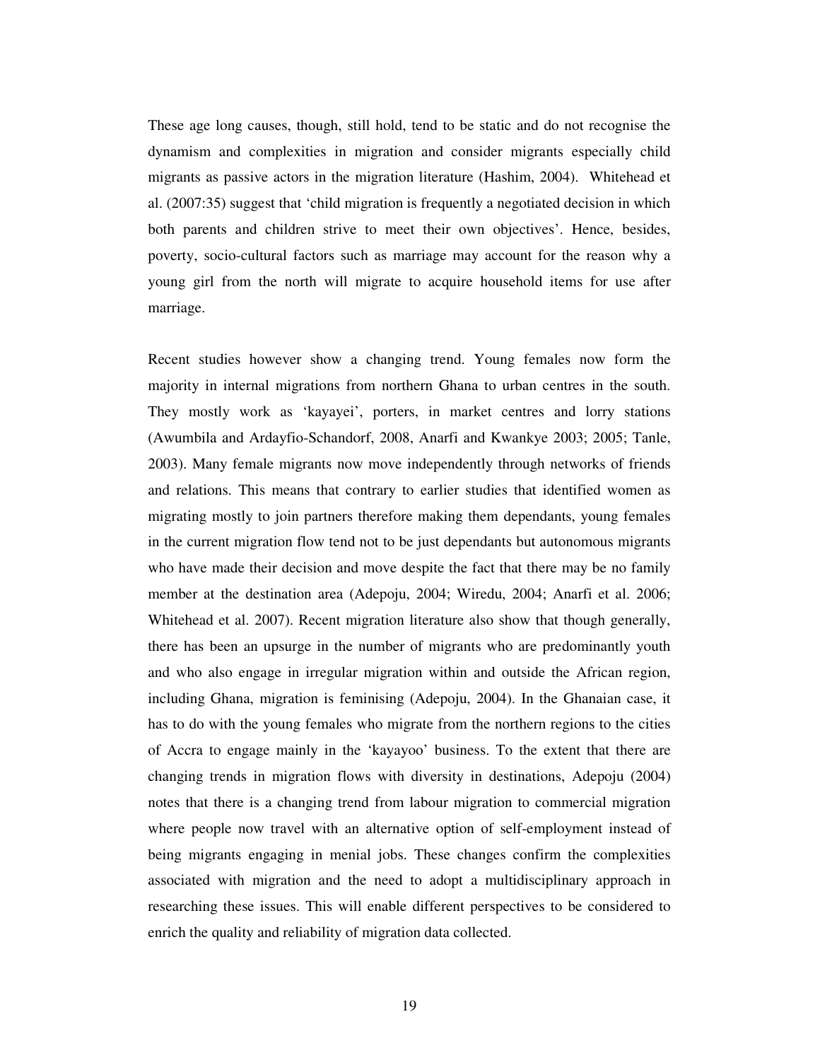These age long causes, though, still hold, tend to be static and do not recognise the dynamism and complexities in migration and consider migrants especially child migrants as passive actors in the migration literature (Hashim, 2004). Whitehead et al. (2007:35) suggest that 'child migration is frequently a negotiated decision in which both parents and children strive to meet their own objectives'. Hence, besides, poverty, socio-cultural factors such as marriage may account for the reason why a young girl from the north will migrate to acquire household items for use after marriage.

Recent studies however show a changing trend. Young females now form the majority in internal migrations from northern Ghana to urban centres in the south. They mostly work as 'kayayei', porters, in market centres and lorry stations (Awumbila and Ardayfio-Schandorf, 2008, Anarfi and Kwankye 2003; 2005; Tanle, 2003). Many female migrants now move independently through networks of friends and relations. This means that contrary to earlier studies that identified women as migrating mostly to join partners therefore making them dependants, young females in the current migration flow tend not to be just dependants but autonomous migrants who have made their decision and move despite the fact that there may be no family member at the destination area (Adepoju, 2004; Wiredu, 2004; Anarfi et al. 2006; Whitehead et al. 2007). Recent migration literature also show that though generally, there has been an upsurge in the number of migrants who are predominantly youth and who also engage in irregular migration within and outside the African region, including Ghana, migration is feminising (Adepoju, 2004). In the Ghanaian case, it has to do with the young females who migrate from the northern regions to the cities of Accra to engage mainly in the 'kayayoo' business. To the extent that there are changing trends in migration flows with diversity in destinations, Adepoju (2004) notes that there is a changing trend from labour migration to commercial migration where people now travel with an alternative option of self-employment instead of being migrants engaging in menial jobs. These changes confirm the complexities associated with migration and the need to adopt a multidisciplinary approach in researching these issues. This will enable different perspectives to be considered to enrich the quality and reliability of migration data collected.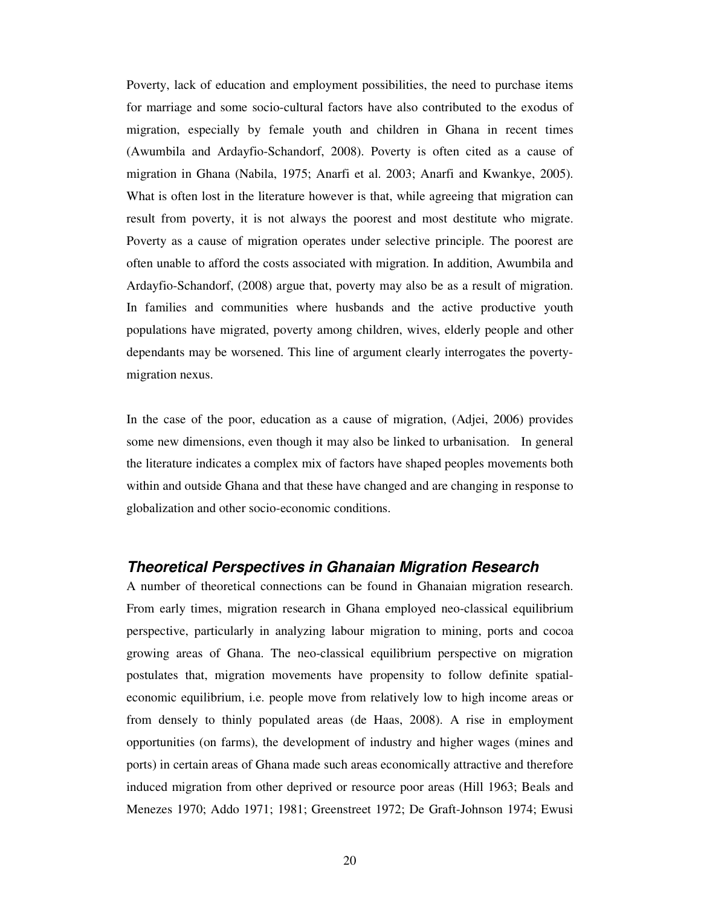Poverty, lack of education and employment possibilities, the need to purchase items for marriage and some socio-cultural factors have also contributed to the exodus of migration, especially by female youth and children in Ghana in recent times (Awumbila and Ardayfio-Schandorf, 2008). Poverty is often cited as a cause of migration in Ghana (Nabila, 1975; Anarfi et al. 2003; Anarfi and Kwankye, 2005). What is often lost in the literature however is that, while agreeing that migration can result from poverty, it is not always the poorest and most destitute who migrate. Poverty as a cause of migration operates under selective principle. The poorest are often unable to afford the costs associated with migration. In addition, Awumbila and Ardayfio-Schandorf, (2008) argue that, poverty may also be as a result of migration. In families and communities where husbands and the active productive youth populations have migrated, poverty among children, wives, elderly people and other dependants may be worsened. This line of argument clearly interrogates the poverty-migration nexus.

In the case of the poor, education as a cause of migration, (Adjei, 2006) provides some new dimensions, even though it may also be linked to urbanisation. In general the literature indicates a complex mix of factors have shaped peoples movements both within and outside Ghana and that these have changed and are changing in response to globalization and other socio-economic conditions.

## *Theoretical Perspectives in Ghanaian Migration Research*

A number of theoretical connections can be found in Ghanaian migration research. From early times, migration research in Ghana employed neo-classical equilibrium perspective, particularly in analyzing labour migration to mining, ports and cocoa growing areas of Ghana. The neo-classical equilibrium perspective on migration postulates that, migration movements have propensity to follow definite spatial-economic equilibrium, i.e. people move from relatively low to high income areas or from densely to thinly populated areas (de Haas, 2008). A rise in employment opportunities (on farms), the development of industry and higher wages (mines and ports) in certain areas of Ghana made such areas economically attractive and therefore induced migration from other deprived or resource poor areas (Hill 1963; Beals and Menezes 1970; Addo 1971; 1981; Greenstreet 1972; De Graft-Johnson 1974; Ewusi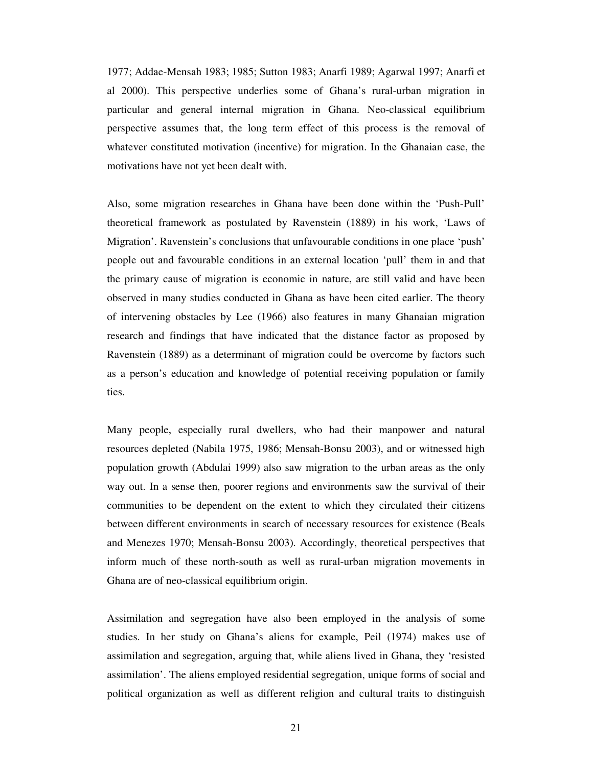1977; Addae-Mensah 1983; 1985; Sutton 1983; Anarfi 1989; Agarwal 1997; Anarfi et al 2000). This perspective underlies some of Ghana's rural-urban migration in particular and general internal migration in Ghana. Neo-classical equilibrium perspective assumes that, the long term effect of this process is the removal of whatever constituted motivation (incentive) for migration. In the Ghanaian case, the motivations have not yet been dealt with.

Also, some migration researches in Ghana have been done within the 'Push-Pull' theoretical framework as postulated by Ravenstein (1889) in his work, 'Laws of Migration'. Ravenstein's conclusions that unfavourable conditions in one place 'push' people out and favourable conditions in an external location 'pull' them in and that the primary cause of migration is economic in nature, are still valid and have been observed in many studies conducted in Ghana as have been cited earlier. The theory of intervening obstacles by Lee (1966) also features in many Ghanaian migration research and findings that have indicated that the distance factor as proposed by Ravenstein (1889) as a determinant of migration could be overcome by factors such as a person's education and knowledge of potential receiving population or family ties.

Many people, especially rural dwellers, who had their manpower and natural resources depleted (Nabila 1975, 1986; Mensah-Bonsu 2003), and or witnessed high population growth (Abdulai 1999) also saw migration to the urban areas as the only way out. In a sense then, poorer regions and environments saw the survival of their communities to be dependent on the extent to which they circulated their citizens between different environments in search of necessary resources for existence (Beals and Menezes 1970; Mensah-Bonsu 2003). Accordingly, theoretical perspectives that inform much of these north-south as well as rural-urban migration movements in Ghana are of neo-classical equilibrium origin.

Assimilation and segregation have also been employed in the analysis of some studies. In her study on Ghana's aliens for example, Peil (1974) makes use of assimilation and segregation, arguing that, while aliens lived in Ghana, they 'resisted assimilation'. The aliens employed residential segregation, unique forms of social and political organization as well as different religion and cultural traits to distinguish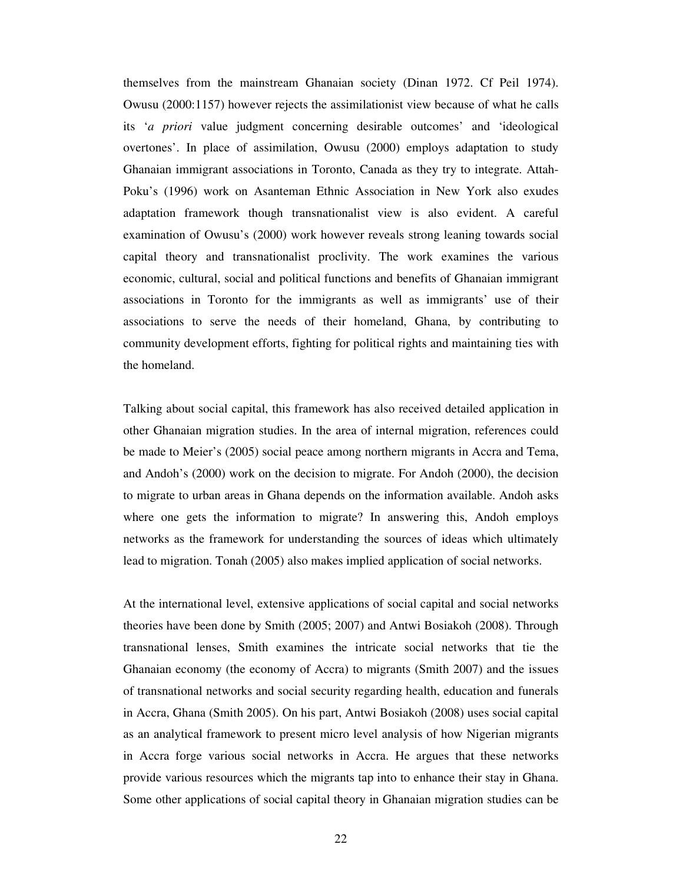themselves from the mainstream Ghanaian society (Dinan 1972. Cf Peil 1974). Owusu (2000:1157) however rejects the assimilationist view because of what he calls its '*a priori* value judgment concerning desirable outcomes' and 'ideological overtones'. In place of assimilation, Owusu (2000) employs adaptation to study Ghanaian immigrant associations in Toronto, Canada as they try to integrate. Attah-Poku's (1996) work on Asanteman Ethnic Association in New York also exudes adaptation framework though transnationalist view is also evident. A careful examination of Owusu's (2000) work however reveals strong leaning towards social capital theory and transnationalist proclivity. The work examines the various economic, cultural, social and political functions and benefits of Ghanaian immigrant associations in Toronto for the immigrants as well as immigrants' use of their associations to serve the needs of their homeland, Ghana, by contributing to community development efforts, fighting for political rights and maintaining ties with the homeland.

Talking about social capital, this framework has also received detailed application in other Ghanaian migration studies. In the area of internal migration, references could be made to Meier's (2005) social peace among northern migrants in Accra and Tema, and Andoh's (2000) work on the decision to migrate. For Andoh (2000), the decision to migrate to urban areas in Ghana depends on the information available. Andoh asks where one gets the information to migrate? In answering this, Andoh employs networks as the framework for understanding the sources of ideas which ultimately lead to migration. Tonah (2005) also makes implied application of social networks.

At the international level, extensive applications of social capital and social networks theories have been done by Smith (2005; 2007) and Antwi Bosiakoh (2008). Through transnational lenses, Smith examines the intricate social networks that tie the Ghanaian economy (the economy of Accra) to migrants (Smith 2007) and the issues of transnational networks and social security regarding health, education and funerals in Accra, Ghana (Smith 2005). On his part, Antwi Bosiakoh (2008) uses social capital as an analytical framework to present micro level analysis of how Nigerian migrants in Accra forge various social networks in Accra. He argues that these networks provide various resources which the migrants tap into to enhance their stay in Ghana. Some other applications of social capital theory in Ghanaian migration studies can be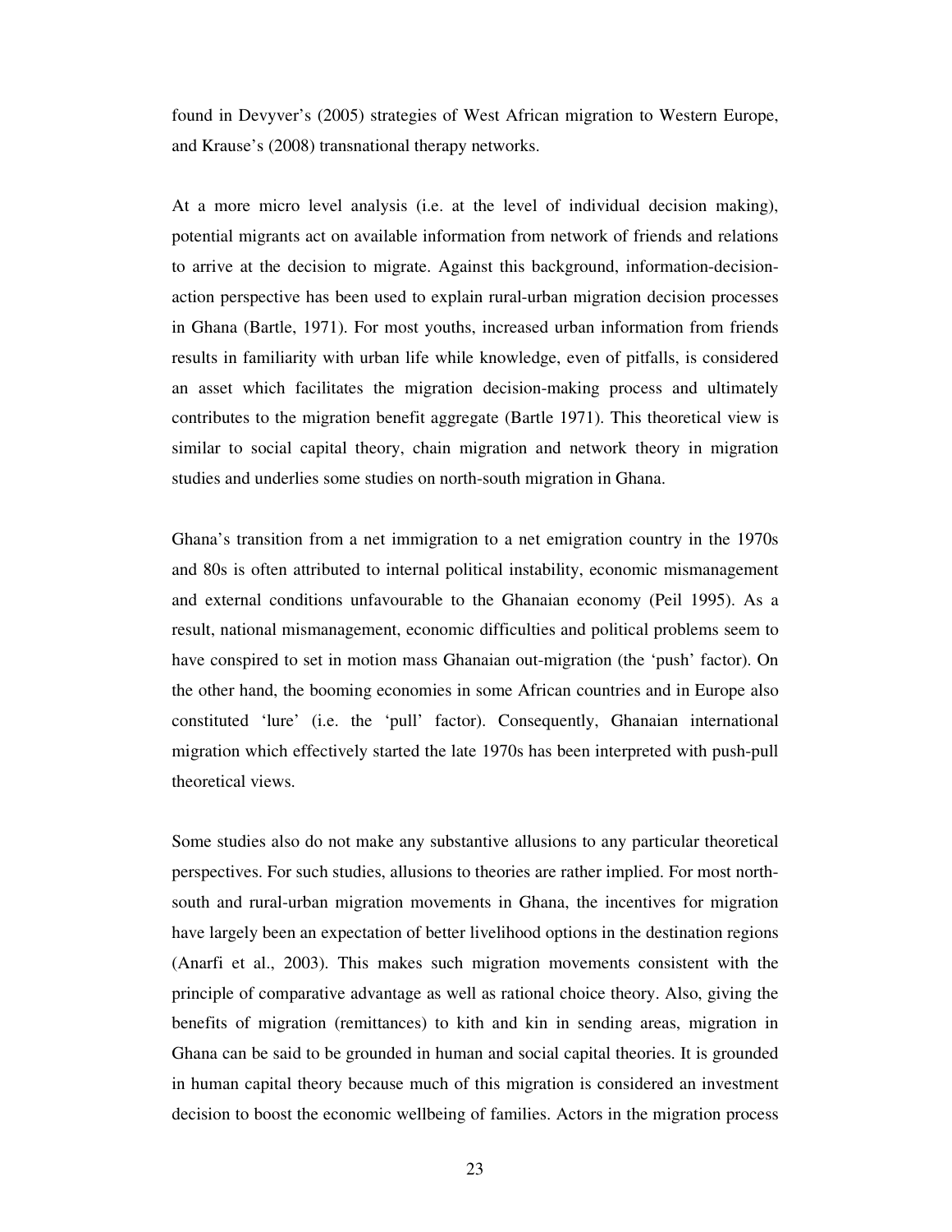found in Devyver's (2005) strategies of West African migration to Western Europe, and Krause's (2008) transnational therapy networks.

At a more micro level analysis (i.e. at the level of individual decision making), potential migrants act on available information from network of friends and relations to arrive at the decision to migrate. Against this background, information-decision-action perspective has been used to explain rural-urban migration decision processes in Ghana (Bartle, 1971). For most youths, increased urban information from friends results in familiarity with urban life while knowledge, even of pitfalls, is considered an asset which facilitates the migration decision-making process and ultimately contributes to the migration benefit aggregate (Bartle 1971). This theoretical view is similar to social capital theory, chain migration and network theory in migration studies and underlies some studies on north-south migration in Ghana.

Ghana's transition from a net immigration to a net emigration country in the 1970s and 80s is often attributed to internal political instability, economic mismanagement and external conditions unfavourable to the Ghanaian economy (Peil 1995). As a result, national mismanagement, economic difficulties and political problems seem to have conspired to set in motion mass Ghanaian out-migration (the 'push' factor). On the other hand, the booming economies in some African countries and in Europe also constituted 'lure' (i.e. the 'pull' factor). Consequently, Ghanaian international migration which effectively started the late 1970s has been interpreted with push-pull theoretical views.

Some studies also do not make any substantive allusions to any particular theoretical perspectives. For such studies, allusions to theories are rather implied. For most north-south and rural-urban migration movements in Ghana, the incentives for migration have largely been an expectation of better livelihood options in the destination regions (Anarfi et al., 2003). This makes such migration movements consistent with the principle of comparative advantage as well as rational choice theory. Also, giving the benefits of migration (remittances) to kith and kin in sending areas, migration in Ghana can be said to be grounded in human and social capital theories. It is grounded in human capital theory because much of this migration is considered an investment decision to boost the economic wellbeing of families. Actors in the migration process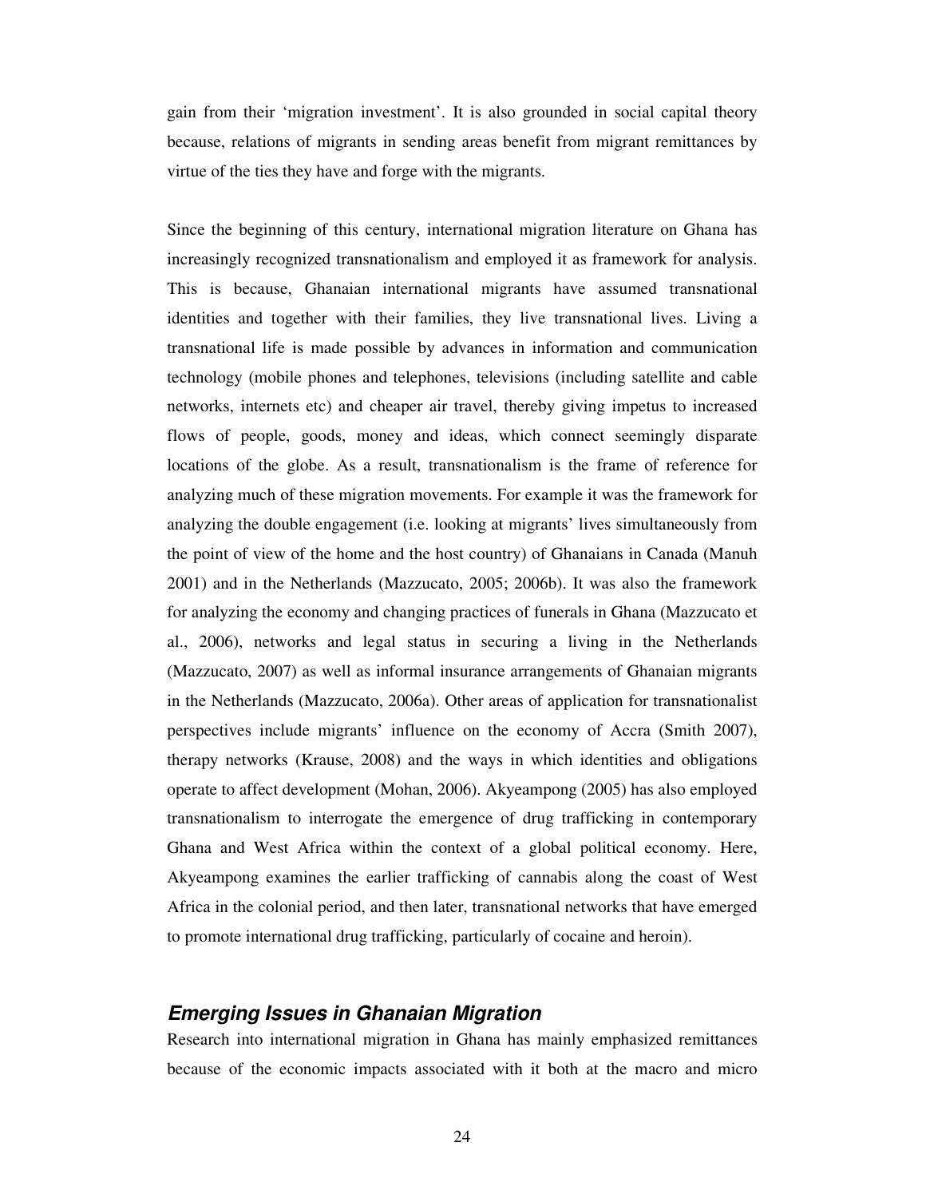gain from their 'migration investment'. It is also grounded in social capital theory because, relations of migrants in sending areas benefit from migrant remittances by virtue of the ties they have and forge with the migrants.

Since the beginning of this century, international migration literature on Ghana has increasingly recognized transnationalism and employed it as framework for analysis. This is because, Ghanaian international migrants have assumed transnational identities and together with their families, they live transnational lives. Living a transnational life is made possible by advances in information and communication technology (mobile phones and telephones, televisions (including satellite and cable networks, internets etc) and cheaper air travel, thereby giving impetus to increased flows of people, goods, money and ideas, which connect seemingly disparate locations of the globe. As a result, transnationalism is the frame of reference for analyzing much of these migration movements. For example it was the framework for analyzing the double engagement (i.e. looking at migrants' lives simultaneously from the point of view of the home and the host country) of Ghanaians in Canada (Manuh 2001) and in the Netherlands (Mazzucato, 2005; 2006b). It was also the framework for analyzing the economy and changing practices of funerals in Ghana (Mazzucato et al., 2006), networks and legal status in securing a living in the Netherlands (Mazzucato, 2007) as well as informal insurance arrangements of Ghanaian migrants in the Netherlands (Mazzucato, 2006a). Other areas of application for transnationalist perspectives include migrants' influence on the economy of Accra (Smith 2007), therapy networks (Krause, 2008) and the ways in which identities and obligations operate to affect development (Mohan, 2006). Akyeampong (2005) has also employed transnationalism to interrogate the emergence of drug trafficking in contemporary Ghana and West Africa within the context of a global political economy. Here, Akyeampong examines the earlier trafficking of cannabis along the coast of West Africa in the colonial period, and then later, transnational networks that have emerged to promote international drug trafficking, particularly of cocaine and heroin).

## *Emerging Issues in Ghanaian Migration*

Research into international migration in Ghana has mainly emphasized remittances because of the economic impacts associated with it both at the macro and micro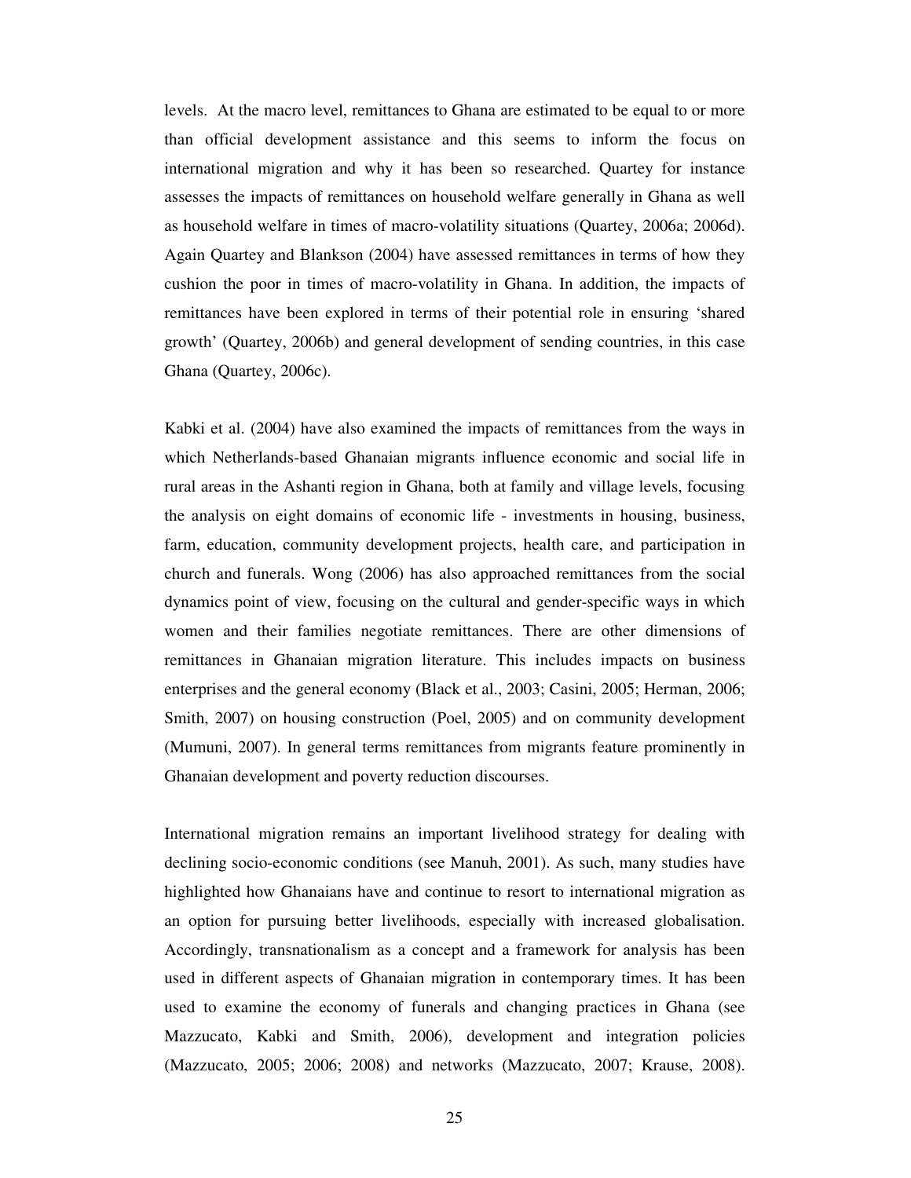levels. At the macro level, remittances to Ghana are estimated to be equal to or more than official development assistance and this seems to inform the focus on international migration and why it has been so researched. Quartey for instance assesses the impacts of remittances on household welfare generally in Ghana as well as household welfare in times of macro-volatility situations (Quartey, 2006a; 2006d). Again Quartey and Blankson (2004) have assessed remittances in terms of how they cushion the poor in times of macro-volatility in Ghana. In addition, the impacts of remittances have been explored in terms of their potential role in ensuring 'shared growth' (Quartey, 2006b) and general development of sending countries, in this case Ghana (Quartey, 2006c).

Kabki et al. (2004) have also examined the impacts of remittances from the ways in which Netherlands-based Ghanaian migrants influence economic and social life in rural areas in the Ashanti region in Ghana, both at family and village levels, focusing the analysis on eight domains of economic life - investments in housing, business, farm, education, community development projects, health care, and participation in church and funerals. Wong (2006) has also approached remittances from the social dynamics point of view, focusing on the cultural and gender-specific ways in which women and their families negotiate remittances. There are other dimensions of remittances in Ghanaian migration literature. This includes impacts on business enterprises and the general economy (Black et al., 2003; Casini, 2005; Herman, 2006; Smith, 2007) on housing construction (Poel, 2005) and on community development (Mumuni, 2007). In general terms remittances from migrants feature prominently in Ghanaian development and poverty reduction discourses.

International migration remains an important livelihood strategy for dealing with declining socio-economic conditions (see Manuh, 2001). As such, many studies have highlighted how Ghanaians have and continue to resort to international migration as an option for pursuing better livelihoods, especially with increased globalisation. Accordingly, transnationalism as a concept and a framework for analysis has been used in different aspects of Ghanaian migration in contemporary times. It has been used to examine the economy of funerals and changing practices in Ghana (see Mazzucato, Kabki and Smith, 2006), development and integration policies (Mazzucato, 2005; 2006; 2008) and networks (Mazzucato, 2007; Krause, 2008).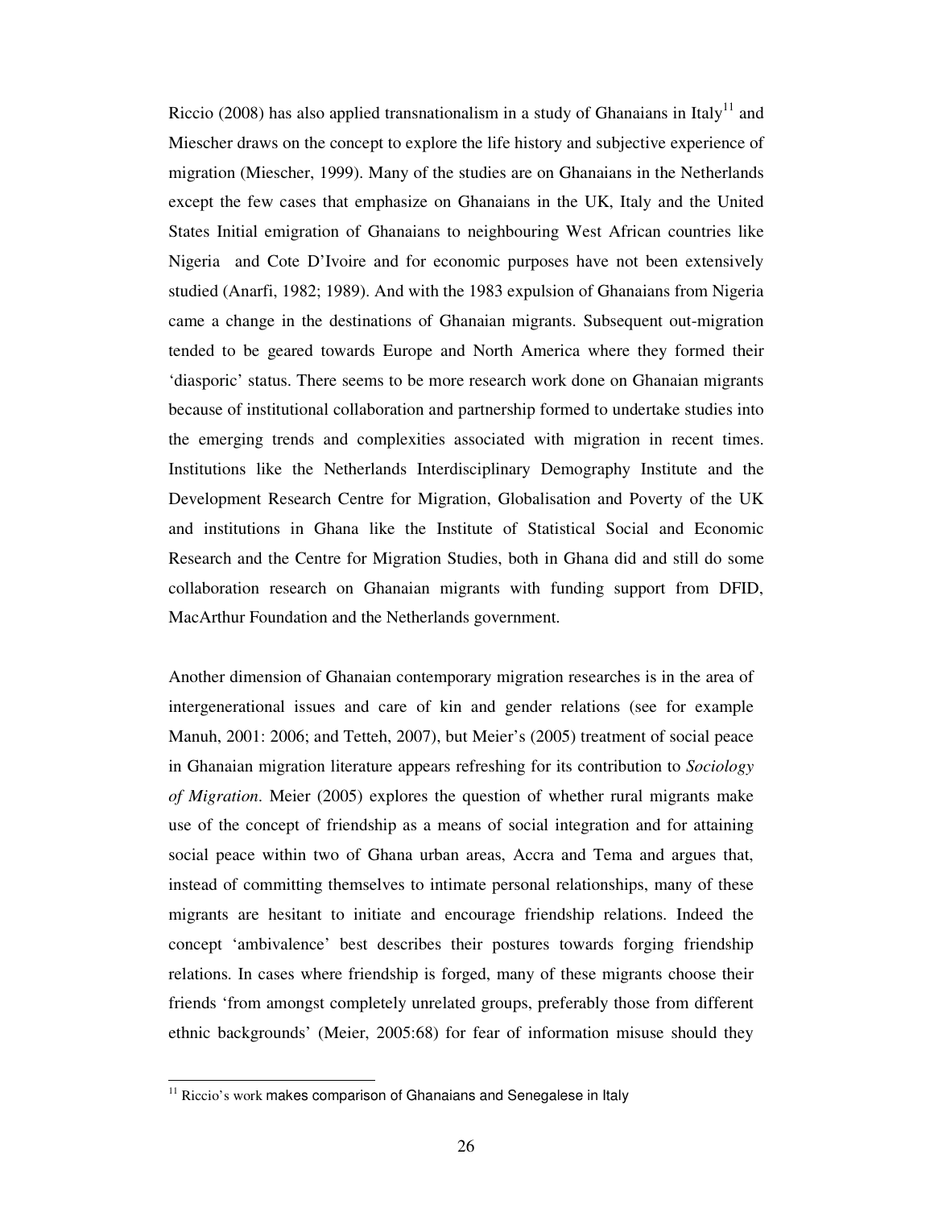Riccio (2008) has also applied transnationalism in a study of Ghanaians in Italy[11] and Miescher draws on the concept to explore the life history and subjective experience of migration (Miescher, 1999). Many of the studies are on Ghanaians in the Netherlands except the few cases that emphasize on Ghanaians in the UK, Italy and the United States Initial emigration of Ghanaians to neighbouring West African countries like Nigeria and Cote D'Ivoire and for economic purposes have not been extensively studied (Anarfi, 1982; 1989). And with the 1983 expulsion of Ghanaians from Nigeria came a change in the destinations of Ghanaian migrants. Subsequent out-migration tended to be geared towards Europe and North America where they formed their 'diasporic' status. There seems to be more research work done on Ghanaian migrants because of institutional collaboration and partnership formed to undertake studies into the emerging trends and complexities associated with migration in recent times. Institutions like the Netherlands Interdisciplinary Demography Institute and the Development Research Centre for Migration, Globalisation and Poverty of the UK and institutions in Ghana like the Institute of Statistical Social and Economic Research and the Centre for Migration Studies, both in Ghana did and still do some collaboration research on Ghanaian migrants with funding support from DFID, MacArthur Foundation and the Netherlands government.

Another dimension of Ghanaian contemporary migration researches is in the area of intergenerational issues and care of kin and gender relations (see for example Manuh, 2001: 2006; and Tetteh, 2007), but Meier's (2005) treatment of social peace in Ghanaian migration literature appears refreshing for its contribution to *Sociology of Migration*. Meier (2005) explores the question of whether rural migrants make use of the concept of friendship as a means of social integration and for attaining social peace within two of Ghana urban areas, Accra and Tema and argues that, instead of committing themselves to intimate personal relationships, many of these migrants are hesitant to initiate and encourage friendship relations. Indeed the concept 'ambivalence' best describes their postures towards forging friendship relations. In cases where friendship is forged, many of these migrants choose their friends 'from amongst completely unrelated groups, preferably those from different ethnic backgrounds' (Meier, 2005:68) for fear of information misuse should they

---

[11] Riccio's work makes comparison of Ghanaians and Senegalese in Italy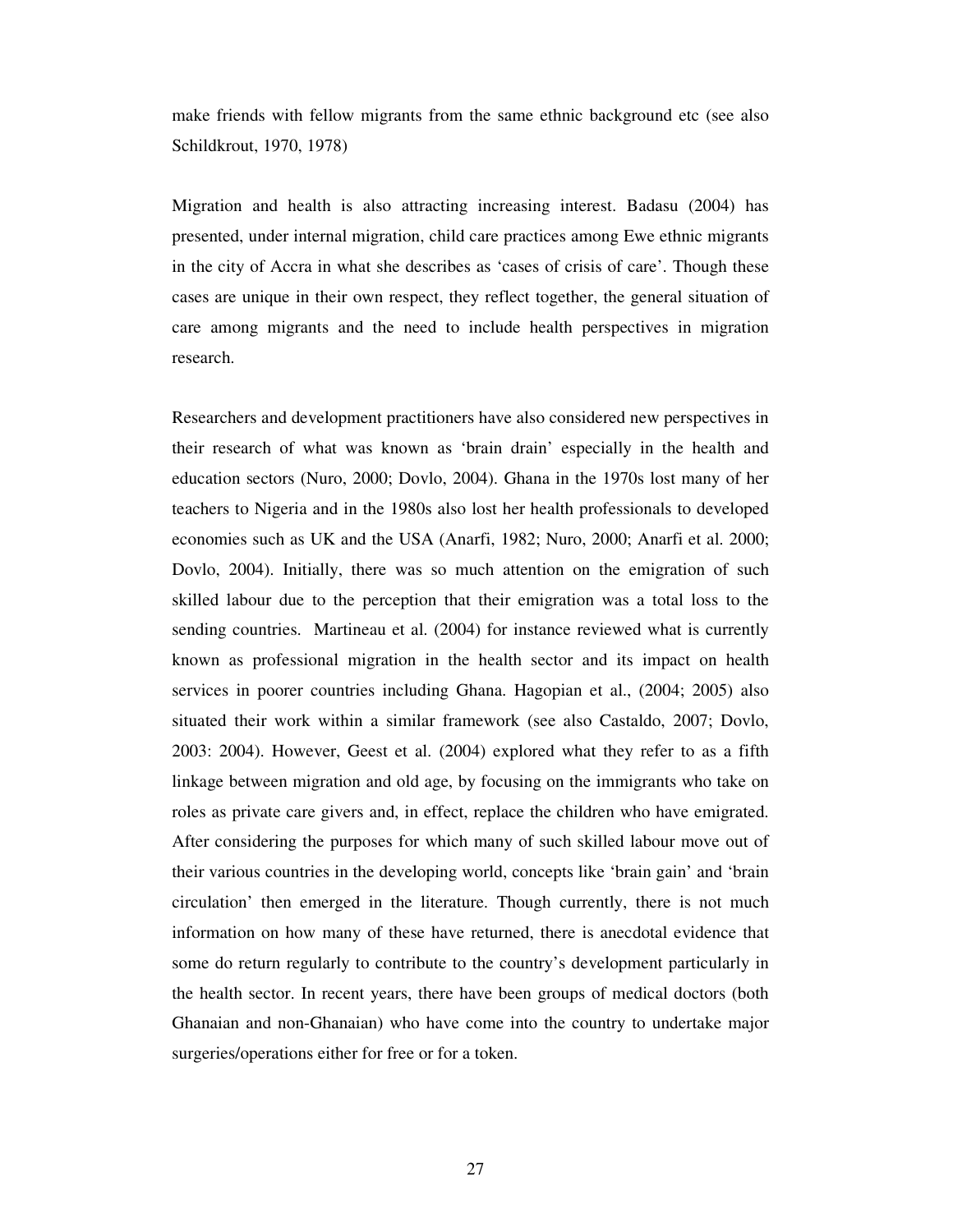make friends with fellow migrants from the same ethnic background etc (see also Schildkrout, 1970, 1978)

Migration and health is also attracting increasing interest. Badasu (2004) has presented, under internal migration, child care practices among Ewe ethnic migrants in the city of Accra in what she describes as 'cases of crisis of care'. Though these cases are unique in their own respect, they reflect together, the general situation of care among migrants and the need to include health perspectives in migration research.

Researchers and development practitioners have also considered new perspectives in their research of what was known as 'brain drain' especially in the health and education sectors (Nuro, 2000; Dovlo, 2004). Ghana in the 1970s lost many of her teachers to Nigeria and in the 1980s also lost her health professionals to developed economies such as UK and the USA (Anarfi, 1982; Nuro, 2000; Anarfi et al. 2000; Dovlo, 2004). Initially, there was so much attention on the emigration of such skilled labour due to the perception that their emigration was a total loss to the sending countries. Martineau et al. (2004) for instance reviewed what is currently known as professional migration in the health sector and its impact on health services in poorer countries including Ghana. Hagopian et al., (2004; 2005) also situated their work within a similar framework (see also Castaldo, 2007; Dovlo, 2003: 2004). However, Geest et al. (2004) explored what they refer to as a fifth linkage between migration and old age, by focusing on the immigrants who take on roles as private care givers and, in effect, replace the children who have emigrated. After considering the purposes for which many of such skilled labour move out of their various countries in the developing world, concepts like 'brain gain' and 'brain circulation' then emerged in the literature. Though currently, there is not much information on how many of these have returned, there is anecdotal evidence that some do return regularly to contribute to the country's development particularly in the health sector. In recent years, there have been groups of medical doctors (both Ghanaian and non-Ghanaian) who have come into the country to undertake major surgeries/operations either for free or for a token.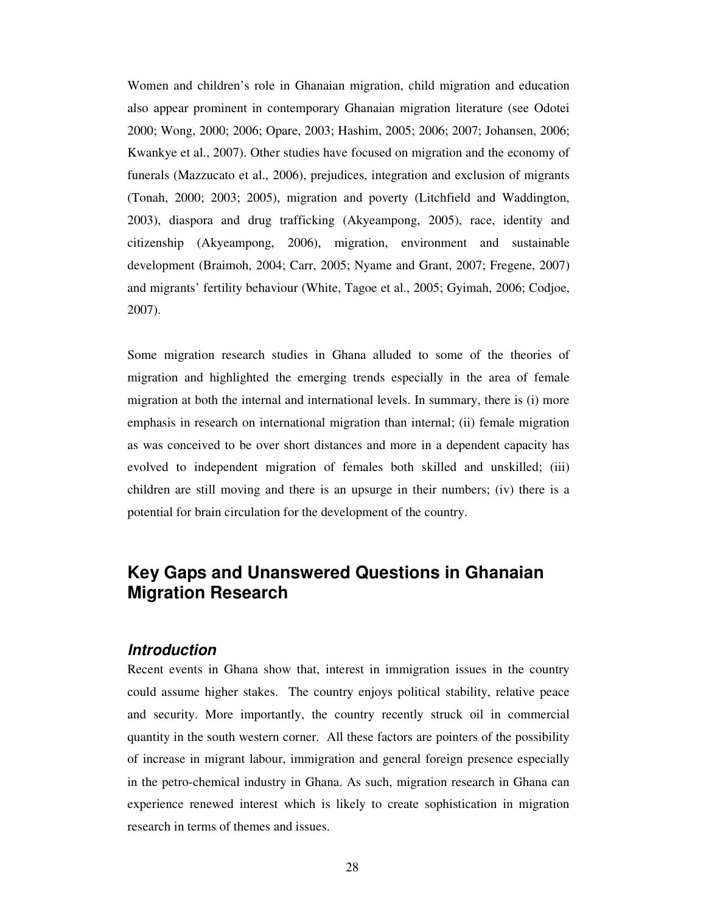Women and children's role in Ghanaian migration, child migration and education also appear prominent in contemporary Ghanaian migration literature (see Odotei 2000; Wong, 2000; 2006; Opare, 2003; Hashim, 2005; 2006; 2007; Johansen, 2006; Kwankye et al., 2007). Other studies have focused on migration and the economy of funerals (Mazzucato et al., 2006), prejudices, integration and exclusion of migrants (Tonah, 2000; 2003; 2005), migration and poverty (Litchfield and Waddington, 2003), diaspora and drug trafficking (Akyeampong, 2005), race, identity and citizenship (Akyeampong, 2006), migration, environment and sustainable development (Braimoh, 2004; Carr, 2005; Nyame and Grant, 2007; Fregene, 2007) and migrants' fertility behaviour (White, Tagoe et al., 2005; Gyimah, 2006; Codjoe, 2007).

Some migration research studies in Ghana alluded to some of the theories of migration and highlighted the emerging trends especially in the area of female migration at both the internal and international levels. In summary, there is (i) more emphasis in research on international migration than internal; (ii) female migration as was conceived to be over short distances and more in a dependent capacity has evolved to independent migration of females both skilled and unskilled; (iii) children are still moving and there is an upsurge in their numbers; (iv) there is a potential for brain circulation for the development of the country.

## Key Gaps and Unanswered Questions in Ghanaian Migration Research

### *Introduction*

Recent events in Ghana show that, interest in immigration issues in the country could assume higher stakes. The country enjoys political stability, relative peace and security. More importantly, the country recently struck oil in commercial quantity in the south western corner. All these factors are pointers of the possibility of increase in migrant labour, immigration and general foreign presence especially in the petro-chemical industry in Ghana. As such, migration research in Ghana can experience renewed interest which is likely to create sophistication in migration research in terms of themes and issues.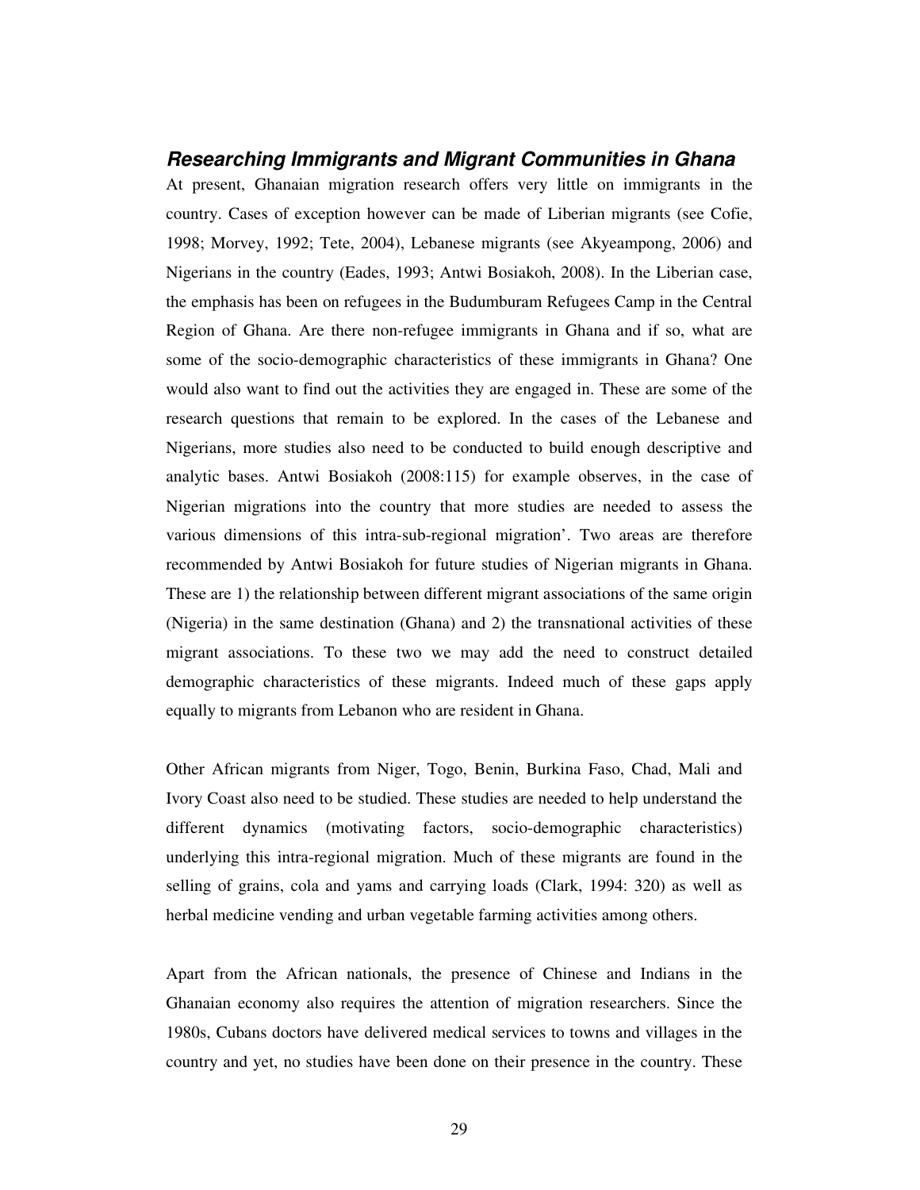### *Researching Immigrants and Migrant Communities in Ghana*

At present, Ghanaian migration research offers very little on immigrants in the country. Cases of exception however can be made of Liberian migrants (see Cofie, 1998; Morvey, 1992; Tete, 2004), Lebanese migrants (see Akyeampong, 2006) and Nigerians in the country (Eades, 1993; Antwi Bosiakoh, 2008). In the Liberian case, the emphasis has been on refugees in the Budumburam Refugees Camp in the Central Region of Ghana. Are there non-refugee immigrants in Ghana and if so, what are some of the socio-demographic characteristics of these immigrants in Ghana? One would also want to find out the activities they are engaged in. These are some of the research questions that remain to be explored. In the cases of the Lebanese and Nigerians, more studies also need to be conducted to build enough descriptive and analytic bases. Antwi Bosiakoh (2008:115) for example observes, in the case of Nigerian migrations into the country that more studies are needed to assess the various dimensions of this intra-sub-regional migration'. Two areas are therefore recommended by Antwi Bosiakoh for future studies of Nigerian migrants in Ghana. These are 1) the relationship between different migrant associations of the same origin (Nigeria) in the same destination (Ghana) and 2) the transnational activities of these migrant associations. To these two we may add the need to construct detailed demographic characteristics of these migrants. Indeed much of these gaps apply equally to migrants from Lebanon who are resident in Ghana.

Other African migrants from Niger, Togo, Benin, Burkina Faso, Chad, Mali and Ivory Coast also need to be studied. These studies are needed to help understand the different dynamics (motivating factors, socio-demographic characteristics) underlying this intra-regional migration. Much of these migrants are found in the selling of grains, cola and yams and carrying loads (Clark, 1994: 320) as well as herbal medicine vending and urban vegetable farming activities among others.

Apart from the African nationals, the presence of Chinese and Indians in the Ghanaian economy also requires the attention of migration researchers. Since the 1980s, Cubans doctors have delivered medical services to towns and villages in the country and yet, no studies have been done on their presence in the country. These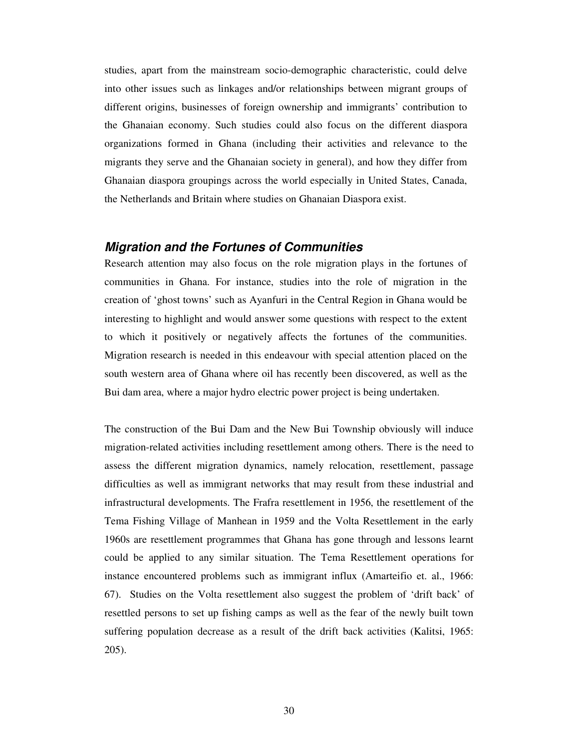studies, apart from the mainstream socio-demographic characteristic, could delve into other issues such as linkages and/or relationships between migrant groups of different origins, businesses of foreign ownership and immigrants' contribution to the Ghanaian economy. Such studies could also focus on the different diaspora organizations formed in Ghana (including their activities and relevance to the migrants they serve and the Ghanaian society in general), and how they differ from Ghanaian diaspora groupings across the world especially in United States, Canada, the Netherlands and Britain where studies on Ghanaian Diaspora exist.

### *Migration and the Fortunes of Communities*

Research attention may also focus on the role migration plays in the fortunes of communities in Ghana. For instance, studies into the role of migration in the creation of 'ghost towns' such as Ayanfuri in the Central Region in Ghana would be interesting to highlight and would answer some questions with respect to the extent to which it positively or negatively affects the fortunes of the communities. Migration research is needed in this endeavour with special attention placed on the south western area of Ghana where oil has recently been discovered, as well as the Bui dam area, where a major hydro electric power project is being undertaken.

The construction of the Bui Dam and the New Bui Township obviously will induce migration-related activities including resettlement among others. There is the need to assess the different migration dynamics, namely relocation, resettlement, passage difficulties as well as immigrant networks that may result from these industrial and infrastructural developments. The Frafra resettlement in 1956, the resettlement of the Tema Fishing Village of Manhean in 1959 and the Volta Resettlement in the early 1960s are resettlement programmes that Ghana has gone through and lessons learnt could be applied to any similar situation. The Tema Resettlement operations for instance encountered problems such as immigrant influx (Amarteifio et. al., 1966: 67). Studies on the Volta resettlement also suggest the problem of 'drift back' of resettled persons to set up fishing camps as well as the fear of the newly built town suffering population decrease as a result of the drift back activities (Kalitsi, 1965: 205).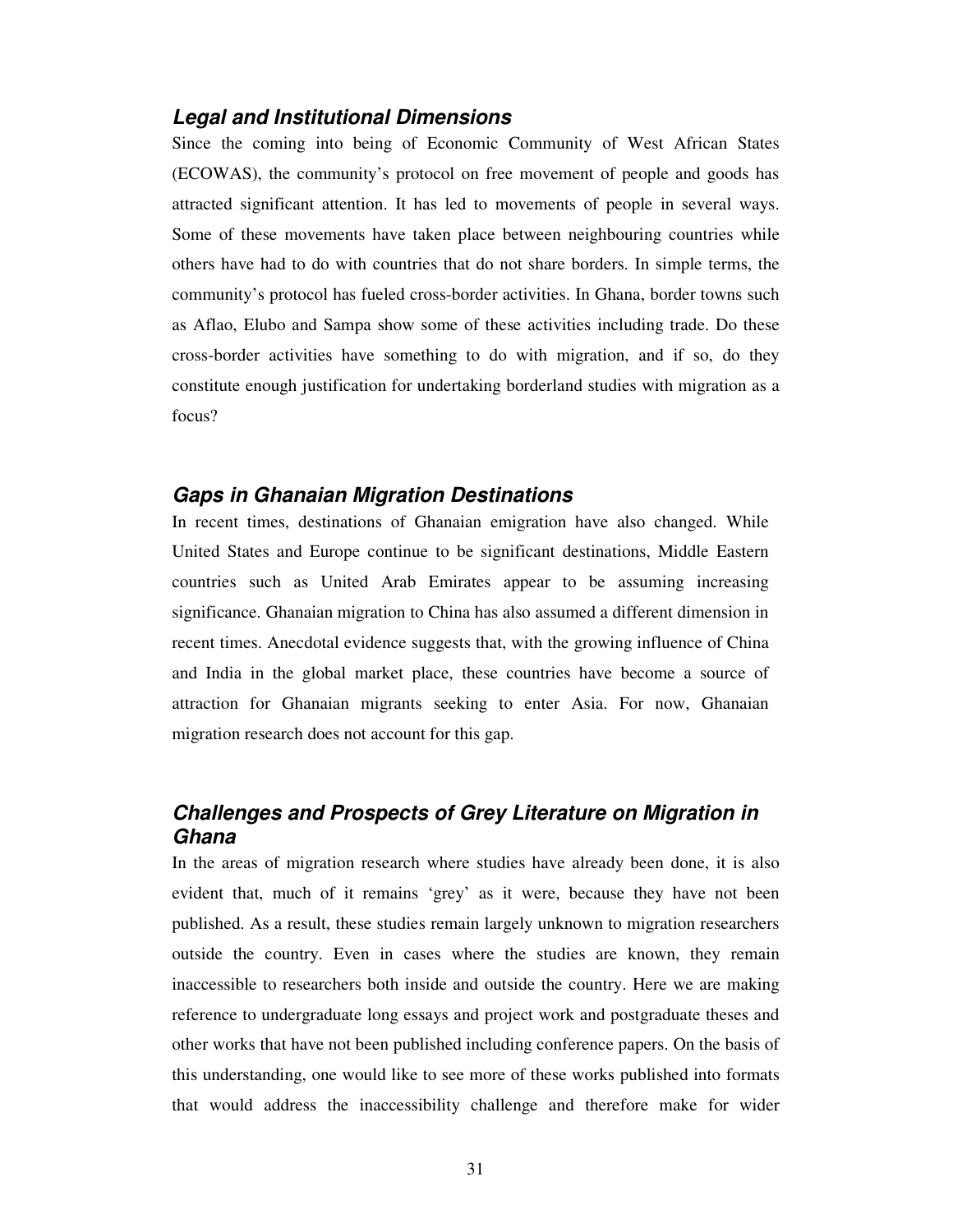### *Legal and Institutional Dimensions*

Since the coming into being of Economic Community of West African States (ECOWAS), the community's protocol on free movement of people and goods has attracted significant attention. It has led to movements of people in several ways. Some of these movements have taken place between neighbouring countries while others have had to do with countries that do not share borders. In simple terms, the community's protocol has fueled cross-border activities. In Ghana, border towns such as Aflao, Elubo and Sampa show some of these activities including trade. Do these cross-border activities have something to do with migration, and if so, do they constitute enough justification for undertaking borderland studies with migration as a focus?

### *Gaps in Ghanaian Migration Destinations*

In recent times, destinations of Ghanaian emigration have also changed. While United States and Europe continue to be significant destinations, Middle Eastern countries such as United Arab Emirates appear to be assuming increasing significance. Ghanaian migration to China has also assumed a different dimension in recent times. Anecdotal evidence suggests that, with the growing influence of China and India in the global market place, these countries have become a source of attraction for Ghanaian migrants seeking to enter Asia. For now, Ghanaian migration research does not account for this gap.

### *Challenges and Prospects of Grey Literature on Migration in Ghana*

In the areas of migration research where studies have already been done, it is also evident that, much of it remains 'grey' as it were, because they have not been published. As a result, these studies remain largely unknown to migration researchers outside the country. Even in cases where the studies are known, they remain inaccessible to researchers both inside and outside the country. Here we are making reference to undergraduate long essays and project work and postgraduate theses and other works that have not been published including conference papers. On the basis of this understanding, one would like to see more of these works published into formats that would address the inaccessibility challenge and therefore make for wider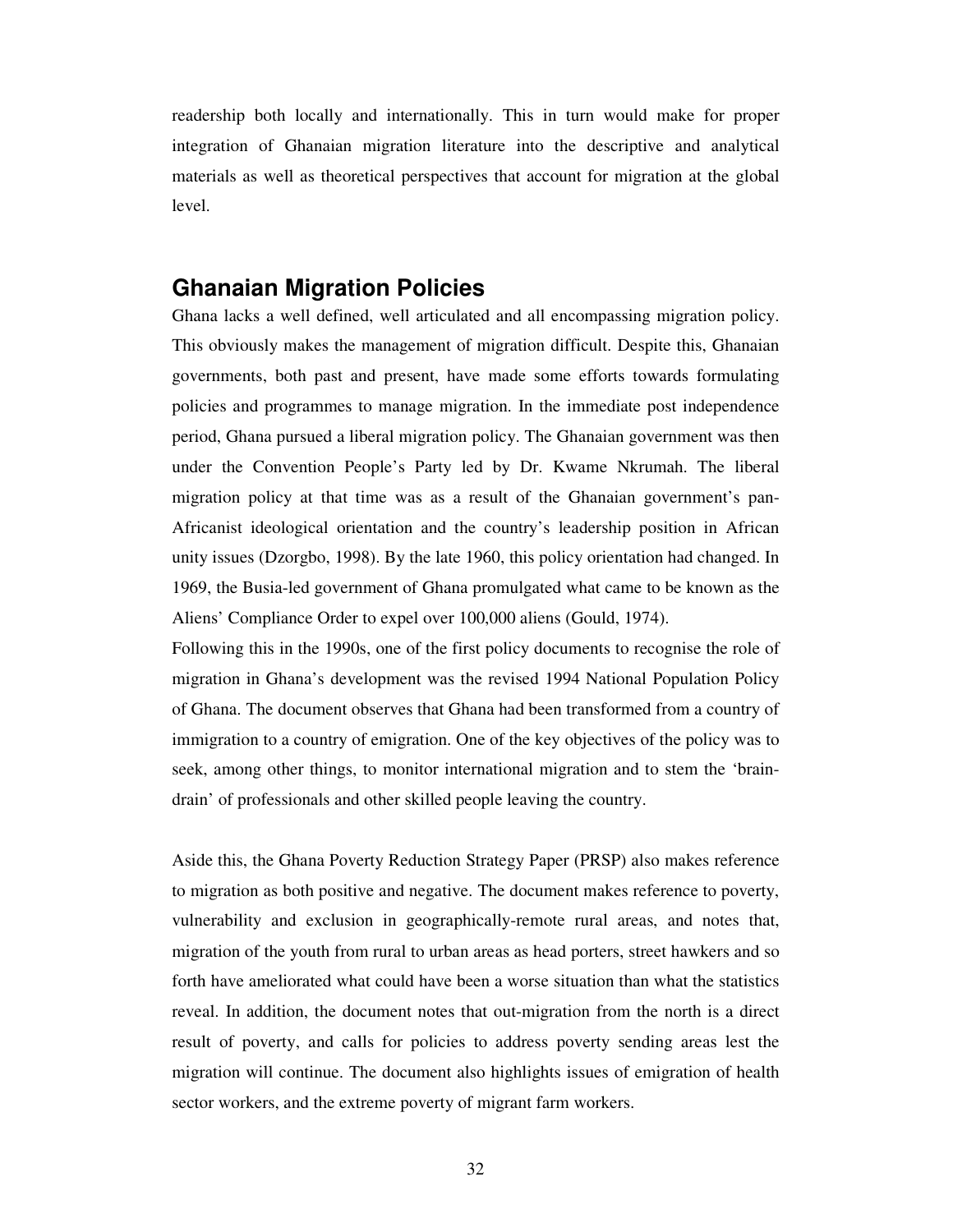readership both locally and internationally. This in turn would make for proper integration of Ghanaian migration literature into the descriptive and analytical materials as well as theoretical perspectives that account for migration at the global level.

## Ghanaian Migration Policies

Ghana lacks a well defined, well articulated and all encompassing migration policy. This obviously makes the management of migration difficult. Despite this, Ghanaian governments, both past and present, have made some efforts towards formulating policies and programmes to manage migration. In the immediate post independence period, Ghana pursued a liberal migration policy. The Ghanaian government was then under the Convention People's Party led by Dr. Kwame Nkrumah. The liberal migration policy at that time was as a result of the Ghanaian government's pan-Africanist ideological orientation and the country's leadership position in African unity issues (Dzorgbo, 1998). By the late 1960, this policy orientation had changed. In 1969, the Busia-led government of Ghana promulgated what came to be known as the Aliens' Compliance Order to expel over 100,000 aliens (Gould, 1974).

Following this in the 1990s, one of the first policy documents to recognise the role of migration in Ghana's development was the revised 1994 National Population Policy of Ghana. The document observes that Ghana had been transformed from a country of immigration to a country of emigration. One of the key objectives of the policy was to seek, among other things, to monitor international migration and to stem the 'brain-drain' of professionals and other skilled people leaving the country.

Aside this, the Ghana Poverty Reduction Strategy Paper (PRSP) also makes reference to migration as both positive and negative. The document makes reference to poverty, vulnerability and exclusion in geographically-remote rural areas, and notes that, migration of the youth from rural to urban areas as head porters, street hawkers and so forth have ameliorated what could have been a worse situation than what the statistics reveal. In addition, the document notes that out-migration from the north is a direct result of poverty, and calls for policies to address poverty sending areas lest the migration will continue. The document also highlights issues of emigration of health sector workers, and the extreme poverty of migrant farm workers.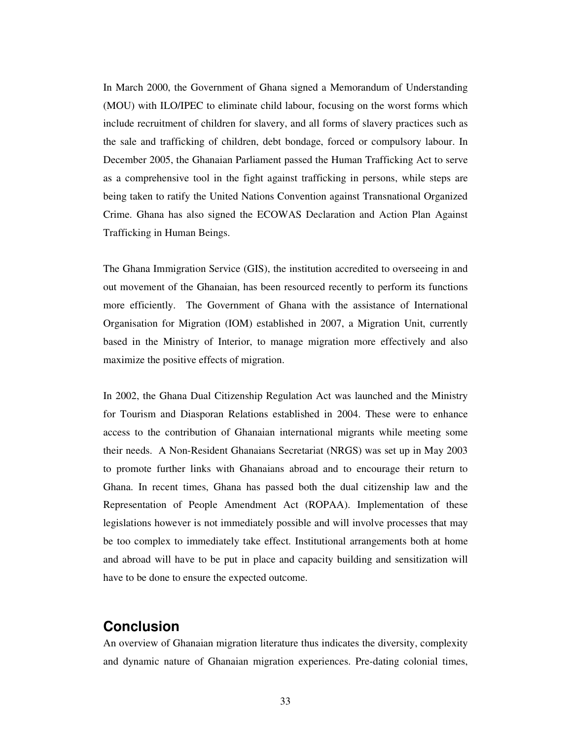In March 2000, the Government of Ghana signed a Memorandum of Understanding (MOU) with ILO/IPEC to eliminate child labour, focusing on the worst forms which include recruitment of children for slavery, and all forms of slavery practices such as the sale and trafficking of children, debt bondage, forced or compulsory labour. In December 2005, the Ghanaian Parliament passed the Human Trafficking Act to serve as a comprehensive tool in the fight against trafficking in persons, while steps are being taken to ratify the United Nations Convention against Transnational Organized Crime. Ghana has also signed the ECOWAS Declaration and Action Plan Against Trafficking in Human Beings.

The Ghana Immigration Service (GIS), the institution accredited to overseeing in and out movement of the Ghanaian, has been resourced recently to perform its functions more efficiently. The Government of Ghana with the assistance of International Organisation for Migration (IOM) established in 2007, a Migration Unit, currently based in the Ministry of Interior, to manage migration more effectively and also maximize the positive effects of migration.

In 2002, the Ghana Dual Citizenship Regulation Act was launched and the Ministry for Tourism and Diasporan Relations established in 2004. These were to enhance access to the contribution of Ghanaian international migrants while meeting some their needs. A Non-Resident Ghanaians Secretariat (NRGS) was set up in May 2003 to promote further links with Ghanaians abroad and to encourage their return to Ghana. In recent times, Ghana has passed both the dual citizenship law and the Representation of People Amendment Act (ROPAA). Implementation of these legislations however is not immediately possible and will involve processes that may be too complex to immediately take effect. Institutional arrangements both at home and abroad will have to be put in place and capacity building and sensitization will have to be done to ensure the expected outcome.

## Conclusion

An overview of Ghanaian migration literature thus indicates the diversity, complexity and dynamic nature of Ghanaian migration experiences. Pre-dating colonial times,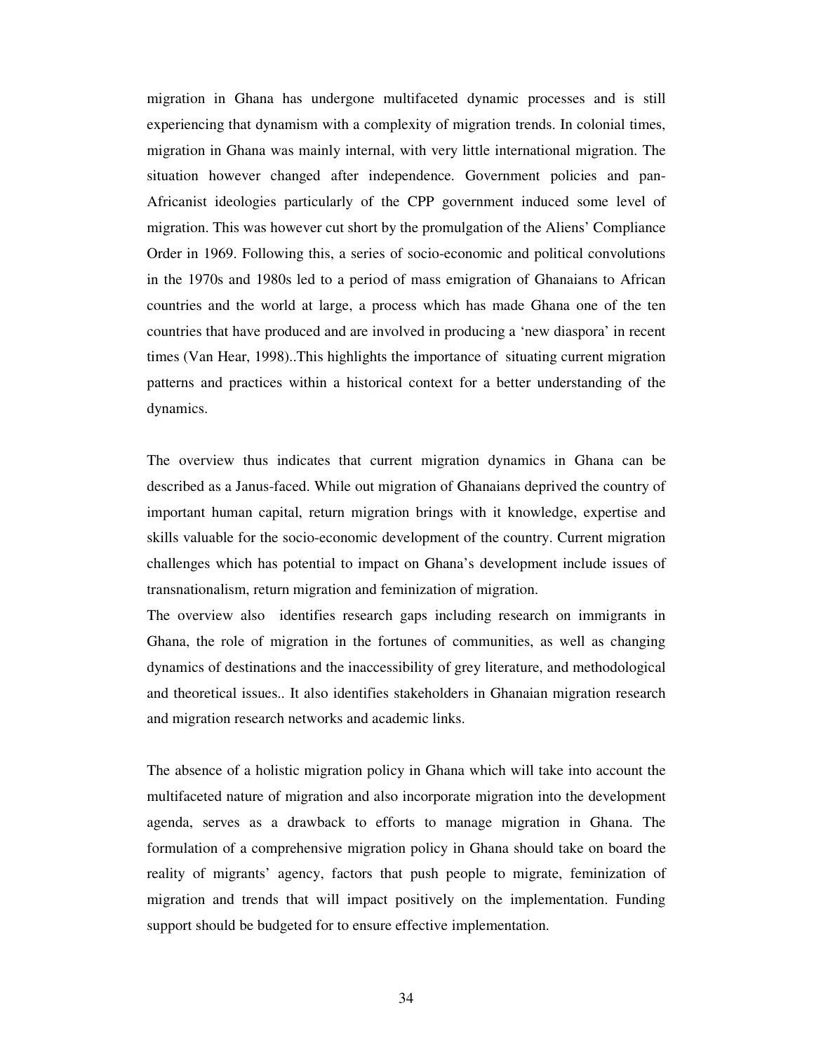migration in Ghana has undergone multifaceted dynamic processes and is still experiencing that dynamism with a complexity of migration trends. In colonial times, migration in Ghana was mainly internal, with very little international migration. The situation however changed after independence. Government policies and pan-Africanist ideologies particularly of the CPP government induced some level of migration. This was however cut short by the promulgation of the Aliens' Compliance Order in 1969. Following this, a series of socio-economic and political convolutions in the 1970s and 1980s led to a period of mass emigration of Ghanaians to African countries and the world at large, a process which has made Ghana one of the ten countries that have produced and are involved in producing a 'new diaspora' in recent times (Van Hear, 1998)..This highlights the importance of situating current migration patterns and practices within a historical context for a better understanding of the dynamics.

The overview thus indicates that current migration dynamics in Ghana can be described as a Janus-faced. While out migration of Ghanaians deprived the country of important human capital, return migration brings with it knowledge, expertise and skills valuable for the socio-economic development of the country. Current migration challenges which has potential to impact on Ghana's development include issues of transnationalism, return migration and feminization of migration.

The overview also identifies research gaps including research on immigrants in Ghana, the role of migration in the fortunes of communities, as well as changing dynamics of destinations and the inaccessibility of grey literature, and methodological and theoretical issues.. It also identifies stakeholders in Ghanaian migration research and migration research networks and academic links.

The absence of a holistic migration policy in Ghana which will take into account the multifaceted nature of migration and also incorporate migration into the development agenda, serves as a drawback to efforts to manage migration in Ghana. The formulation of a comprehensive migration policy in Ghana should take on board the reality of migrants' agency, factors that push people to migrate, feminization of migration and trends that will impact positively on the implementation. Funding support should be budgeted for to ensure effective implementation.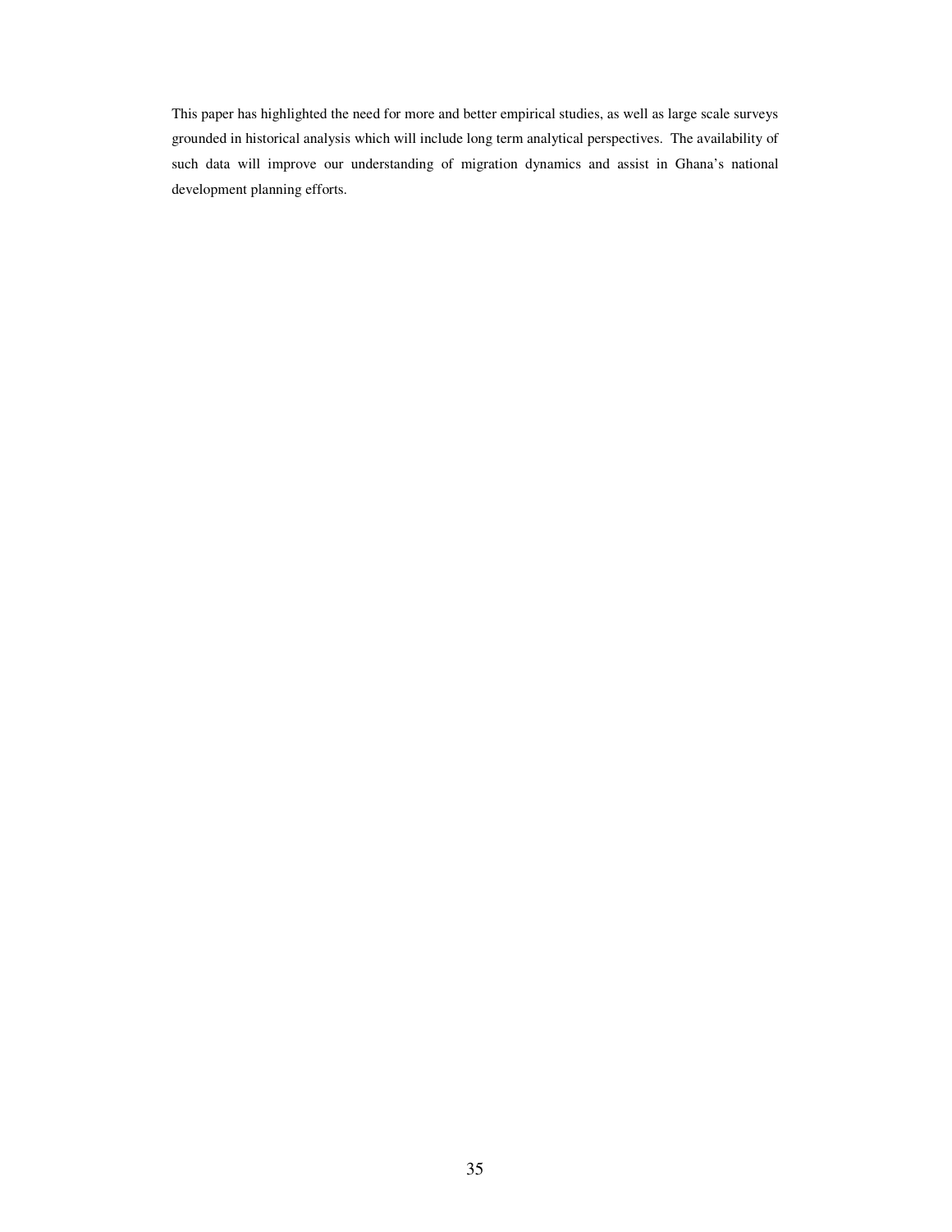This paper has highlighted the need for more and better empirical studies, as well as large scale surveys grounded in historical analysis which will include long term analytical perspectives. The availability of such data will improve our understanding of migration dynamics and assist in Ghana's national development planning efforts.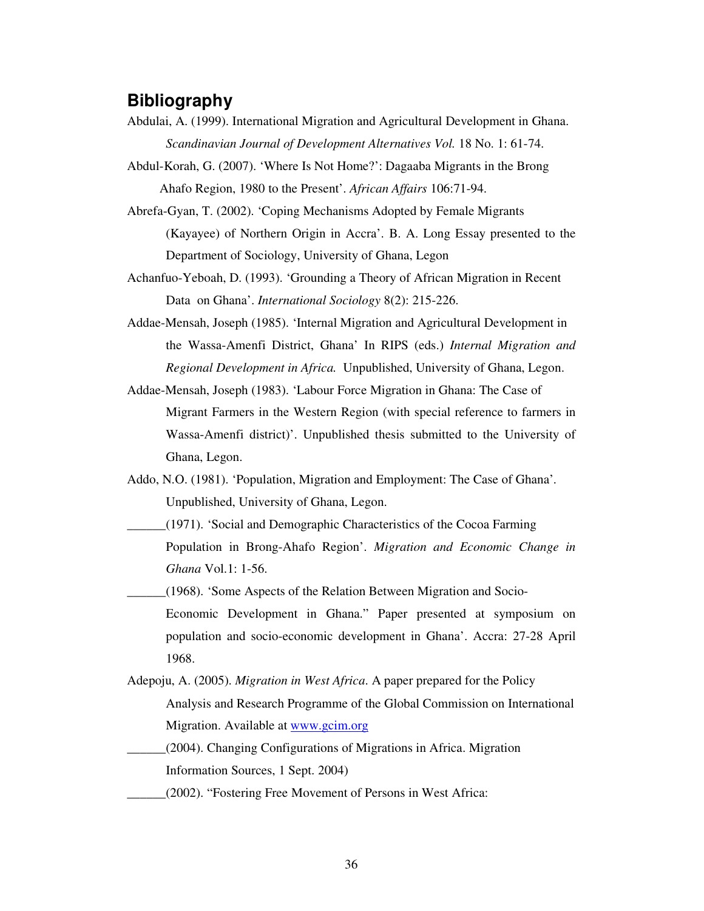## Bibliography

Abdulai, A. (1999). International Migration and Agricultural Development in Ghana. *Scandinavian Journal of Development Alternatives Vol.* 18 No. 1: 61-74.

Abdul-Korah, G. (2007). 'Where Is Not Home?': Dagaaba Migrants in the Brong Ahafo Region, 1980 to the Present'. *African Affairs* 106:71-94.

Abrefa-Gyan, T. (2002). 'Coping Mechanisms Adopted by Female Migrants (Kayayee) of Northern Origin in Accra'. B. A. Long Essay presented to the Department of Sociology, University of Ghana, Legon

Achanfuo-Yeboah, D. (1993). 'Grounding a Theory of African Migration in Recent Data on Ghana'. *International Sociology* 8(2): 215-226.

Addae-Mensah, Joseph (1985). 'Internal Migration and Agricultural Development in the Wassa-Amenfi District, Ghana' In RIPS (eds.) *Internal Migration and Regional Development in Africa.* Unpublished, University of Ghana, Legon.

Addae-Mensah, Joseph (1983). 'Labour Force Migration in Ghana: The Case of Migrant Farmers in the Western Region (with special reference to farmers in Wassa-Amenfi district)'. Unpublished thesis submitted to the University of Ghana, Legon.

Addo, N.O. (1981). 'Population, Migration and Employment: The Case of Ghana'. Unpublished, University of Ghana, Legon.

______(1971). 'Social and Demographic Characteristics of the Cocoa Farming Population in Brong-Ahafo Region'. *Migration and Economic Change in Ghana* Vol.1: 1-56.

______(1968). 'Some Aspects of the Relation Between Migration and Socio-Economic Development in Ghana." Paper presented at symposium on population and socio-economic development in Ghana'. Accra: 27-28 April 1968.

Adepoju, A. (2005). *Migration in West Africa*. A paper prepared for the Policy Analysis and Research Programme of the Global Commission on International Migration. Available at www.gcim.org

______(2004). Changing Configurations of Migrations in Africa. Migration Information Sources, 1 Sept. 2004)

______(2002). "Fostering Free Movement of Persons in West Africa: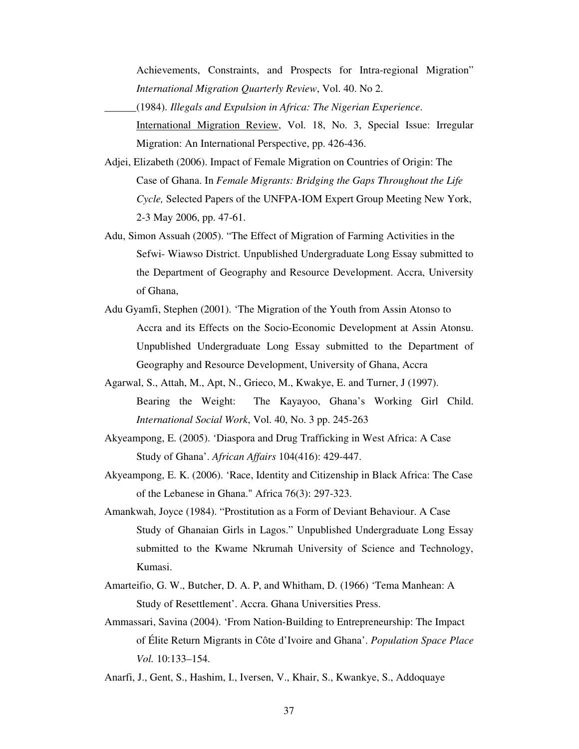Achievements, Constraints, and Prospects for Intra-regional Migration" *International Migration Quarterly Review*, Vol. 40. No 2.

______(1984). *Illegals and Expulsion in Africa: The Nigerian Experience*. International Migration Review, Vol. 18, No. 3, Special Issue: Irregular Migration: An International Perspective, pp. 426-436.

Adjei, Elizabeth (2006). Impact of Female Migration on Countries of Origin: The Case of Ghana. In *Female Migrants: Bridging the Gaps Throughout the Life Cycle,* Selected Papers of the UNFPA-IOM Expert Group Meeting New York, 2-3 May 2006, pp. 47-61.

Adu, Simon Assuah (2005). "The Effect of Migration of Farming Activities in the Sefwi- Wiawso District. Unpublished Undergraduate Long Essay submitted to the Department of Geography and Resource Development. Accra, University of Ghana,

Adu Gyamfi, Stephen (2001). 'The Migration of the Youth from Assin Atonso to Accra and its Effects on the Socio-Economic Development at Assin Atonsu. Unpublished Undergraduate Long Essay submitted to the Department of Geography and Resource Development, University of Ghana, Accra

Agarwal, S., Attah, M., Apt, N., Grieco, M., Kwakye, E. and Turner, J (1997). Bearing the Weight: The Kayayoo, Ghana's Working Girl Child. *International Social Work*, Vol. 40, No. 3 pp. 245-263

Akyeampong, E. (2005). 'Diaspora and Drug Trafficking in West Africa: A Case Study of Ghana'. *African Affairs* 104(416): 429-447.

Akyeampong, E. K. (2006). 'Race, Identity and Citizenship in Black Africa: The Case of the Lebanese in Ghana." Africa 76(3): 297-323.

Amankwah, Joyce (1984). "Prostitution as a Form of Deviant Behaviour. A Case Study of Ghanaian Girls in Lagos." Unpublished Undergraduate Long Essay submitted to the Kwame Nkrumah University of Science and Technology, Kumasi.

Amarteifio, G. W., Butcher, D. A. P, and Whitham, D. (1966) 'Tema Manhean: A Study of Resettlement'. Accra. Ghana Universities Press.

Ammassari, Savina (2004). 'From Nation-Building to Entrepreneurship: The Impact of Élite Return Migrants in Côte d'Ivoire and Ghana'. *Population Space Place Vol.* 10:133–154.

Anarfi, J., Gent, S., Hashim, I., Iversen, V., Khair, S., Kwankye, S., Addoquaye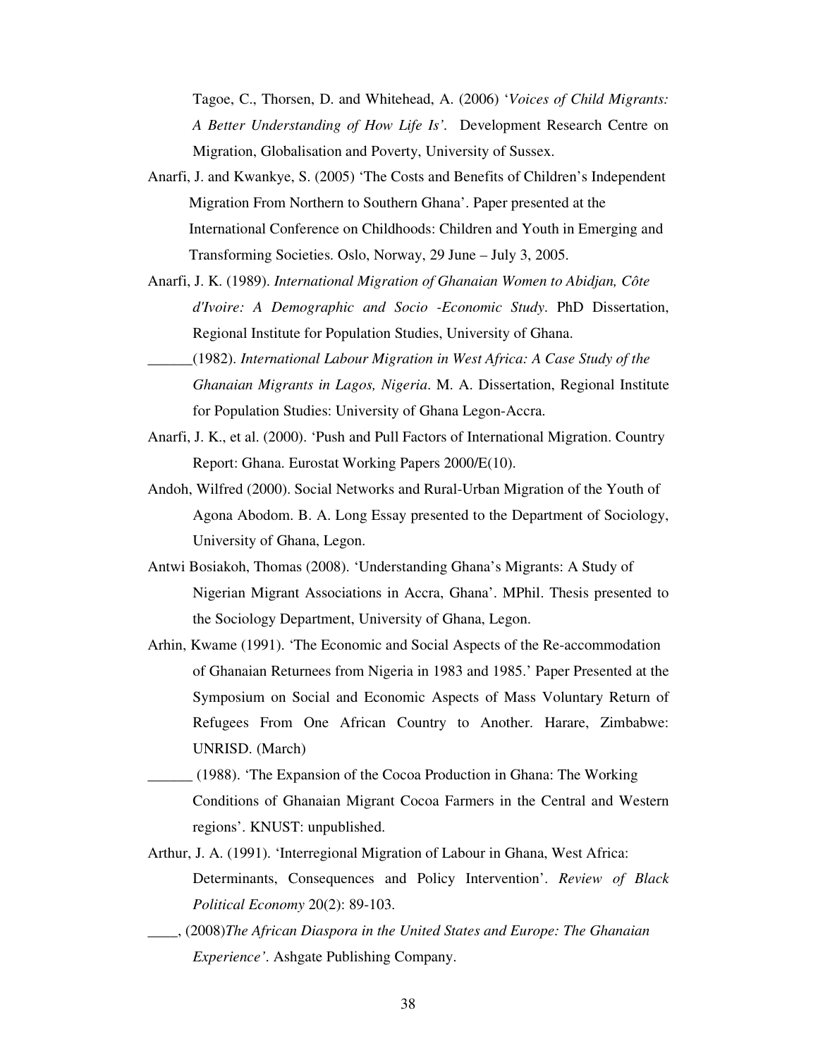Tagoe, C., Thorsen, D. and Whitehead, A. (2006) '*Voices of Child Migrants: A Better Understanding of How Life Is'*. Development Research Centre on Migration, Globalisation and Poverty, University of Sussex.

Anarfi, J. and Kwankye, S. (2005) 'The Costs and Benefits of Children's Independent Migration From Northern to Southern Ghana'. Paper presented at the International Conference on Childhoods: Children and Youth in Emerging and Transforming Societies. Oslo, Norway, 29 June – July 3, 2005.

Anarfi, J. K. (1989). *International Migration of Ghanaian Women to Abidjan, Côte d'Ivoire: A Demographic and Socio -Economic Study*. PhD Dissertation, Regional Institute for Population Studies, University of Ghana.

______(1982). *International Labour Migration in West Africa: A Case Study of the Ghanaian Migrants in Lagos, Nigeria*. M. A. Dissertation, Regional Institute for Population Studies: University of Ghana Legon-Accra.

Anarfi, J. K., et al. (2000). 'Push and Pull Factors of International Migration. Country Report: Ghana. Eurostat Working Papers 2000/E(10).

Andoh, Wilfred (2000). Social Networks and Rural-Urban Migration of the Youth of Agona Abodom. B. A. Long Essay presented to the Department of Sociology, University of Ghana, Legon.

Antwi Bosiakoh, Thomas (2008). 'Understanding Ghana's Migrants: A Study of Nigerian Migrant Associations in Accra, Ghana'. MPhil. Thesis presented to the Sociology Department, University of Ghana, Legon.

Arhin, Kwame (1991). 'The Economic and Social Aspects of the Re-accommodation of Ghanaian Returnees from Nigeria in 1983 and 1985.' Paper Presented at the Symposium on Social and Economic Aspects of Mass Voluntary Return of Refugees From One African Country to Another. Harare, Zimbabwe: UNRISD. (March)

______ (1988). 'The Expansion of the Cocoa Production in Ghana: The Working Conditions of Ghanaian Migrant Cocoa Farmers in the Central and Western regions'. KNUST: unpublished.

Arthur, J. A. (1991). 'Interregional Migration of Labour in Ghana, West Africa: Determinants, Consequences and Policy Intervention'. *Review of Black Political Economy* 20(2): 89-103.

____, (2008)*The African Diaspora in the United States and Europe: The Ghanaian Experience'*. Ashgate Publishing Company.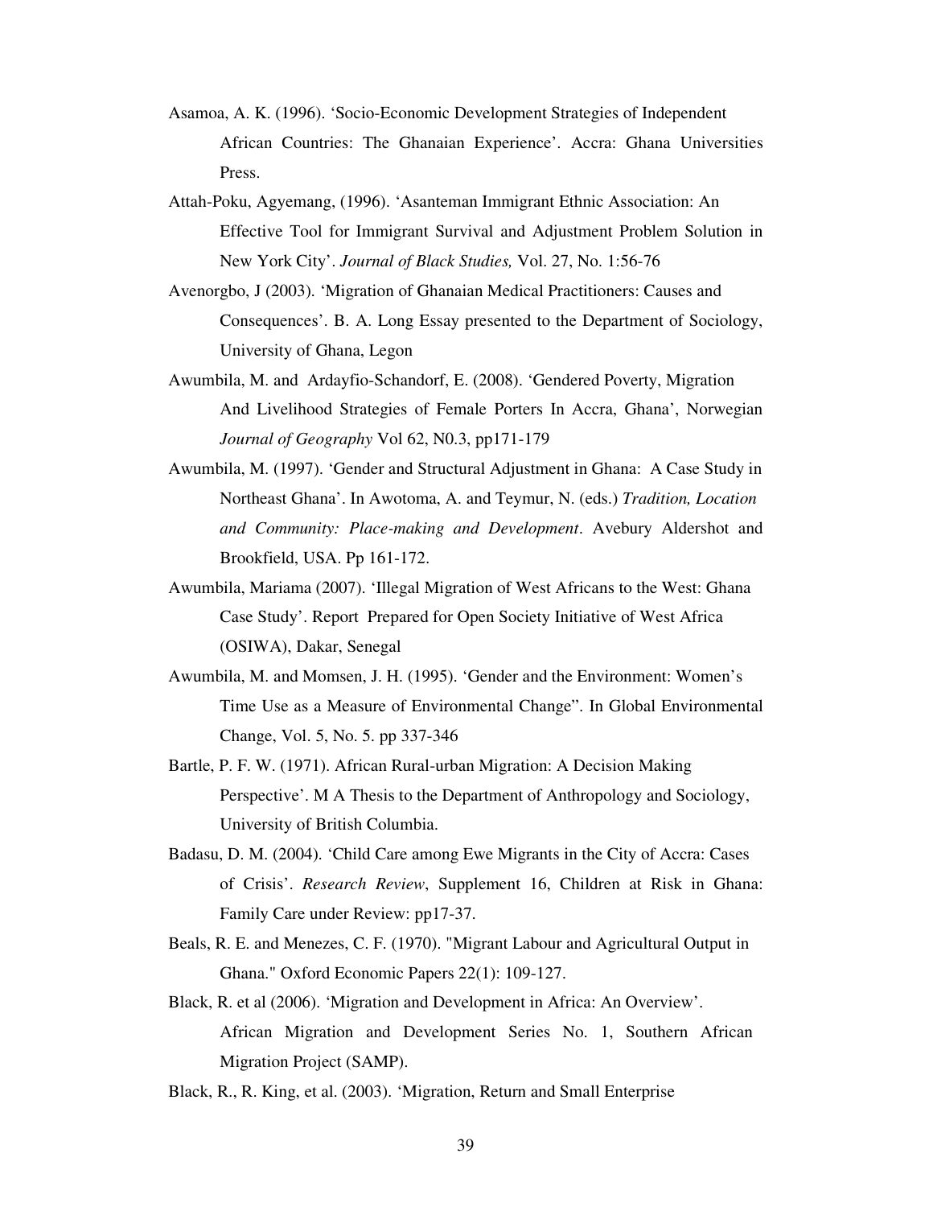Asamoa, A. K. (1996). 'Socio-Economic Development Strategies of Independent African Countries: The Ghanaian Experience'. Accra: Ghana Universities Press.

Attah-Poku, Agyemang, (1996). 'Asanteman Immigrant Ethnic Association: An Effective Tool for Immigrant Survival and Adjustment Problem Solution in New York City'. *Journal of Black Studies,* Vol. 27, No. 1:56-76

Avenorgbo, J (2003). 'Migration of Ghanaian Medical Practitioners: Causes and Consequences'. B. A. Long Essay presented to the Department of Sociology, University of Ghana, Legon

Awumbila, M. and Ardayfio-Schandorf, E. (2008). 'Gendered Poverty, Migration And Livelihood Strategies of Female Porters In Accra, Ghana', Norwegian *Journal of Geography* Vol 62, N0.3, pp171-179

Awumbila, M. (1997). 'Gender and Structural Adjustment in Ghana: A Case Study in Northeast Ghana'. In Awotoma, A. and Teymur, N. (eds.) *Tradition, Location and Community: Place-making and Development*. Avebury Aldershot and Brookfield, USA. Pp 161-172.

Awumbila, Mariama (2007). 'Illegal Migration of West Africans to the West: Ghana Case Study'. Report Prepared for Open Society Initiative of West Africa (OSIWA), Dakar, Senegal

Awumbila, M. and Momsen, J. H. (1995). 'Gender and the Environment: Women's Time Use as a Measure of Environmental Change". In Global Environmental Change, Vol. 5, No. 5. pp 337-346

Bartle, P. F. W. (1971). African Rural-urban Migration: A Decision Making Perspective'. M A Thesis to the Department of Anthropology and Sociology, University of British Columbia.

Badasu, D. M. (2004). 'Child Care among Ewe Migrants in the City of Accra: Cases of Crisis'. *Research Review*, Supplement 16, Children at Risk in Ghana: Family Care under Review: pp17-37.

Beals, R. E. and Menezes, C. F. (1970). "Migrant Labour and Agricultural Output in Ghana." Oxford Economic Papers 22(1): 109-127.

Black, R. et al (2006). 'Migration and Development in Africa: An Overview'. African Migration and Development Series No. 1, Southern African Migration Project (SAMP).

Black, R., R. King, et al. (2003). 'Migration, Return and Small Enterprise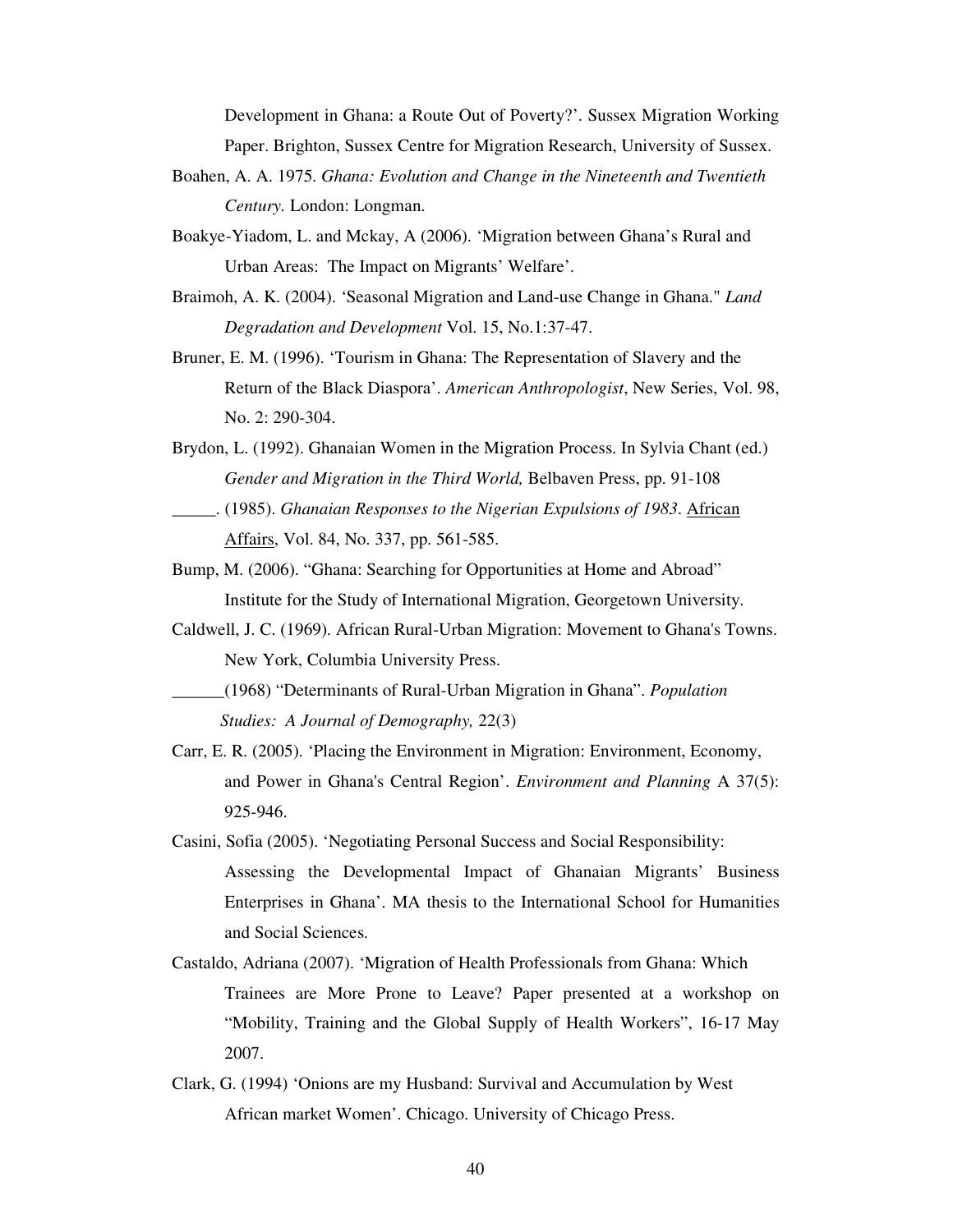Development in Ghana: a Route Out of Poverty?'. Sussex Migration Working Paper. Brighton, Sussex Centre for Migration Research, University of Sussex.

Boahen, A. A. 1975. *Ghana: Evolution and Change in the Nineteenth and Twentieth Century*. London: Longman.

Boakye-Yiadom, L. and Mckay, A (2006). 'Migration between Ghana's Rural and Urban Areas: The Impact on Migrants' Welfare'.

Braimoh, A. K. (2004). 'Seasonal Migration and Land-use Change in Ghana." *Land Degradation and Development* Vol. 15, No.1:37-47.

Bruner, E. M. (1996). 'Tourism in Ghana: The Representation of Slavery and the Return of the Black Diaspora'. *American Anthropologist*, New Series, Vol. 98, No. 2: 290-304.

Brydon, L. (1992). Ghanaian Women in the Migration Process. In Sylvia Chant (ed.) *Gender and Migration in the Third World,* Belbaven Press, pp. 91-108

_____. (1985). *Ghanaian Responses to the Nigerian Expulsions of 1983*. African Affairs, Vol. 84, No. 337, pp. 561-585.

Bump, M. (2006). "Ghana: Searching for Opportunities at Home and Abroad" Institute for the Study of International Migration, Georgetown University.

Caldwell, J. C. (1969). African Rural-Urban Migration: Movement to Ghana's Towns. New York, Columbia University Press.

______(1968) "Determinants of Rural-Urban Migration in Ghana". *Population Studies: A Journal of Demography,* 22(3)

Carr, E. R. (2005). 'Placing the Environment in Migration: Environment, Economy, and Power in Ghana's Central Region'. *Environment and Planning* A 37(5): 925-946.

Casini, Sofia (2005). 'Negotiating Personal Success and Social Responsibility: Assessing the Developmental Impact of Ghanaian Migrants' Business Enterprises in Ghana'. MA thesis to the International School for Humanities and Social Sciences.

Castaldo, Adriana (2007). 'Migration of Health Professionals from Ghana: Which Trainees are More Prone to Leave? Paper presented at a workshop on "Mobility, Training and the Global Supply of Health Workers", 16-17 May 2007.

Clark, G. (1994) 'Onions are my Husband: Survival and Accumulation by West African market Women'. Chicago. University of Chicago Press.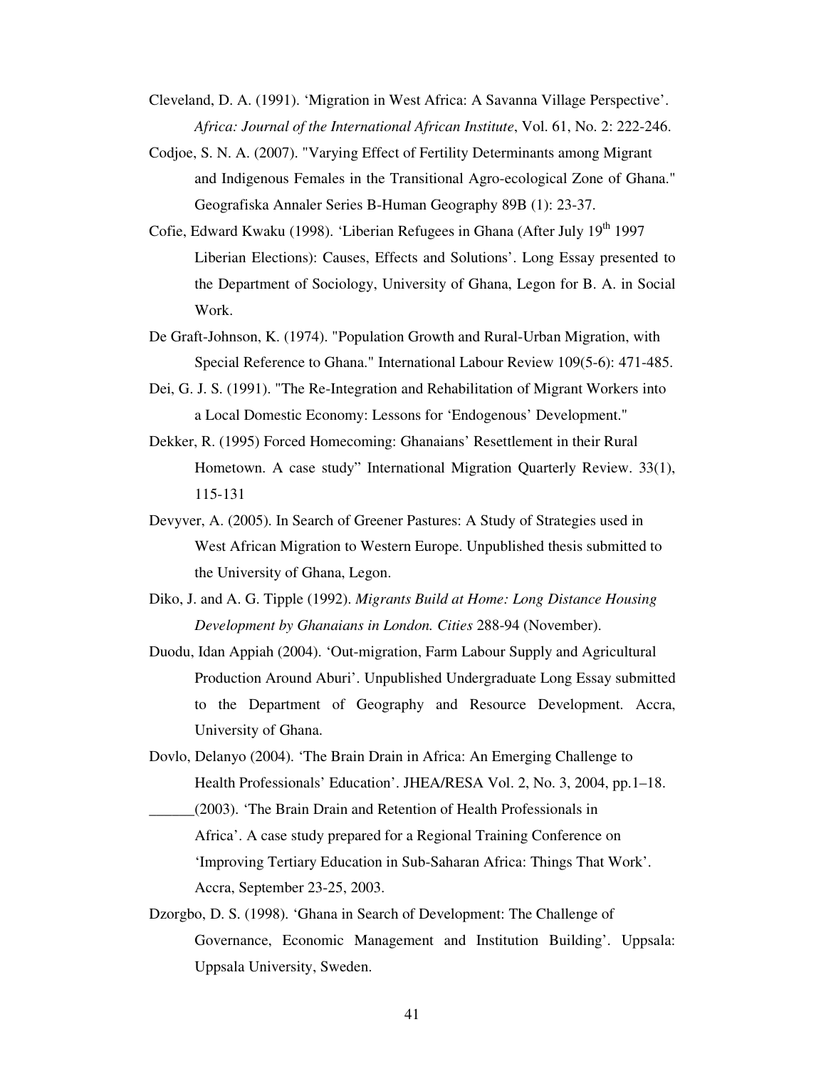Cleveland, D. A. (1991). 'Migration in West Africa: A Savanna Village Perspective'. *Africa: Journal of the International African Institute*, Vol. 61, No. 2: 222-246.

Codjoe, S. N. A. (2007). "Varying Effect of Fertility Determinants among Migrant and Indigenous Females in the Transitional Agro-ecological Zone of Ghana." Geografiska Annaler Series B-Human Geography 89B (1): 23-37.

Cofie, Edward Kwaku (1998). 'Liberian Refugees in Ghana (After July 19th 1997 Liberian Elections): Causes, Effects and Solutions'. Long Essay presented to the Department of Sociology, University of Ghana, Legon for B. A. in Social Work.

De Graft-Johnson, K. (1974). "Population Growth and Rural-Urban Migration, with Special Reference to Ghana." International Labour Review 109(5-6): 471-485.

Dei, G. J. S. (1991). "The Re-Integration and Rehabilitation of Migrant Workers into a Local Domestic Economy: Lessons for 'Endogenous' Development."

Dekker, R. (1995) Forced Homecoming: Ghanaians' Resettlement in their Rural Hometown. A case study" International Migration Quarterly Review. 33(1), 115-131

Devyver, A. (2005). In Search of Greener Pastures: A Study of Strategies used in West African Migration to Western Europe. Unpublished thesis submitted to the University of Ghana, Legon.

Diko, J. and A. G. Tipple (1992). *Migrants Build at Home: Long Distance Housing Development by Ghanaians in London. Cities* 288-94 (November).

Duodu, Idan Appiah (2004). 'Out-migration, Farm Labour Supply and Agricultural Production Around Aburi'. Unpublished Undergraduate Long Essay submitted to the Department of Geography and Resource Development. Accra, University of Ghana.

Dovlo, Delanyo (2004). 'The Brain Drain in Africa: An Emerging Challenge to Health Professionals' Education'. JHEA/RESA Vol. 2, No. 3, 2004, pp.1–18.

______(2003). 'The Brain Drain and Retention of Health Professionals in Africa'. A case study prepared for a Regional Training Conference on 'Improving Tertiary Education in Sub-Saharan Africa: Things That Work'. Accra, September 23-25, 2003.

Dzorgbo, D. S. (1998). 'Ghana in Search of Development: The Challenge of Governance, Economic Management and Institution Building'. Uppsala: Uppsala University, Sweden.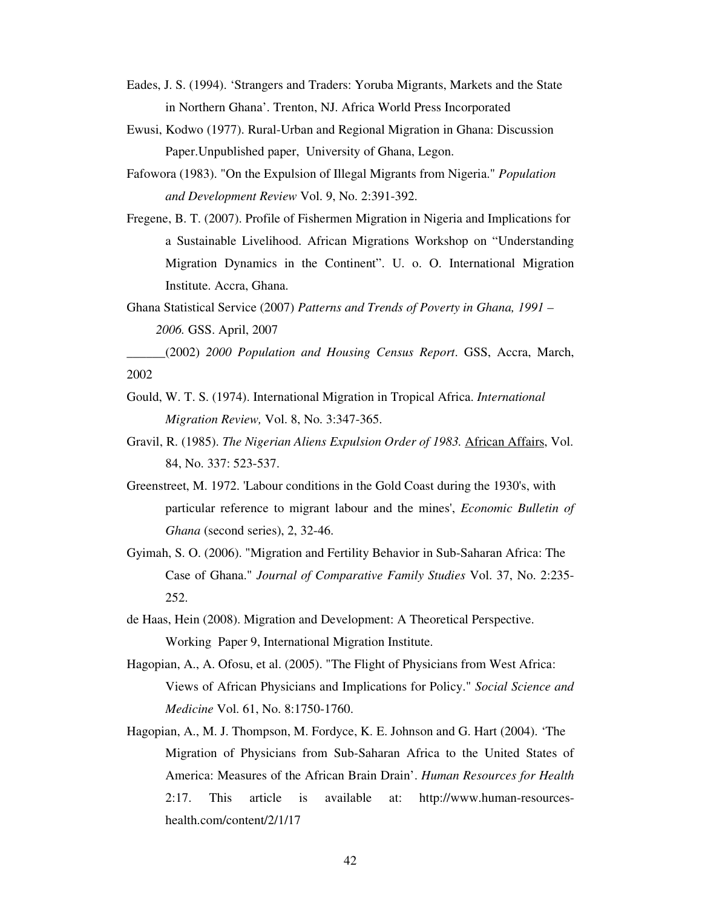Eades, J. S. (1994). 'Strangers and Traders: Yoruba Migrants, Markets and the State in Northern Ghana'. Trenton, NJ. Africa World Press Incorporated

Ewusi, Kodwo (1977). Rural-Urban and Regional Migration in Ghana: Discussion Paper.Unpublished paper, University of Ghana, Legon.

Fafowora (1983). "On the Expulsion of Illegal Migrants from Nigeria." *Population and Development Review* Vol. 9, No. 2:391-392.

Fregene, B. T. (2007). Profile of Fishermen Migration in Nigeria and Implications for a Sustainable Livelihood. African Migrations Workshop on "Understanding Migration Dynamics in the Continent". U. o. O. International Migration Institute. Accra, Ghana.

Ghana Statistical Service (2007) *Patterns and Trends of Poverty in Ghana, 1991 – 2006.* GSS. April, 2007

______(2002) *2000 Population and Housing Census Report*. GSS, Accra, March, 2002

Gould, W. T. S. (1974). International Migration in Tropical Africa. *International Migration Review,* Vol. 8, No. 3:347-365.

Gravil, R. (1985). *The Nigerian Aliens Expulsion Order of 1983.* African Affairs, Vol. 84, No. 337: 523-537.

Greenstreet, M. 1972. 'Labour conditions in the Gold Coast during the 1930's, with particular reference to migrant labour and the mines', *Economic Bulletin of Ghana* (second series), 2, 32-46.

Gyimah, S. O. (2006). "Migration and Fertility Behavior in Sub-Saharan Africa: The Case of Ghana." *Journal of Comparative Family Studies* Vol. 37, No. 2:235-252.

de Haas, Hein (2008). Migration and Development: A Theoretical Perspective. Working Paper 9, International Migration Institute.

Hagopian, A., A. Ofosu, et al. (2005). "The Flight of Physicians from West Africa: Views of African Physicians and Implications for Policy." *Social Science and Medicine* Vol. 61, No. 8:1750-1760.

Hagopian, A., M. J. Thompson, M. Fordyce, K. E. Johnson and G. Hart (2004). 'The Migration of Physicians from Sub-Saharan Africa to the United States of America: Measures of the African Brain Drain'. *Human Resources for Health* 2:17. This article is available at: http://www.human-resources-health.com/content/2/1/17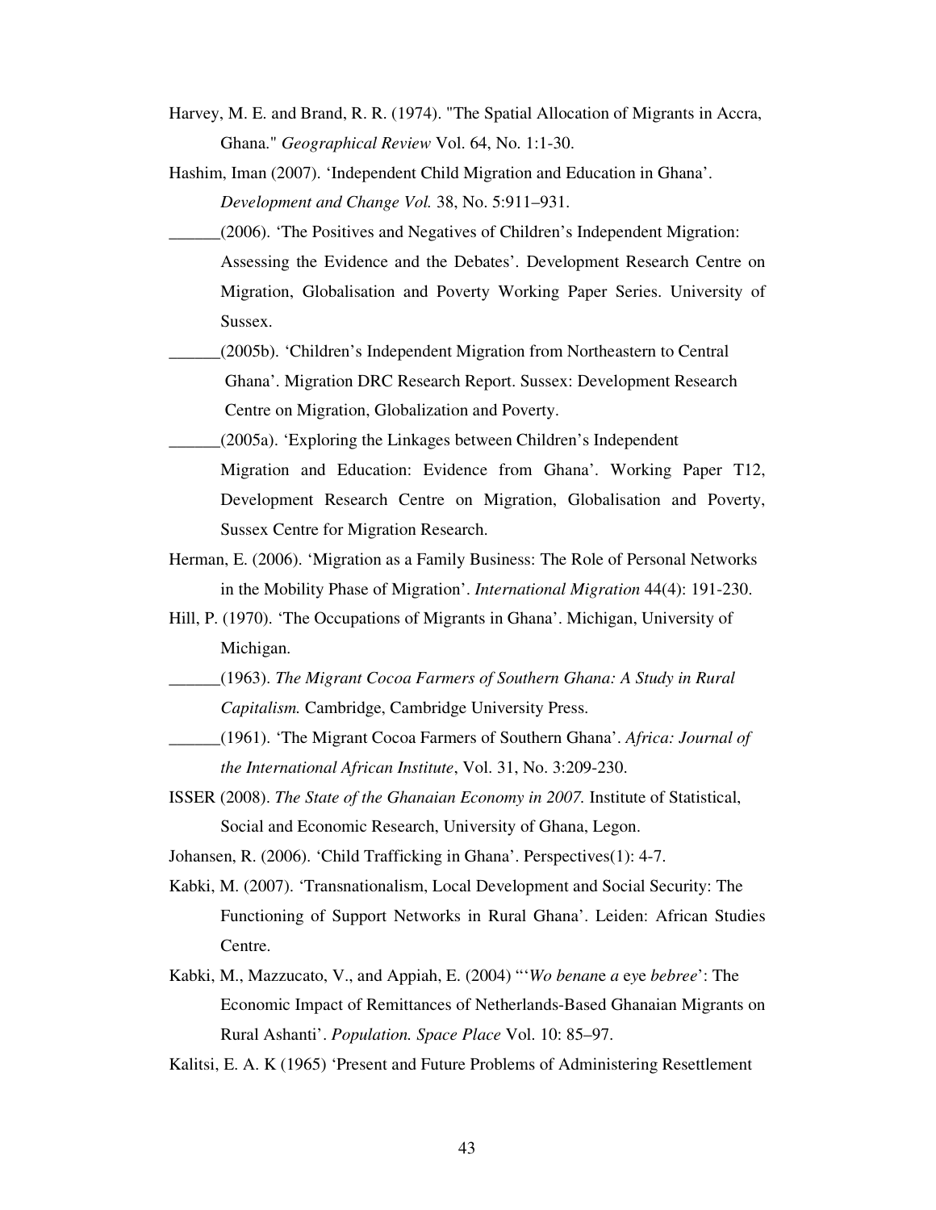Harvey, M. E. and Brand, R. R. (1974). "The Spatial Allocation of Migrants in Accra, Ghana." *Geographical Review* Vol. 64, No. 1:1-30.

Hashim, Iman (2007). 'Independent Child Migration and Education in Ghana'. *Development and Change Vol.* 38, No. 5:911–931.

______(2006). 'The Positives and Negatives of Children's Independent Migration: Assessing the Evidence and the Debates'. Development Research Centre on Migration, Globalisation and Poverty Working Paper Series. University of Sussex.

______(2005b). 'Children's Independent Migration from Northeastern to Central Ghana'. Migration DRC Research Report. Sussex: Development Research Centre on Migration, Globalization and Poverty.

______(2005a). 'Exploring the Linkages between Children's Independent Migration and Education: Evidence from Ghana'. Working Paper T12, Development Research Centre on Migration, Globalisation and Poverty, Sussex Centre for Migration Research.

Herman, E. (2006). 'Migration as a Family Business: The Role of Personal Networks in the Mobility Phase of Migration'. *International Migration* 44(4): 191-230.

Hill, P. (1970). 'The Occupations of Migrants in Ghana'. Michigan, University of Michigan.

______(1963). *The Migrant Cocoa Farmers of Southern Ghana: A Study in Rural Capitalism.* Cambridge, Cambridge University Press.

______(1961). 'The Migrant Cocoa Farmers of Southern Ghana'. *Africa: Journal of the International African Institute*, Vol. 31, No. 3:209-230.

ISSER (2008). *The State of the Ghanaian Economy in 2007.* Institute of Statistical, Social and Economic Research, University of Ghana, Legon.

Johansen, R. (2006). 'Child Trafficking in Ghana'. Perspectives(1): 4-7.

Kabki, M. (2007). 'Transnationalism, Local Development and Social Security: The Functioning of Support Networks in Rural Ghana'. Leiden: African Studies Centre.

Kabki, M., Mazzucato, V., and Appiah, E. (2004) "'*Wo benan*e *a* ey*e bebree*': The Economic Impact of Remittances of Netherlands-Based Ghanaian Migrants on Rural Ashanti'. *Population. Space Place* Vol. 10: 85–97.

Kalitsi, E. A. K (1965) 'Present and Future Problems of Administering Resettlement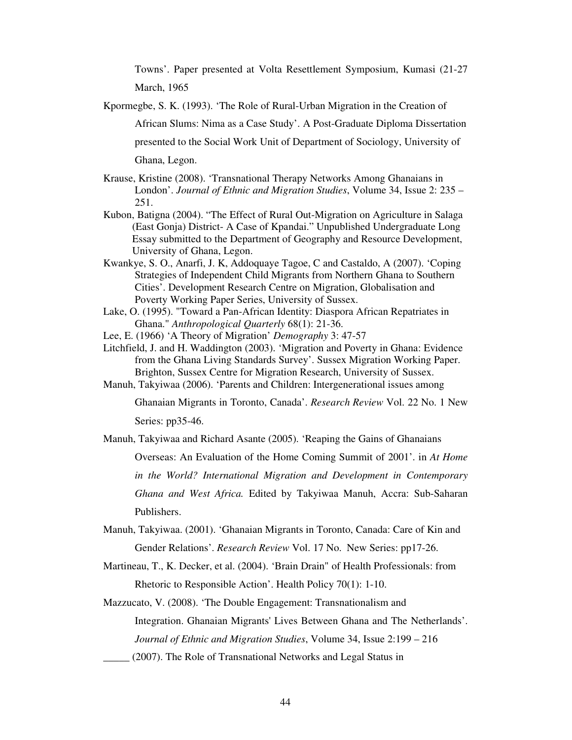Towns'. Paper presented at Volta Resettlement Symposium, Kumasi (21-27 March, 1965

Kpormegbe, S. K. (1993). 'The Role of Rural-Urban Migration in the Creation of African Slums: Nima as a Case Study'. A Post-Graduate Diploma Dissertation presented to the Social Work Unit of Department of Sociology, University of Ghana, Legon.

Krause, Kristine (2008). 'Transnational Therapy Networks Among Ghanaians in London'. *Journal of Ethnic and Migration Studies*, Volume 34, Issue 2: 235 – 251.

Kubon, Batigna (2004). "The Effect of Rural Out-Migration on Agriculture in Salaga (East Gonja) District- A Case of Kpandai." Unpublished Undergraduate Long Essay submitted to the Department of Geography and Resource Development, University of Ghana, Legon.

Kwankye, S. O., Anarfi, J. K, Addoquaye Tagoe, C and Castaldo, A (2007). 'Coping Strategies of Independent Child Migrants from Northern Ghana to Southern Cities'. Development Research Centre on Migration, Globalisation and Poverty Working Paper Series, University of Sussex.

Lake, O. (1995). "Toward a Pan-African Identity: Diaspora African Repatriates in Ghana." *Anthropological Quarterly* 68(1): 21-36.

Lee, E. (1966) 'A Theory of Migration' *Demography* 3: 47-57

Litchfield, J. and H. Waddington (2003). 'Migration and Poverty in Ghana: Evidence from the Ghana Living Standards Survey'. Sussex Migration Working Paper. Brighton, Sussex Centre for Migration Research, University of Sussex.

Manuh, Takyiwaa (2006). 'Parents and Children: Intergenerational issues among Ghanaian Migrants in Toronto, Canada'. *Research Review* Vol. 22 No. 1 New Series: pp35-46.

Manuh, Takyiwaa and Richard Asante (2005). 'Reaping the Gains of Ghanaians Overseas: An Evaluation of the Home Coming Summit of 2001'. in *At Home in the World? International Migration and Development in Contemporary Ghana and West Africa.* Edited by Takyiwaa Manuh, Accra: Sub-Saharan Publishers.

Manuh, Takyiwaa. (2001). 'Ghanaian Migrants in Toronto, Canada: Care of Kin and Gender Relations'. *Research Review* Vol. 17 No. New Series: pp17-26.

Martineau, T., K. Decker, et al. (2004). 'Brain Drain" of Health Professionals: from Rhetoric to Responsible Action'. Health Policy 70(1): 1-10.

Mazzucato, V. (2008). 'The Double Engagement: Transnationalism and Integration. Ghanaian Migrants' Lives Between Ghana and The Netherlands'. *Journal of Ethnic and Migration Studies*, Volume 34, Issue 2:199 – 216

_____ (2007). The Role of Transnational Networks and Legal Status in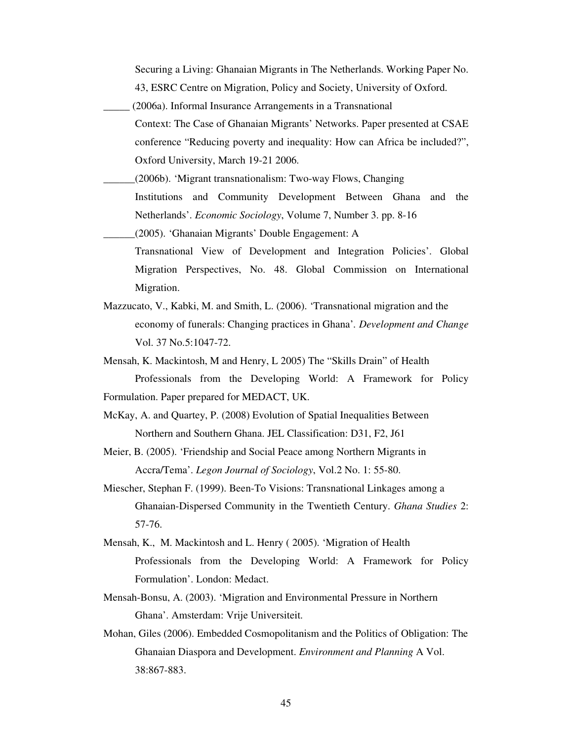Securing a Living: Ghanaian Migrants in The Netherlands. Working Paper No. 43, ESRC Centre on Migration, Policy and Society, University of Oxford.

_____ (2006a). Informal Insurance Arrangements in a Transnational Context: The Case of Ghanaian Migrants' Networks. Paper presented at CSAE conference "Reducing poverty and inequality: How can Africa be included?", Oxford University, March 19-21 2006.

______(2006b). 'Migrant transnationalism: Two-way Flows, Changing Institutions and Community Development Between Ghana and the Netherlands'. *Economic Sociology*, Volume 7, Number 3. pp. 8-16

______(2005). 'Ghanaian Migrants' Double Engagement: A Transnational View of Development and Integration Policies'. Global Migration Perspectives, No. 48. Global Commission on International Migration.

Mazzucato, V., Kabki, M. and Smith, L. (2006). 'Transnational migration and the economy of funerals: Changing practices in Ghana'. *Development and Change* Vol. 37 No.5:1047-72.

Mensah, K. Mackintosh, M and Henry, L 2005) The "Skills Drain" of Health Professionals from the Developing World: A Framework for Policy Formulation. Paper prepared for MEDACT, UK.

McKay, A. and Quartey, P. (2008) Evolution of Spatial Inequalities Between Northern and Southern Ghana. JEL Classification: D31, F2, J61

Meier, B. (2005). 'Friendship and Social Peace among Northern Migrants in Accra/Tema'. *Legon Journal of Sociology*, Vol.2 No. 1: 55-80.

Miescher, Stephan F. (1999). Been-To Visions: Transnational Linkages among a Ghanaian-Dispersed Community in the Twentieth Century. *Ghana Studies* 2: 57-76.

Mensah, K., M. Mackintosh and L. Henry ( 2005). 'Migration of Health Professionals from the Developing World: A Framework for Policy Formulation'. London: Medact.

Mensah-Bonsu, A. (2003). 'Migration and Environmental Pressure in Northern Ghana'. Amsterdam: Vrije Universiteit.

Mohan, Giles (2006). Embedded Cosmopolitanism and the Politics of Obligation: The Ghanaian Diaspora and Development. *Environment and Planning* A Vol. 38:867-883.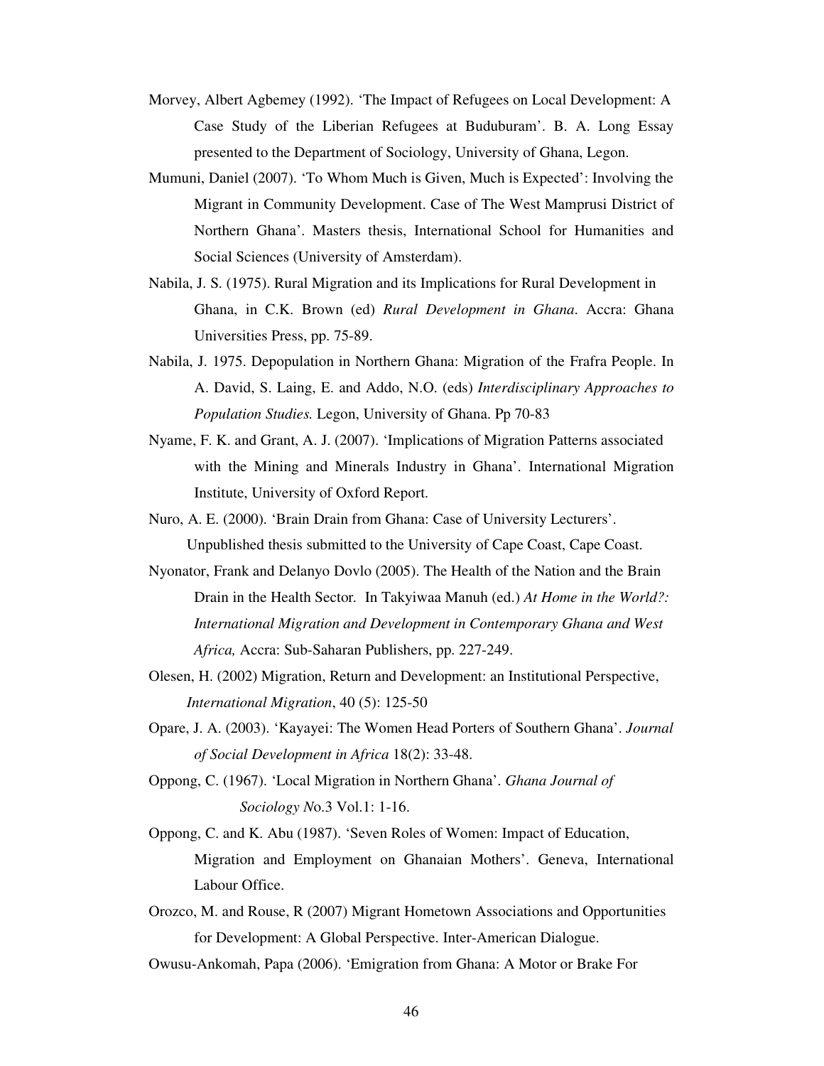Morvey, Albert Agbemey (1992). 'The Impact of Refugees on Local Development: A Case Study of the Liberian Refugees at Buduburam'. B. A. Long Essay presented to the Department of Sociology, University of Ghana, Legon.

Mumuni, Daniel (2007). 'To Whom Much is Given, Much is Expected': Involving the Migrant in Community Development. Case of The West Mamprusi District of Northern Ghana'. Masters thesis, International School for Humanities and Social Sciences (University of Amsterdam).

Nabila, J. S. (1975). Rural Migration and its Implications for Rural Development in Ghana, in C.K. Brown (ed) *Rural Development in Ghana*. Accra: Ghana Universities Press, pp. 75-89.

Nabila, J. 1975. Depopulation in Northern Ghana: Migration of the Frafra People. In A. David, S. Laing, E. and Addo, N.O. (eds) *Interdisciplinary Approaches to Population Studies.* Legon, University of Ghana. Pp 70-83

Nyame, F. K. and Grant, A. J. (2007). 'Implications of Migration Patterns associated with the Mining and Minerals Industry in Ghana'. International Migration Institute, University of Oxford Report.

Nuro, A. E. (2000). 'Brain Drain from Ghana: Case of University Lecturers'. Unpublished thesis submitted to the University of Cape Coast, Cape Coast.

Nyonator, Frank and Delanyo Dovlo (2005). The Health of the Nation and the Brain Drain in the Health Sector. In Takyiwaa Manuh (ed.) *At Home in the World?: International Migration and Development in Contemporary Ghana and West Africa,* Accra: Sub-Saharan Publishers, pp. 227-249.

Olesen, H. (2002) Migration, Return and Development: an Institutional Perspective, *International Migration*, 40 (5): 125-50

Opare, J. A. (2003). 'Kayayei: The Women Head Porters of Southern Ghana'. *Journal of Social Development in Africa* 18(2): 33-48.

Oppong, C. (1967). 'Local Migration in Northern Ghana'. *Ghana Journal of Sociology N*o.3 Vol.1: 1-16.

Oppong, C. and K. Abu (1987). 'Seven Roles of Women: Impact of Education, Migration and Employment on Ghanaian Mothers'. Geneva, International Labour Office.

Orozco, M. and Rouse, R (2007) Migrant Hometown Associations and Opportunities for Development: A Global Perspective. Inter-American Dialogue.

Owusu-Ankomah, Papa (2006). 'Emigration from Ghana: A Motor or Brake For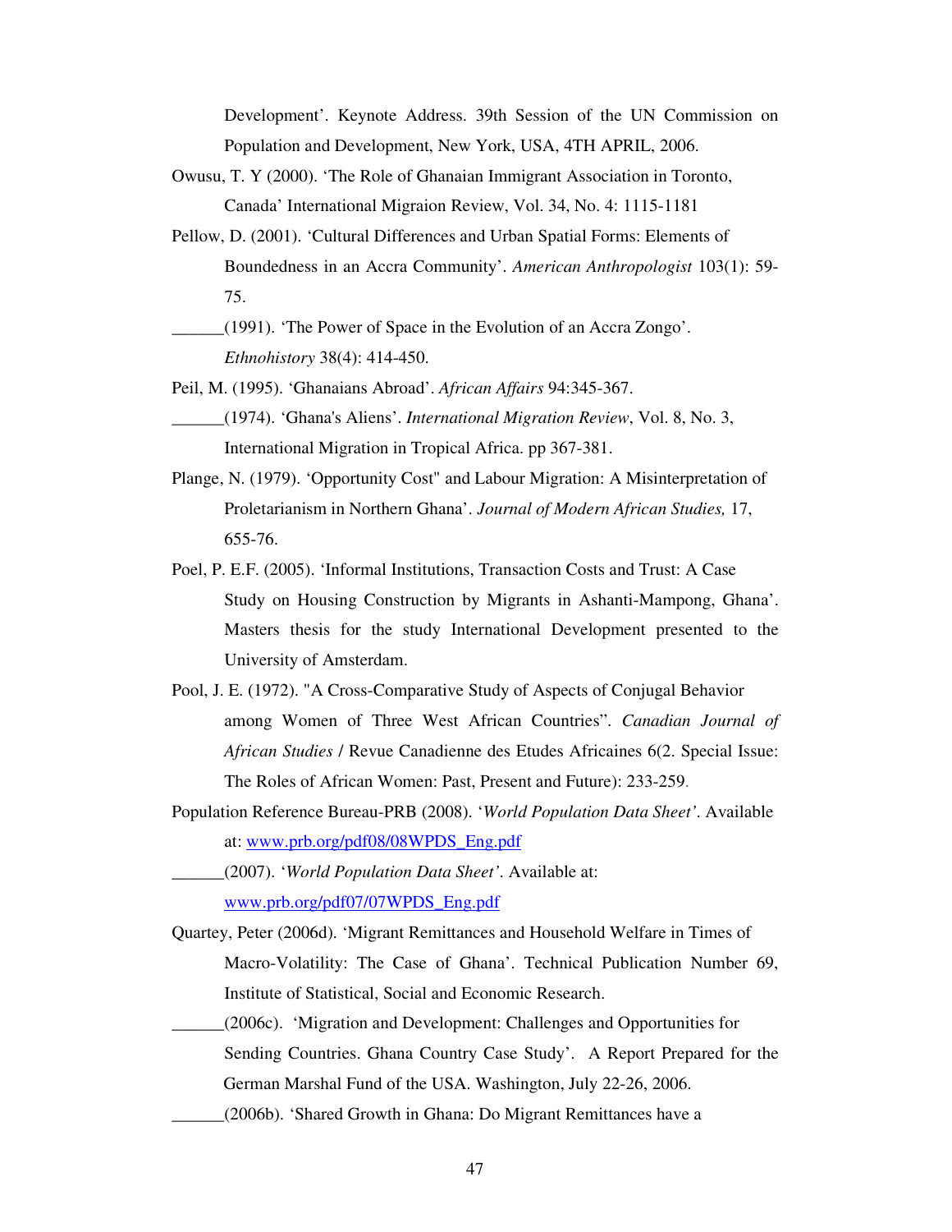Development'. Keynote Address. 39th Session of the UN Commission on Population and Development, New York, USA, 4TH APRIL, 2006.

Owusu, T. Y (2000). 'The Role of Ghanaian Immigrant Association in Toronto, Canada' International Migraion Review, Vol. 34, No. 4: 1115-1181

Pellow, D. (2001). 'Cultural Differences and Urban Spatial Forms: Elements of Boundedness in an Accra Community'. *American Anthropologist* 103(1): 59-75.

______(1991). 'The Power of Space in the Evolution of an Accra Zongo'. *Ethnohistory* 38(4): 414-450.

Peil, M. (1995). 'Ghanaians Abroad'. *African Affairs* 94:345-367.

______(1974). 'Ghana's Aliens'. *International Migration Review*, Vol. 8, No. 3, International Migration in Tropical Africa. pp 367-381.

Plange, N. (1979). 'Opportunity Cost" and Labour Migration: A Misinterpretation of Proletarianism in Northern Ghana'. *Journal of Modern African Studies,* 17, 655-76.

Poel, P. E.F. (2005). 'Informal Institutions, Transaction Costs and Trust: A Case Study on Housing Construction by Migrants in Ashanti-Mampong, Ghana'. Masters thesis for the study International Development presented to the University of Amsterdam.

Pool, J. E. (1972). "A Cross-Comparative Study of Aspects of Conjugal Behavior among Women of Three West African Countries". *Canadian Journal of African Studies* / Revue Canadienne des Etudes Africaines 6(2. Special Issue: The Roles of African Women: Past, Present and Future): 233-259.

Population Reference Bureau-PRB (2008). '*World Population Data Sheet'*. Available at: www.prb.org/pdf08/08WPDS_Eng.pdf

______(2007). '*World Population Data Sheet'*. Available at: www.prb.org/pdf07/07WPDS_Eng.pdf

Quartey, Peter (2006d). 'Migrant Remittances and Household Welfare in Times of Macro-Volatility: The Case of Ghana'. Technical Publication Number 69, Institute of Statistical, Social and Economic Research.

______(2006c). 'Migration and Development: Challenges and Opportunities for Sending Countries. Ghana Country Case Study'. A Report Prepared for the German Marshal Fund of the USA. Washington, July 22-26, 2006.

______(2006b). 'Shared Growth in Ghana: Do Migrant Remittances have a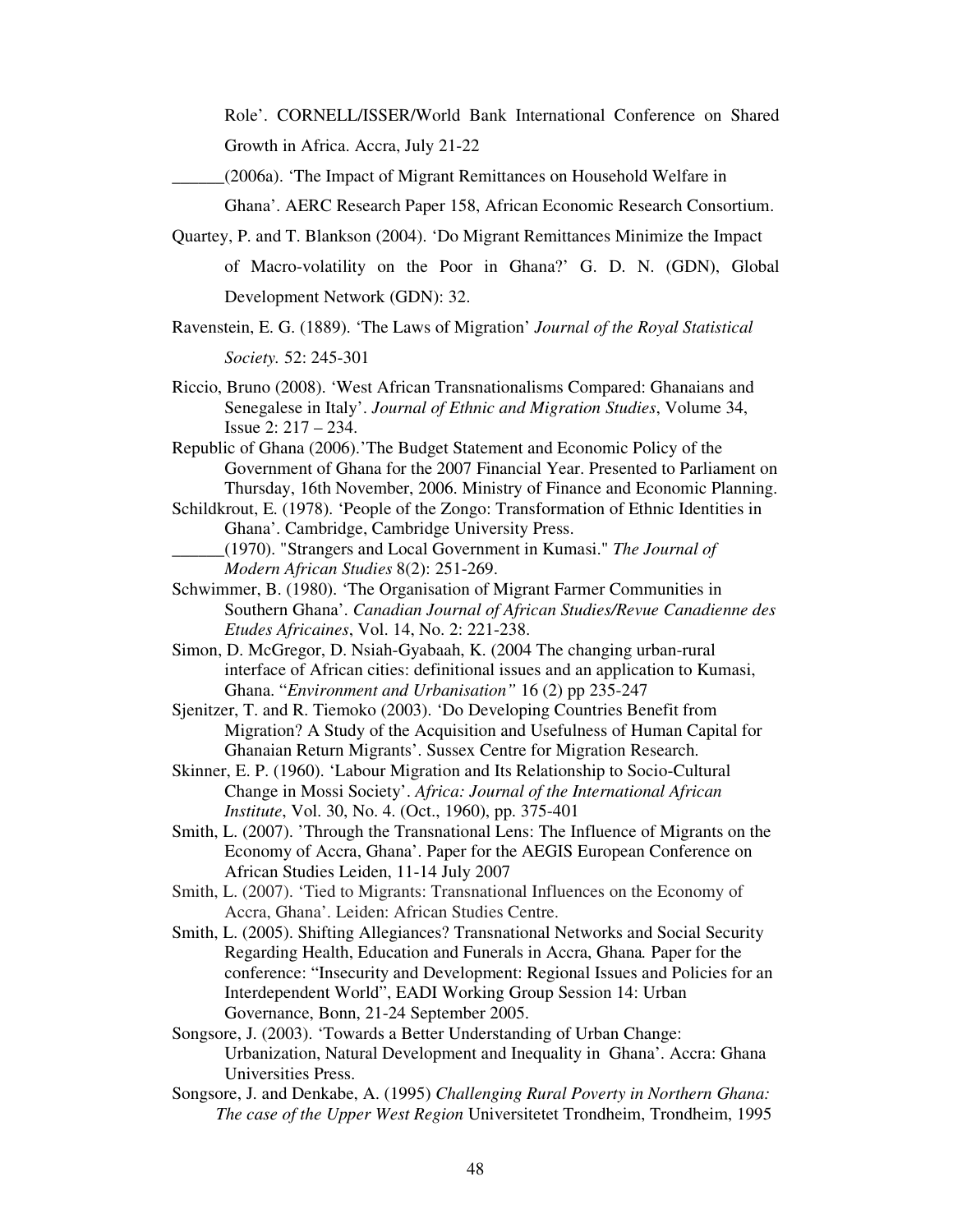Role'. CORNELL/ISSER/World Bank International Conference on Shared Growth in Africa. Accra, July 21-22

______(2006a). 'The Impact of Migrant Remittances on Household Welfare in Ghana'. AERC Research Paper 158, African Economic Research Consortium.

Quartey, P. and T. Blankson (2004). 'Do Migrant Remittances Minimize the Impact of Macro-volatility on the Poor in Ghana?' G. D. N. (GDN), Global Development Network (GDN): 32.

Ravenstein, E. G. (1889). 'The Laws of Migration' *Journal of the Royal Statistical Society.* 52: 245-301

Riccio, Bruno (2008). 'West African Transnationalisms Compared: Ghanaians and Senegalese in Italy'. *Journal of Ethnic and Migration Studies*, Volume 34, Issue 2: 217 – 234.

Republic of Ghana (2006).'The Budget Statement and Economic Policy of the Government of Ghana for the 2007 Financial Year. Presented to Parliament on Thursday, 16th November, 2006. Ministry of Finance and Economic Planning.

Schildkrout, E. (1978). 'People of the Zongo: Transformation of Ethnic Identities in Ghana'. Cambridge, Cambridge University Press.

______(1970). "Strangers and Local Government in Kumasi." *The Journal of Modern African Studies* 8(2): 251-269.

Schwimmer, B. (1980). 'The Organisation of Migrant Farmer Communities in Southern Ghana'. *Canadian Journal of African Studies/Revue Canadienne des Etudes Africaines*, Vol. 14, No. 2: 221-238.

Simon, D. McGregor, D. Nsiah-Gyabaah, K. (2004 The changing urban-rural interface of African cities: definitional issues and an application to Kumasi, Ghana. "*Environment and Urbanisation"* 16 (2) pp 235-247

Sjenitzer, T. and R. Tiemoko (2003). 'Do Developing Countries Benefit from Migration? A Study of the Acquisition and Usefulness of Human Capital for Ghanaian Return Migrants'. Sussex Centre for Migration Research.

Skinner, E. P. (1960). 'Labour Migration and Its Relationship to Socio-Cultural Change in Mossi Society'. *Africa: Journal of the International African Institute*, Vol. 30, No. 4. (Oct., 1960), pp. 375-401

Smith, L. (2007). 'Through the Transnational Lens: The Influence of Migrants on the Economy of Accra, Ghana'. Paper for the AEGIS European Conference on African Studies Leiden, 11-14 July 2007

Smith, L. (2007). 'Tied to Migrants: Transnational Influences on the Economy of Accra, Ghana'. Leiden: African Studies Centre.

Smith, L. (2005). Shifting Allegiances? Transnational Networks and Social Security Regarding Health, Education and Funerals in Accra, Ghana*.* Paper for the conference: "Insecurity and Development: Regional Issues and Policies for an Interdependent World", EADI Working Group Session 14: Urban Governance, Bonn, 21-24 September 2005.

Songsore, J. (2003). 'Towards a Better Understanding of Urban Change: Urbanization, Natural Development and Inequality in Ghana'. Accra: Ghana Universities Press.

Songsore, J. and Denkabe, A. (1995) *Challenging Rural Poverty in Northern Ghana: The case of the Upper West Region* Universitetet Trondheim, Trondheim, 1995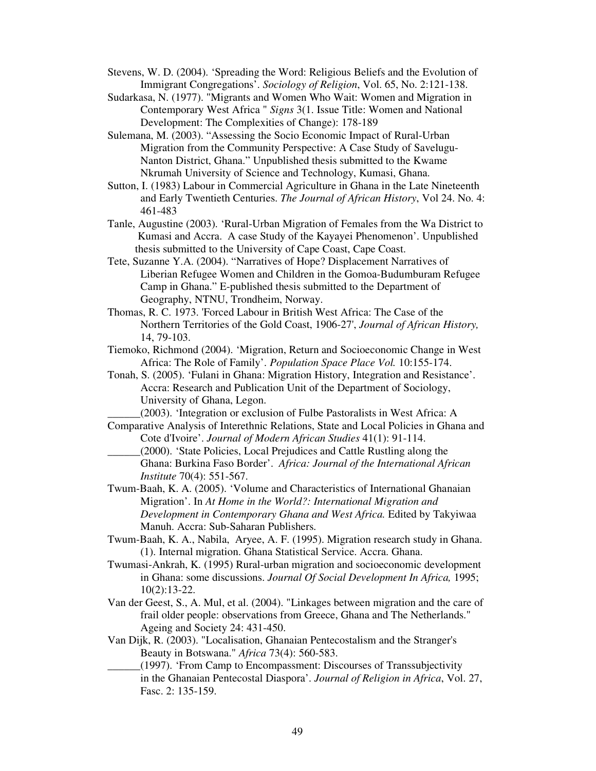Stevens, W. D. (2004). 'Spreading the Word: Religious Beliefs and the Evolution of Immigrant Congregations'. *Sociology of Religion*, Vol. 65, No. 2:121-138.

Sudarkasa, N. (1977). "Migrants and Women Who Wait: Women and Migration in Contemporary West Africa " *Signs* 3(1. Issue Title: Women and National Development: The Complexities of Change): 178-189

Sulemana, M. (2003). "Assessing the Socio Economic Impact of Rural-Urban Migration from the Community Perspective: A Case Study of Savelugu-Nanton District, Ghana." Unpublished thesis submitted to the Kwame Nkrumah University of Science and Technology, Kumasi, Ghana.

Sutton, I. (1983) Labour in Commercial Agriculture in Ghana in the Late Nineteenth and Early Twentieth Centuries. *The Journal of African History*, Vol 24. No. 4: 461-483

Tanle, Augustine (2003). 'Rural-Urban Migration of Females from the Wa District to Kumasi and Accra. A case Study of the Kayayei Phenomenon'. Unpublished thesis submitted to the University of Cape Coast, Cape Coast.

Tete, Suzanne Y.A. (2004). "Narratives of Hope? Displacement Narratives of Liberian Refugee Women and Children in the Gomoa-Budumburam Refugee Camp in Ghana." E-published thesis submitted to the Department of Geography, NTNU, Trondheim, Norway.

Thomas, R. C. 1973. 'Forced Labour in British West Africa: The Case of the Northern Territories of the Gold Coast, 1906-27', *Journal of African History,* 14, 79-103.

Tiemoko, Richmond (2004). 'Migration, Return and Socioeconomic Change in West Africa: The Role of Family'. *Population Space Place Vol.* 10:155-174.

Tonah, S. (2005). 'Fulani in Ghana: Migration History, Integration and Resistance'. Accra: Research and Publication Unit of the Department of Sociology, University of Ghana, Legon.

______(2003). 'Integration or exclusion of Fulbe Pastoralists in West Africa: A Comparative Analysis of Interethnic Relations, State and Local Policies in Ghana and Cote d'Ivoire'. *Journal of Modern African Studies* 41(1): 91-114.

______(2000). 'State Policies, Local Prejudices and Cattle Rustling along the Ghana: Burkina Faso Border'. *Africa: Journal of the International African Institute* 70(4): 551-567.

Twum-Baah, K. A. (2005). 'Volume and Characteristics of International Ghanaian Migration'. In *At Home in the World?: International Migration and Development in Contemporary Ghana and West Africa.* Edited by Takyiwaa Manuh. Accra: Sub-Saharan Publishers.

Twum-Baah, K. A., Nabila, Aryee, A. F. (1995). Migration research study in Ghana. (1). Internal migration. Ghana Statistical Service. Accra. Ghana.

Twumasi-Ankrah, K. (1995) Rural-urban migration and socioeconomic development in Ghana: some discussions. *Journal Of Social Development In Africa,* 1995; 10(2):13-22.

Van der Geest, S., A. Mul, et al. (2004). "Linkages between migration and the care of frail older people: observations from Greece, Ghana and The Netherlands." Ageing and Society 24: 431-450.

Van Dijk, R. (2003). "Localisation, Ghanaian Pentecostalism and the Stranger's Beauty in Botswana." *Africa* 73(4): 560-583.

______(1997). 'From Camp to Encompassment: Discourses of Transsubjectivity in the Ghanaian Pentecostal Diaspora'. *Journal of Religion in Africa*, Vol. 27, Fasc. 2: 135-159.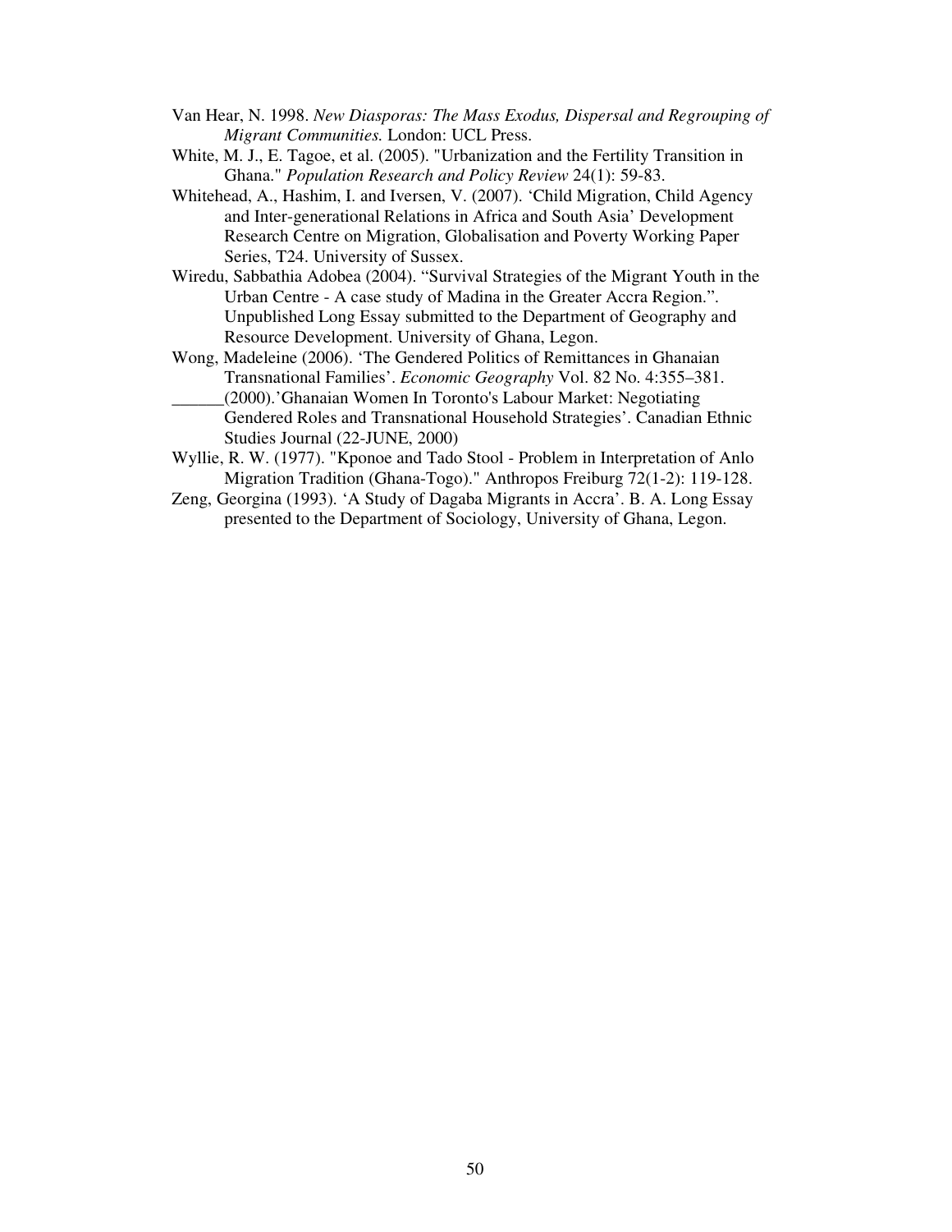Van Hear, N. 1998. *New Diasporas: The Mass Exodus, Dispersal and Regrouping of Migrant Communities.* London: UCL Press.

White, M. J., E. Tagoe, et al. (2005). "Urbanization and the Fertility Transition in Ghana." *Population Research and Policy Review* 24(1): 59-83.

Whitehead, A., Hashim, I. and Iversen, V. (2007). 'Child Migration, Child Agency and Inter-generational Relations in Africa and South Asia' Development Research Centre on Migration, Globalisation and Poverty Working Paper Series, T24. University of Sussex.

Wiredu, Sabbathia Adobea (2004). "Survival Strategies of the Migrant Youth in the Urban Centre - A case study of Madina in the Greater Accra Region.". Unpublished Long Essay submitted to the Department of Geography and Resource Development. University of Ghana, Legon.

Wong, Madeleine (2006). 'The Gendered Politics of Remittances in Ghanaian Transnational Families'. *Economic Geography* Vol. 82 No. 4:355–381.

______(2000).'Ghanaian Women In Toronto's Labour Market: Negotiating Gendered Roles and Transnational Household Strategies'. Canadian Ethnic Studies Journal (22-JUNE, 2000)

Wyllie, R. W. (1977). "Kponoe and Tado Stool - Problem in Interpretation of Anlo Migration Tradition (Ghana-Togo)." Anthropos Freiburg 72(1-2): 119-128.

Zeng, Georgina (1993). 'A Study of Dagaba Migrants in Accra'. B. A. Long Essay presented to the Department of Sociology, University of Ghana, Legon.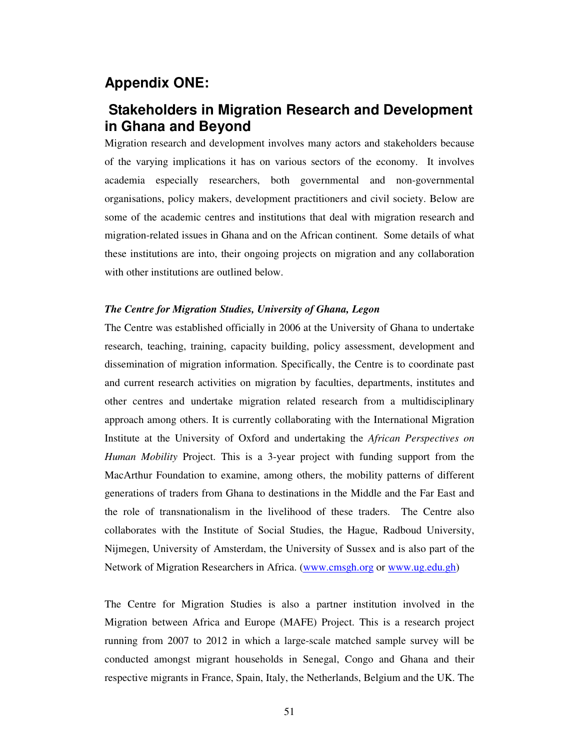# Appendix ONE:

## Stakeholders in Migration Research and Development in Ghana and Beyond

Migration research and development involves many actors and stakeholders because of the varying implications it has on various sectors of the economy. It involves academia especially researchers, both governmental and non-governmental organisations, policy makers, development practitioners and civil society. Below are some of the academic centres and institutions that deal with migration research and migration-related issues in Ghana and on the African continent. Some details of what these institutions are into, their ongoing projects on migration and any collaboration with other institutions are outlined below.

***The Centre for Migration Studies, University of Ghana, Legon***

The Centre was established officially in 2006 at the University of Ghana to undertake research, teaching, training, capacity building, policy assessment, development and dissemination of migration information. Specifically, the Centre is to coordinate past and current research activities on migration by faculties, departments, institutes and other centres and undertake migration related research from a multidisciplinary approach among others. It is currently collaborating with the International Migration Institute at the University of Oxford and undertaking the *African Perspectives on Human Mobility* Project. This is a 3-year project with funding support from the MacArthur Foundation to examine, among others, the mobility patterns of different generations of traders from Ghana to destinations in the Middle and the Far East and the role of transnationalism in the livelihood of these traders. The Centre also collaborates with the Institute of Social Studies, the Hague, Radboud University, Nijmegen, University of Amsterdam, the University of Sussex and is also part of the Network of Migration Researchers in Africa. (www.cmsgh.org or www.ug.edu.gh)

The Centre for Migration Studies is also a partner institution involved in the Migration between Africa and Europe (MAFE) Project. This is a research project running from 2007 to 2012 in which a large-scale matched sample survey will be conducted amongst migrant households in Senegal, Congo and Ghana and their respective migrants in France, Spain, Italy, the Netherlands, Belgium and the UK. The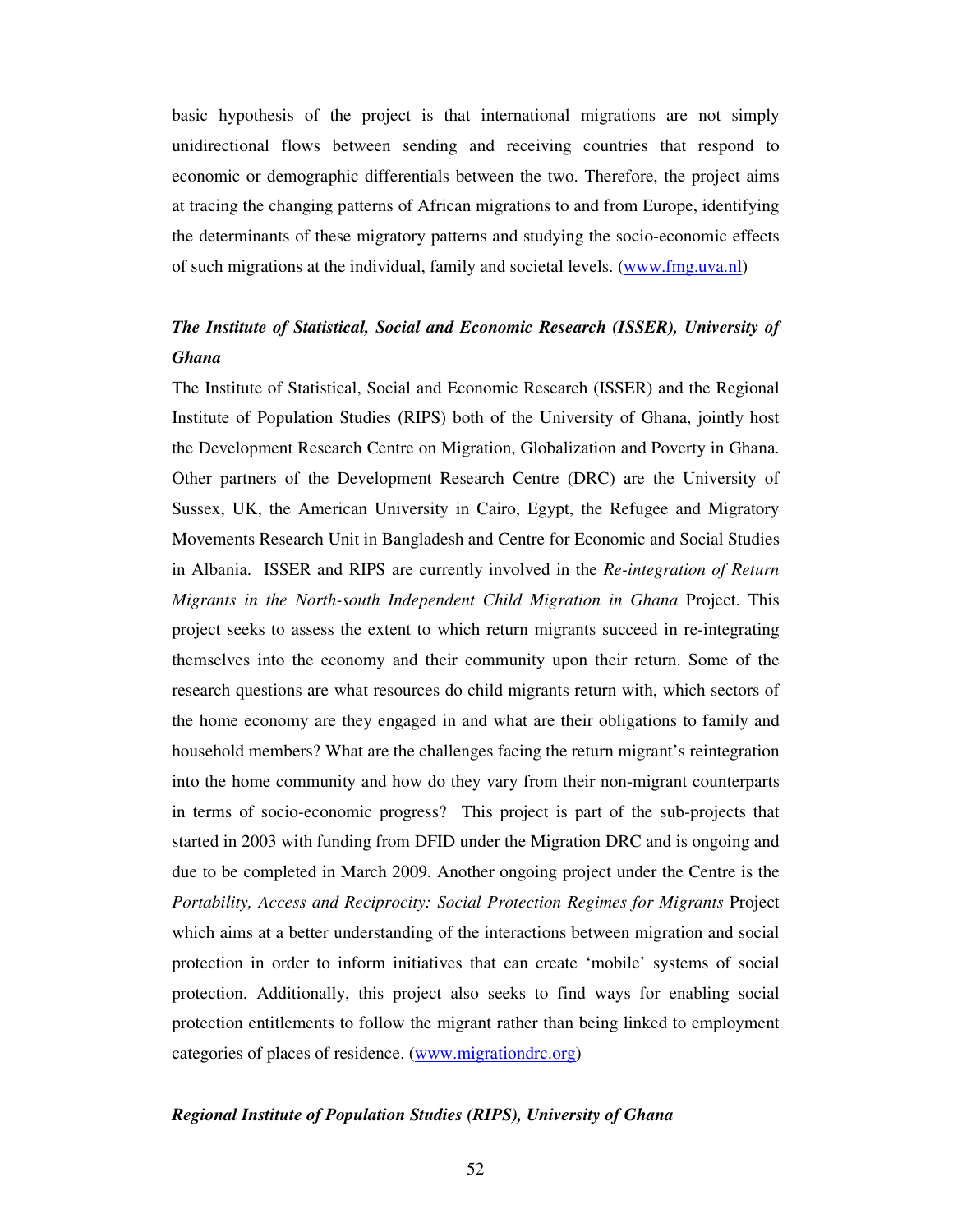basic hypothesis of the project is that international migrations are not simply unidirectional flows between sending and receiving countries that respond to economic or demographic differentials between the two. Therefore, the project aims at tracing the changing patterns of African migrations to and from Europe, identifying the determinants of these migratory patterns and studying the socio-economic effects of such migrations at the individual, family and societal levels. (www.fmg.uva.nl)

***The Institute of Statistical, Social and Economic Research (ISSER), University of Ghana***

The Institute of Statistical, Social and Economic Research (ISSER) and the Regional Institute of Population Studies (RIPS) both of the University of Ghana, jointly host the Development Research Centre on Migration, Globalization and Poverty in Ghana. Other partners of the Development Research Centre (DRC) are the University of Sussex, UK, the American University in Cairo, Egypt, the Refugee and Migratory Movements Research Unit in Bangladesh and Centre for Economic and Social Studies in Albania. ISSER and RIPS are currently involved in the *Re-integration of Return Migrants in the North-south Independent Child Migration in Ghana* Project. This project seeks to assess the extent to which return migrants succeed in re-integrating themselves into the economy and their community upon their return. Some of the research questions are what resources do child migrants return with, which sectors of the home economy are they engaged in and what are their obligations to family and household members? What are the challenges facing the return migrant's reintegration into the home community and how do they vary from their non-migrant counterparts in terms of socio-economic progress? This project is part of the sub-projects that started in 2003 with funding from DFID under the Migration DRC and is ongoing and due to be completed in March 2009. Another ongoing project under the Centre is the *Portability, Access and Reciprocity: Social Protection Regimes for Migrants* Project which aims at a better understanding of the interactions between migration and social protection in order to inform initiatives that can create 'mobile' systems of social protection. Additionally, this project also seeks to find ways for enabling social protection entitlements to follow the migrant rather than being linked to employment categories of places of residence. (www.migrationdrc.org)

***Regional Institute of Population Studies (RIPS), University of Ghana***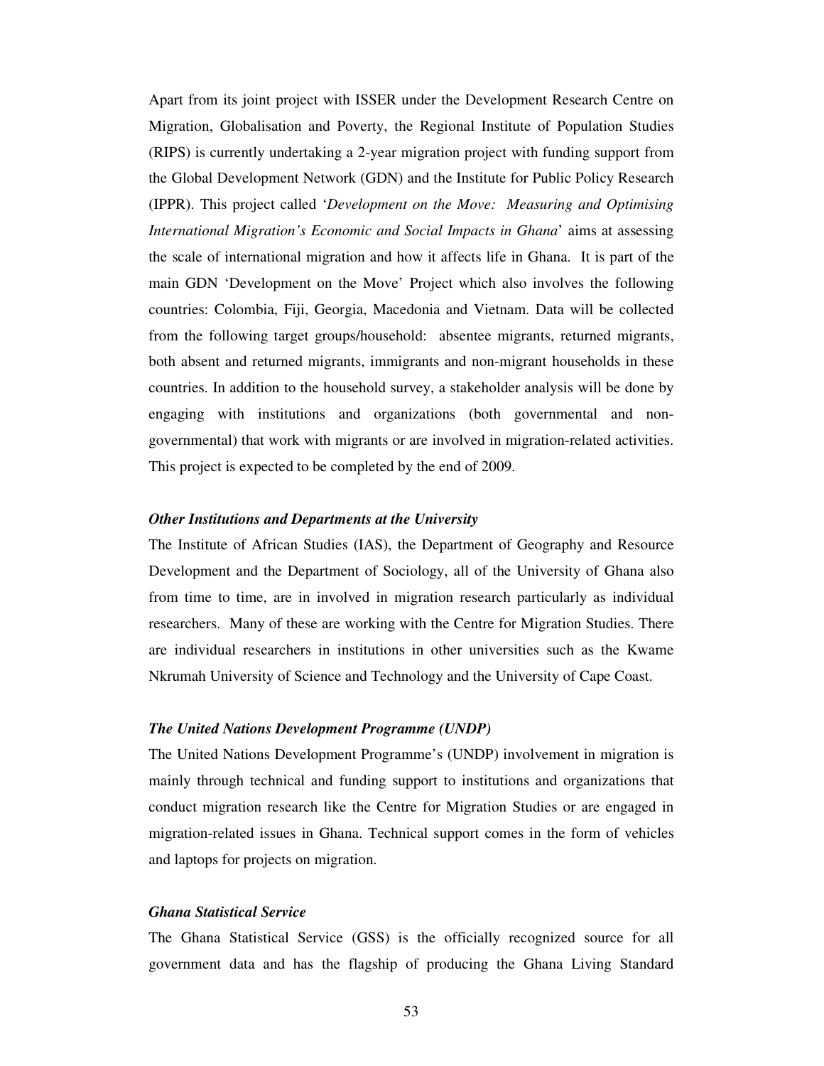Apart from its joint project with ISSER under the Development Research Centre on Migration, Globalisation and Poverty, the Regional Institute of Population Studies (RIPS) is currently undertaking a 2-year migration project with funding support from the Global Development Network (GDN) and the Institute for Public Policy Research (IPPR). This project called '*Development on the Move: Measuring and Optimising International Migration's Economic and Social Impacts in Ghana*' aims at assessing the scale of international migration and how it affects life in Ghana. It is part of the main GDN 'Development on the Move' Project which also involves the following countries: Colombia, Fiji, Georgia, Macedonia and Vietnam. Data will be collected from the following target groups/household: absentee migrants, returned migrants, both absent and returned migrants, immigrants and non-migrant households in these countries. In addition to the household survey, a stakeholder analysis will be done by engaging with institutions and organizations (both governmental and non-governmental) that work with migrants or are involved in migration-related activities. This project is expected to be completed by the end of 2009.

***Other Institutions and Departments at the University***

The Institute of African Studies (IAS), the Department of Geography and Resource Development and the Department of Sociology, all of the University of Ghana also from time to time, are in involved in migration research particularly as individual researchers. Many of these are working with the Centre for Migration Studies. There are individual researchers in institutions in other universities such as the Kwame Nkrumah University of Science and Technology and the University of Cape Coast.

***The United Nations Development Programme (UNDP)***

The United Nations Development Programme's (UNDP) involvement in migration is mainly through technical and funding support to institutions and organizations that conduct migration research like the Centre for Migration Studies or are engaged in migration-related issues in Ghana. Technical support comes in the form of vehicles and laptops for projects on migration.

***Ghana Statistical Service***

The Ghana Statistical Service (GSS) is the officially recognized source for all government data and has the flagship of producing the Ghana Living Standard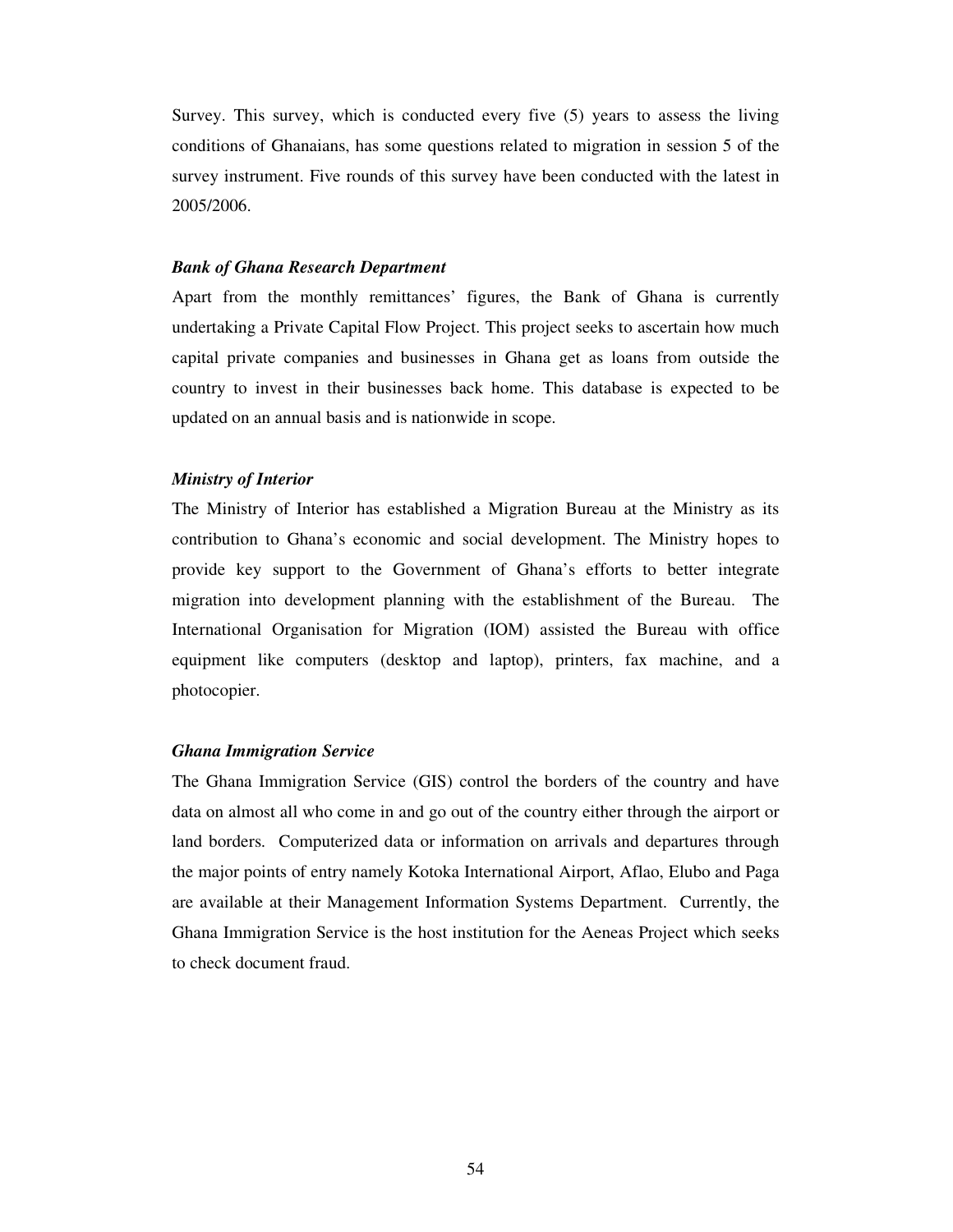Survey. This survey, which is conducted every five (5) years to assess the living conditions of Ghanaians, has some questions related to migration in session 5 of the survey instrument. Five rounds of this survey have been conducted with the latest in 2005/2006.

***Bank of Ghana Research Department***

Apart from the monthly remittances' figures, the Bank of Ghana is currently undertaking a Private Capital Flow Project. This project seeks to ascertain how much capital private companies and businesses in Ghana get as loans from outside the country to invest in their businesses back home. This database is expected to be updated on an annual basis and is nationwide in scope.

***Ministry of Interior***

The Ministry of Interior has established a Migration Bureau at the Ministry as its contribution to Ghana's economic and social development. The Ministry hopes to provide key support to the Government of Ghana's efforts to better integrate migration into development planning with the establishment of the Bureau. The International Organisation for Migration (IOM) assisted the Bureau with office equipment like computers (desktop and laptop), printers, fax machine, and a photocopier.

***Ghana Immigration Service***

The Ghana Immigration Service (GIS) control the borders of the country and have data on almost all who come in and go out of the country either through the airport or land borders. Computerized data or information on arrivals and departures through the major points of entry namely Kotoka International Airport, Aflao, Elubo and Paga are available at their Management Information Systems Department. Currently, the Ghana Immigration Service is the host institution for the Aeneas Project which seeks to check document fraud.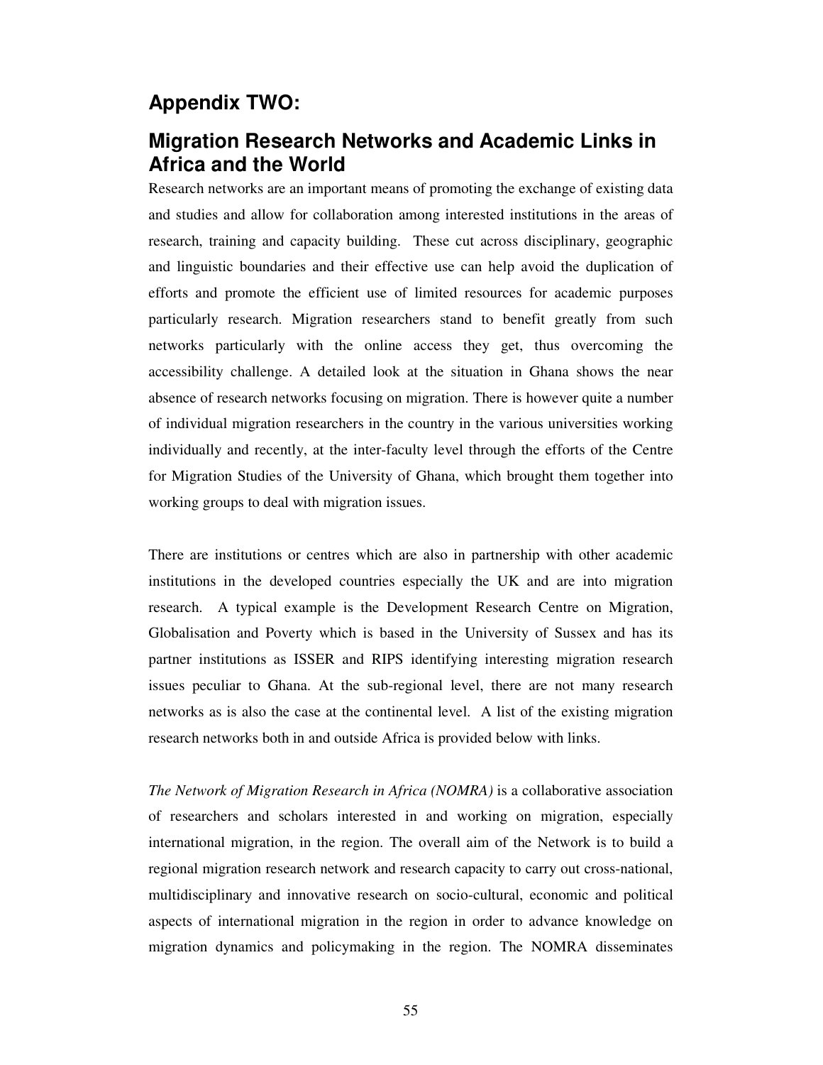## Appendix TWO:

## Migration Research Networks and Academic Links in Africa and the World

Research networks are an important means of promoting the exchange of existing data and studies and allow for collaboration among interested institutions in the areas of research, training and capacity building. These cut across disciplinary, geographic and linguistic boundaries and their effective use can help avoid the duplication of efforts and promote the efficient use of limited resources for academic purposes particularly research. Migration researchers stand to benefit greatly from such networks particularly with the online access they get, thus overcoming the accessibility challenge. A detailed look at the situation in Ghana shows the near absence of research networks focusing on migration. There is however quite a number of individual migration researchers in the country in the various universities working individually and recently, at the inter-faculty level through the efforts of the Centre for Migration Studies of the University of Ghana, which brought them together into working groups to deal with migration issues.

There are institutions or centres which are also in partnership with other academic institutions in the developed countries especially the UK and are into migration research. A typical example is the Development Research Centre on Migration, Globalisation and Poverty which is based in the University of Sussex and has its partner institutions as ISSER and RIPS identifying interesting migration research issues peculiar to Ghana. At the sub-regional level, there are not many research networks as is also the case at the continental level. A list of the existing migration research networks both in and outside Africa is provided below with links.

*The Network of Migration Research in Africa (NOMRA)* is a collaborative association of researchers and scholars interested in and working on migration, especially international migration, in the region. The overall aim of the Network is to build a regional migration research network and research capacity to carry out cross-national, multidisciplinary and innovative research on socio-cultural, economic and political aspects of international migration in the region in order to advance knowledge on migration dynamics and policymaking in the region. The NOMRA disseminates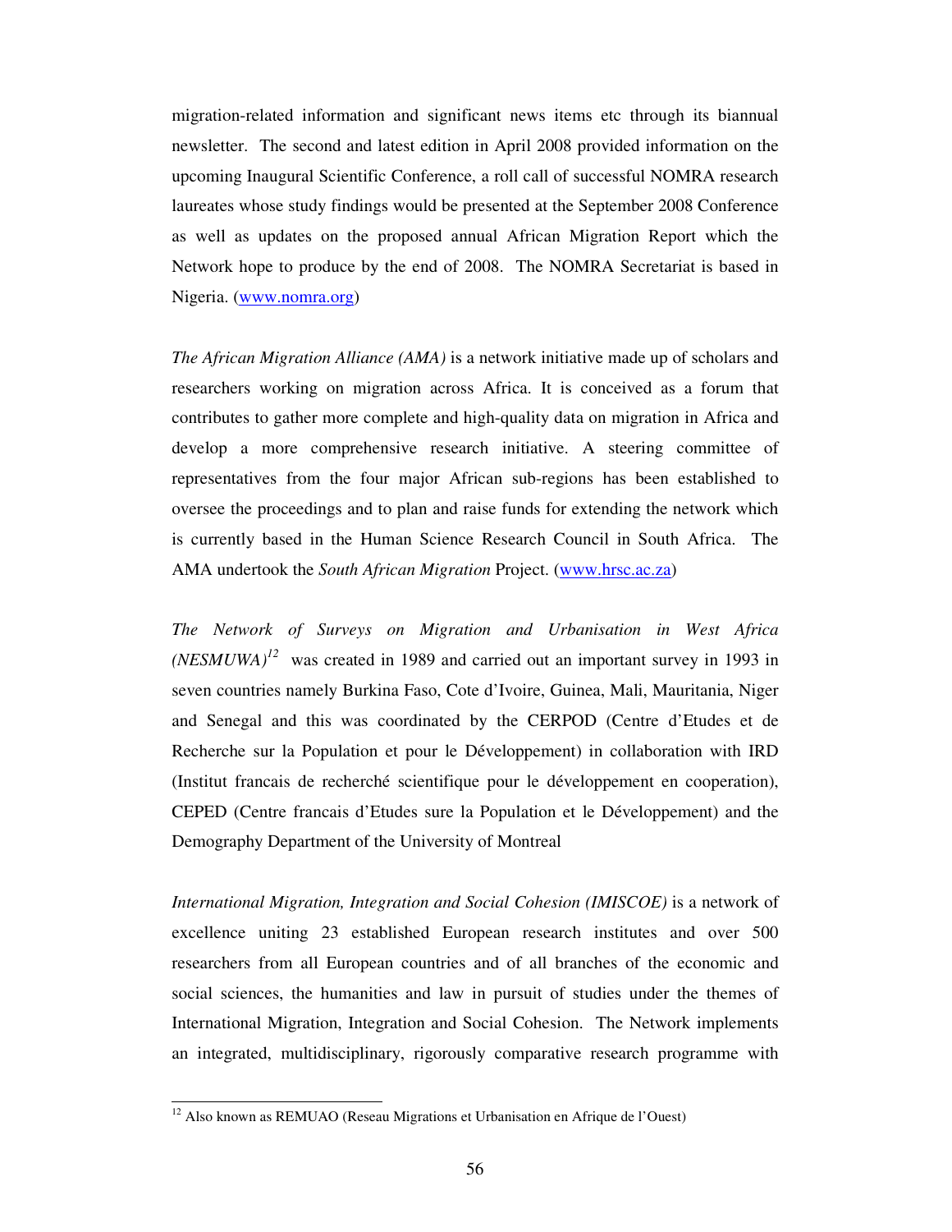migration-related information and significant news items etc through its biannual newsletter. The second and latest edition in April 2008 provided information on the upcoming Inaugural Scientific Conference, a roll call of successful NOMRA research laureates whose study findings would be presented at the September 2008 Conference as well as updates on the proposed annual African Migration Report which the Network hope to produce by the end of 2008. The NOMRA Secretariat is based in Nigeria. (www.nomra.org)

*The African Migration Alliance (AMA)* is a network initiative made up of scholars and researchers working on migration across Africa. It is conceived as a forum that contributes to gather more complete and high-quality data on migration in Africa and develop a more comprehensive research initiative. A steering committee of representatives from the four major African sub-regions has been established to oversee the proceedings and to plan and raise funds for extending the network which is currently based in the Human Science Research Council in South Africa. The AMA undertook the *South African Migration* Project. (www.hrsc.ac.za)

*The Network of Surveys on Migration and Urbanisation in West Africa (NESMUWA)*[12] was created in 1989 and carried out an important survey in 1993 in seven countries namely Burkina Faso, Cote d'Ivoire, Guinea, Mali, Mauritania, Niger and Senegal and this was coordinated by the CERPOD (Centre d'Etudes et de Recherche sur la Population et pour le Développement) in collaboration with IRD (Institut francais de recherché scientifique pour le développement en cooperation), CEPED (Centre francais d'Etudes sure la Population et le Développement) and the Demography Department of the University of Montreal

*International Migration, Integration and Social Cohesion (IMISCOE)* is a network of excellence uniting 23 established European research institutes and over 500 researchers from all European countries and of all branches of the economic and social sciences, the humanities and law in pursuit of studies under the themes of International Migration, Integration and Social Cohesion. The Network implements an integrated, multidisciplinary, rigorously comparative research programme with

---

[12] Also known as REMUAO (Reseau Migrations et Urbanisation en Afrique de l'Ouest)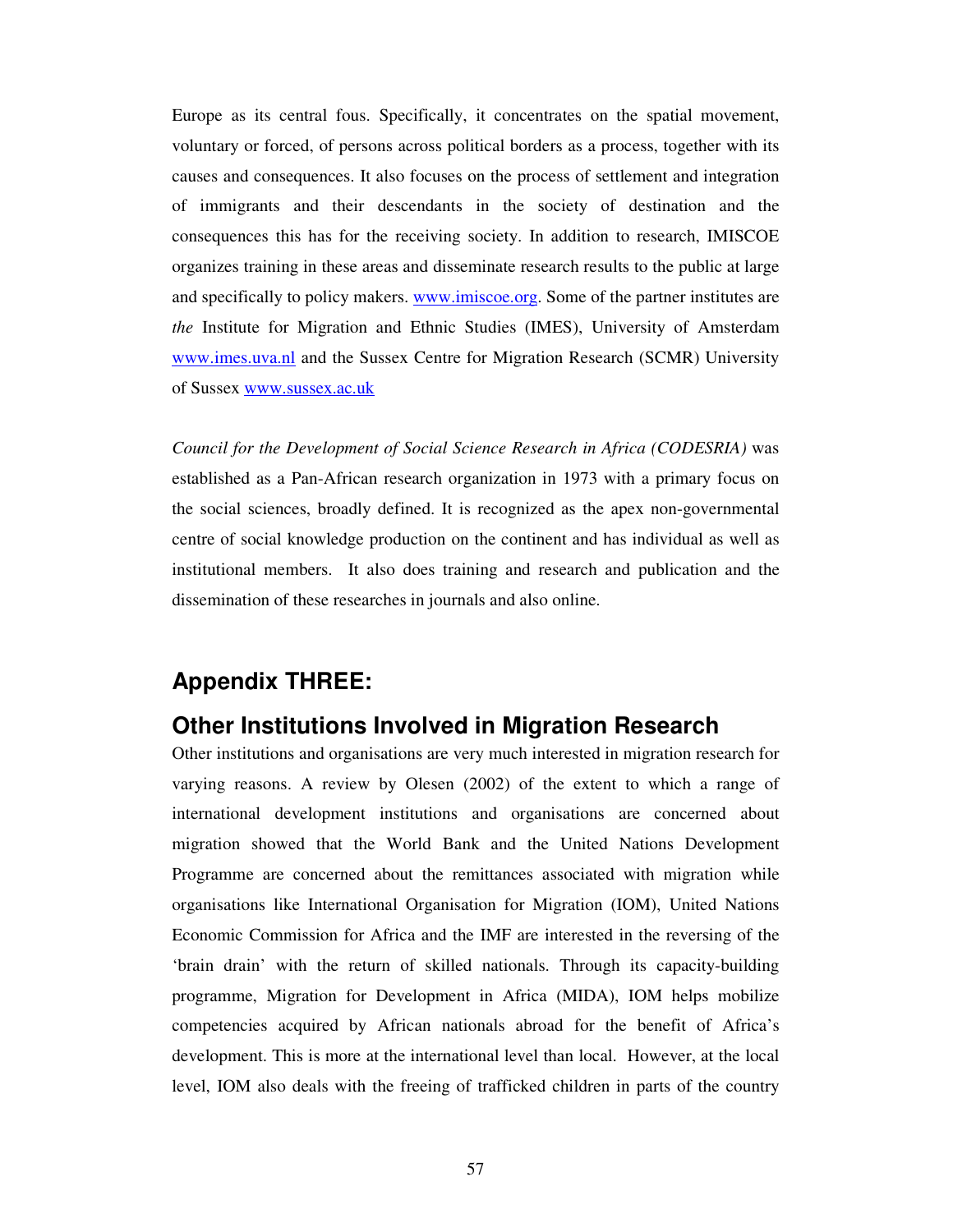Europe as its central fous. Specifically, it concentrates on the spatial movement, voluntary or forced, of persons across political borders as a process, together with its causes and consequences. It also focuses on the process of settlement and integration of immigrants and their descendants in the society of destination and the consequences this has for the receiving society. In addition to research, IMISCOE organizes training in these areas and disseminate research results to the public at large and specifically to policy makers. www.imiscoe.org. Some of the partner institutes are *the* Institute for Migration and Ethnic Studies (IMES), University of Amsterdam www.imes.uva.nl and the Sussex Centre for Migration Research (SCMR) University of Sussex www.sussex.ac.uk

*Council for the Development of Social Science Research in Africa (CODESRIA)* was established as a Pan-African research organization in 1973 with a primary focus on the social sciences, broadly defined. It is recognized as the apex non-governmental centre of social knowledge production on the continent and has individual as well as institutional members. It also does training and research and publication and the dissemination of these researches in journals and also online.

## Appendix THREE:

## Other Institutions Involved in Migration Research

Other institutions and organisations are very much interested in migration research for varying reasons. A review by Olesen (2002) of the extent to which a range of international development institutions and organisations are concerned about migration showed that the World Bank and the United Nations Development Programme are concerned about the remittances associated with migration while organisations like International Organisation for Migration (IOM), United Nations Economic Commission for Africa and the IMF are interested in the reversing of the 'brain drain' with the return of skilled nationals. Through its capacity-building programme, Migration for Development in Africa (MIDA), IOM helps mobilize competencies acquired by African nationals abroad for the benefit of Africa's development. This is more at the international level than local. However, at the local level, IOM also deals with the freeing of trafficked children in parts of the country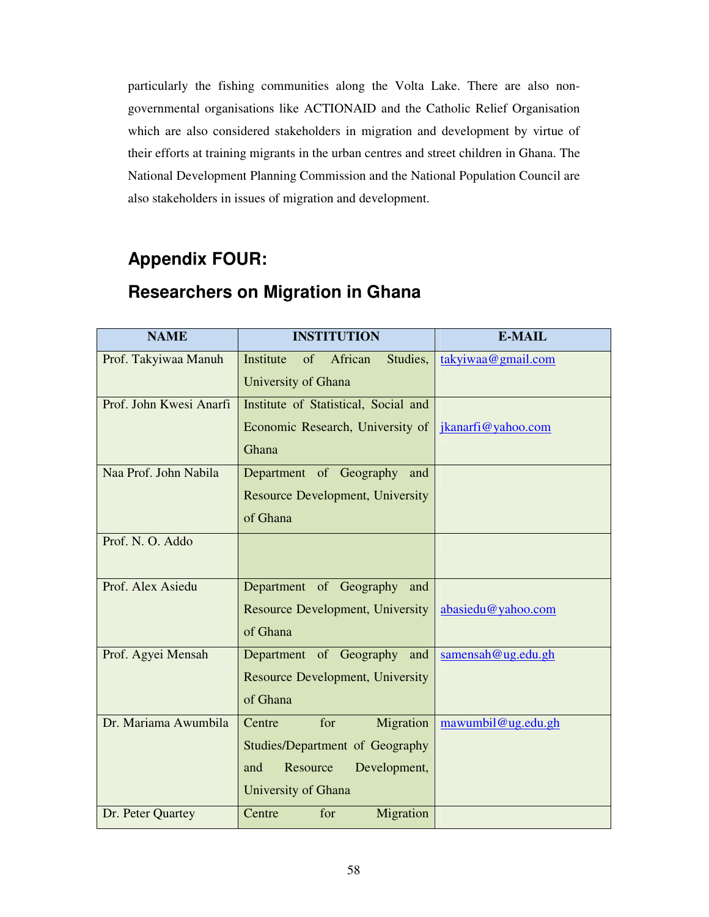particularly the fishing communities along the Volta Lake. There are also non-governmental organisations like ACTIONAID and the Catholic Relief Organisation which are also considered stakeholders in migration and development by virtue of their efforts at training migrants in the urban centres and street children in Ghana. The National Development Planning Commission and the National Population Council are also stakeholders in issues of migration and development.

## Appendix FOUR:

## Researchers on Migration in Ghana

| NAME | INSTITUTION | E-MAIL |
|---|---|---|
| Prof. Takyiwaa Manuh | Institute of African Studies, University of Ghana | takyiwaa@gmail.com |
| Prof. John Kwesi Anarfi | Institute of Statistical, Social and Economic Research, University of Ghana | jkanarfi@yahoo.com |
| Naa Prof. John Nabila | Department of Geography and Resource Development, University of Ghana | |
| Prof. N. O. Addo | | |
| Prof. Alex Asiedu | Department of Geography and Resource Development, University of Ghana | abasiedu@yahoo.com |
| Prof. Agyei Mensah | Department of Geography and Resource Development, University of Ghana | samensah@ug.edu.gh |
| Dr. Mariama Awumbila | Centre for Migration Studies/Department of Geography and Resource Development, University of Ghana | mawumbil@ug.edu.gh |
| Dr. Peter Quartey | Centre for Migration | |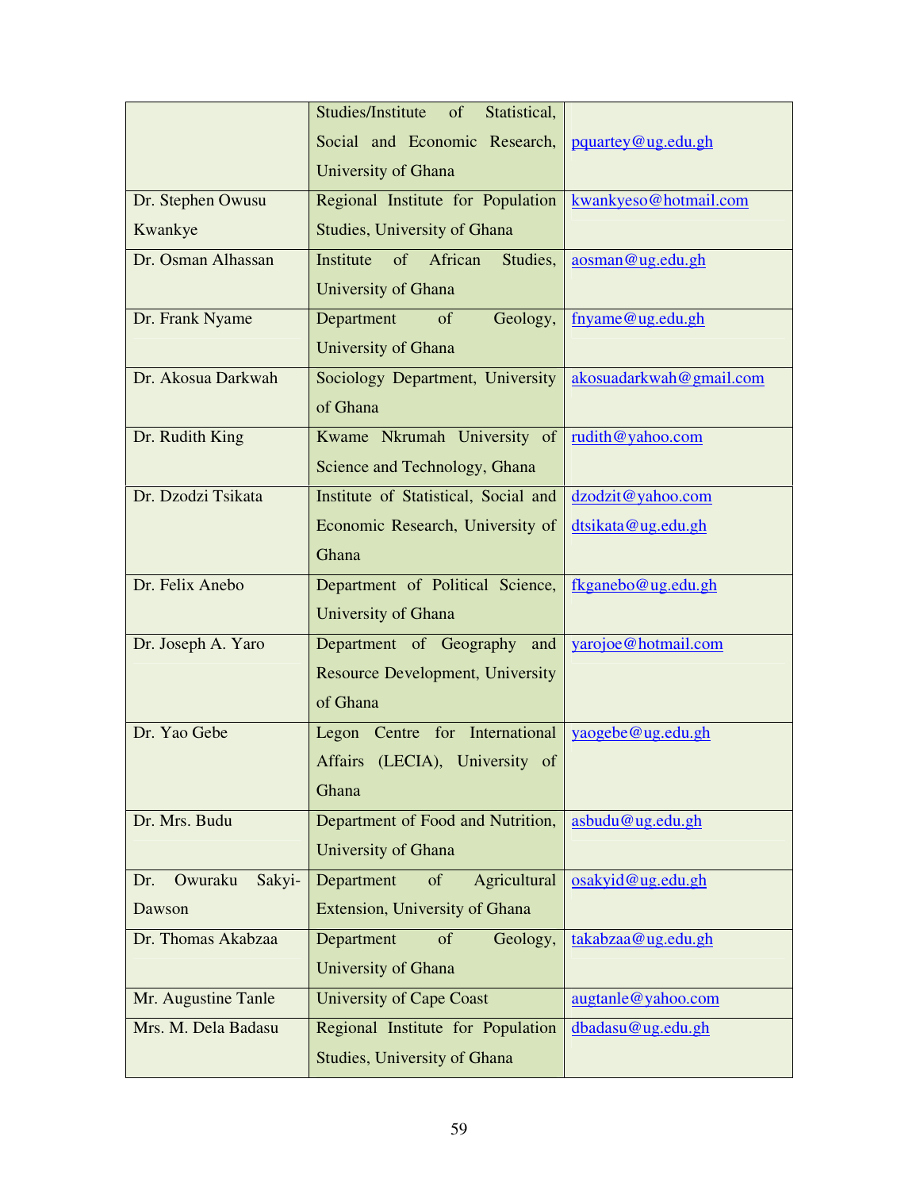| | | |
|---|---|---|
| | Studies/Institute of Statistical, Social and Economic Research, University of Ghana | pquartey@ug.edu.gh |
| Dr. Stephen Owusu Kwankye | Regional Institute for Population Studies, University of Ghana | kwankyeso@hotmail.com |
| Dr. Osman Alhassan | Institute of African Studies, University of Ghana | aosman@ug.edu.gh |
| Dr. Frank Nyame | Department of Geology, University of Ghana | fnyame@ug.edu.gh |
| Dr. Akosua Darkwah | Sociology Department, University of Ghana | akosuadarkwah@gmail.com |
| Dr. Rudith King | Kwame Nkrumah University of Science and Technology, Ghana | rudith@yahoo.com |
| Dr. Dzodzi Tsikata | Institute of Statistical, Social and Economic Research, University of Ghana | dzodzit@yahoo.com dtsikata@ug.edu.gh |
| Dr. Felix Anebo | Department of Political Science, University of Ghana | fkganebo@ug.edu.gh |
| Dr. Joseph A. Yaro | Department of Geography and Resource Development, University of Ghana | yarojoe@hotmail.com |
| Dr. Yao Gebe | Legon Centre for International Affairs (LECIA), University of Ghana | yaogebe@ug.edu.gh |
| Dr. Mrs. Budu | Department of Food and Nutrition, University of Ghana | asbudu@ug.edu.gh |
| Dr. Owuraku Sakyi-Dawson | Department of Agricultural Extension, University of Ghana | osakyid@ug.edu.gh |
| Dr. Thomas Akabzaa | Department of Geology, University of Ghana | takabzaa@ug.edu.gh |
| Mr. Augustine Tanle | University of Cape Coast | augtanle@yahoo.com |
| Mrs. M. Dela Badasu | Regional Institute for Population Studies, University of Ghana | dbadasu@ug.edu.gh |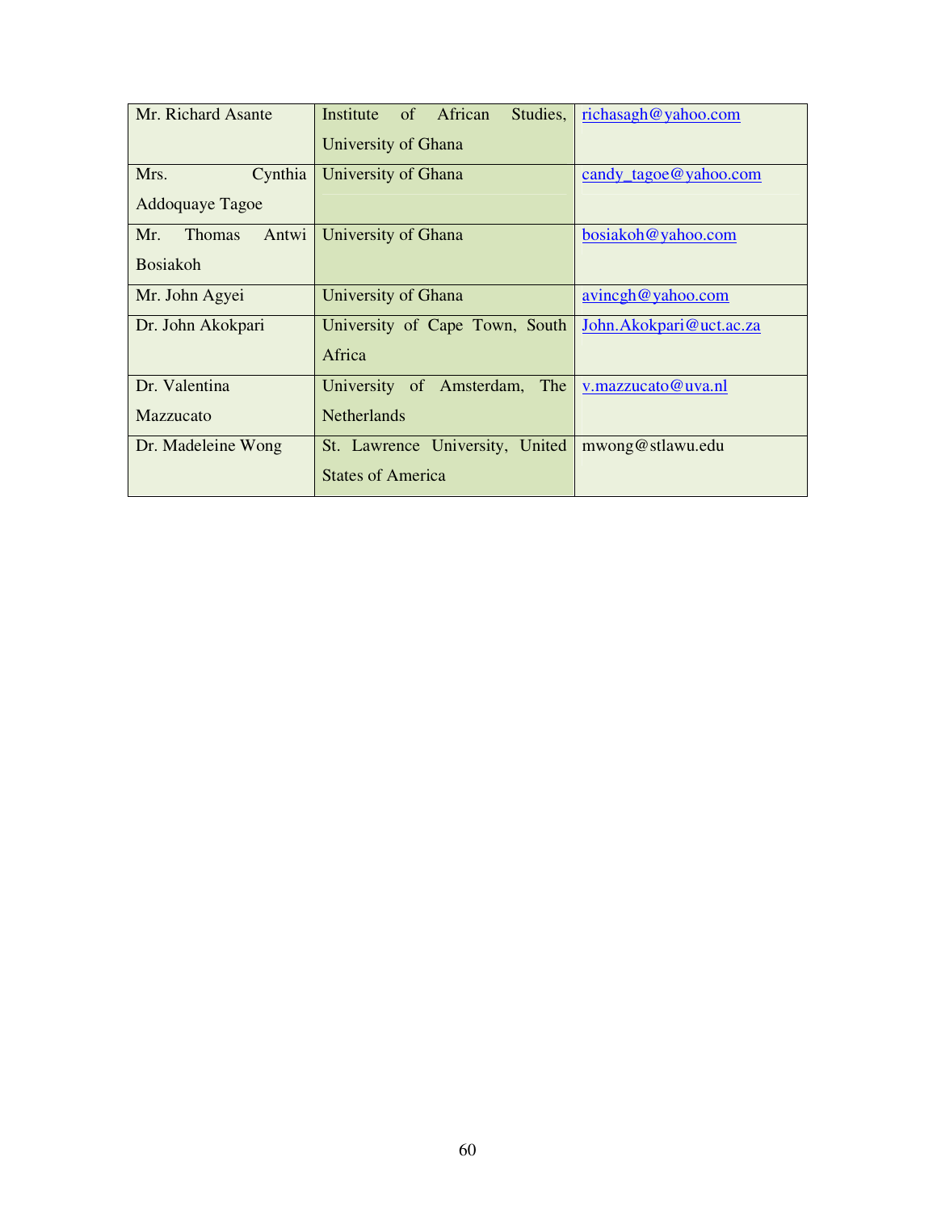| | | |
|---|---|---|
| Mr. Richard Asante | Institute of African Studies, University of Ghana | richasagh@yahoo.com |
| Mrs. Cynthia Addoquaye Tagoe | University of Ghana | candy_tagoe@yahoo.com |
| Mr. Thomas Antwi Bosiakoh | University of Ghana | bosiakoh@yahoo.com |
| Mr. John Agyei | University of Ghana | avincgh@yahoo.com |
| Dr. John Akokpari | University of Cape Town, South Africa | John.Akokpari@uct.ac.za |
| Dr. Valentina Mazzucato | University of Amsterdam, The Netherlands | v.mazzucato@uva.nl |
| Dr. Madeleine Wong | St. Lawrence University, United States of America | mwong@stlawu.edu |